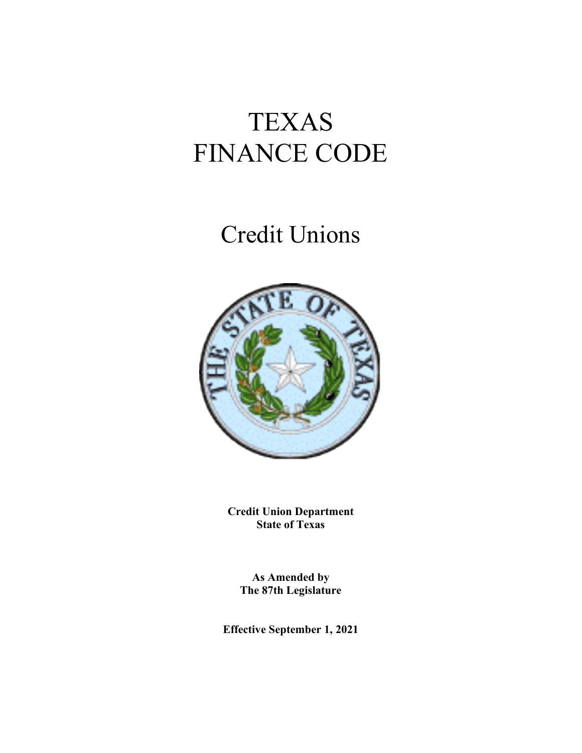# TEXAS
# FINANCE CODE

## Credit Unions

**Credit Union Department**
**State of Texas**

**As Amended by**
**The 87th Legislature**

**Effective September 1, 2021**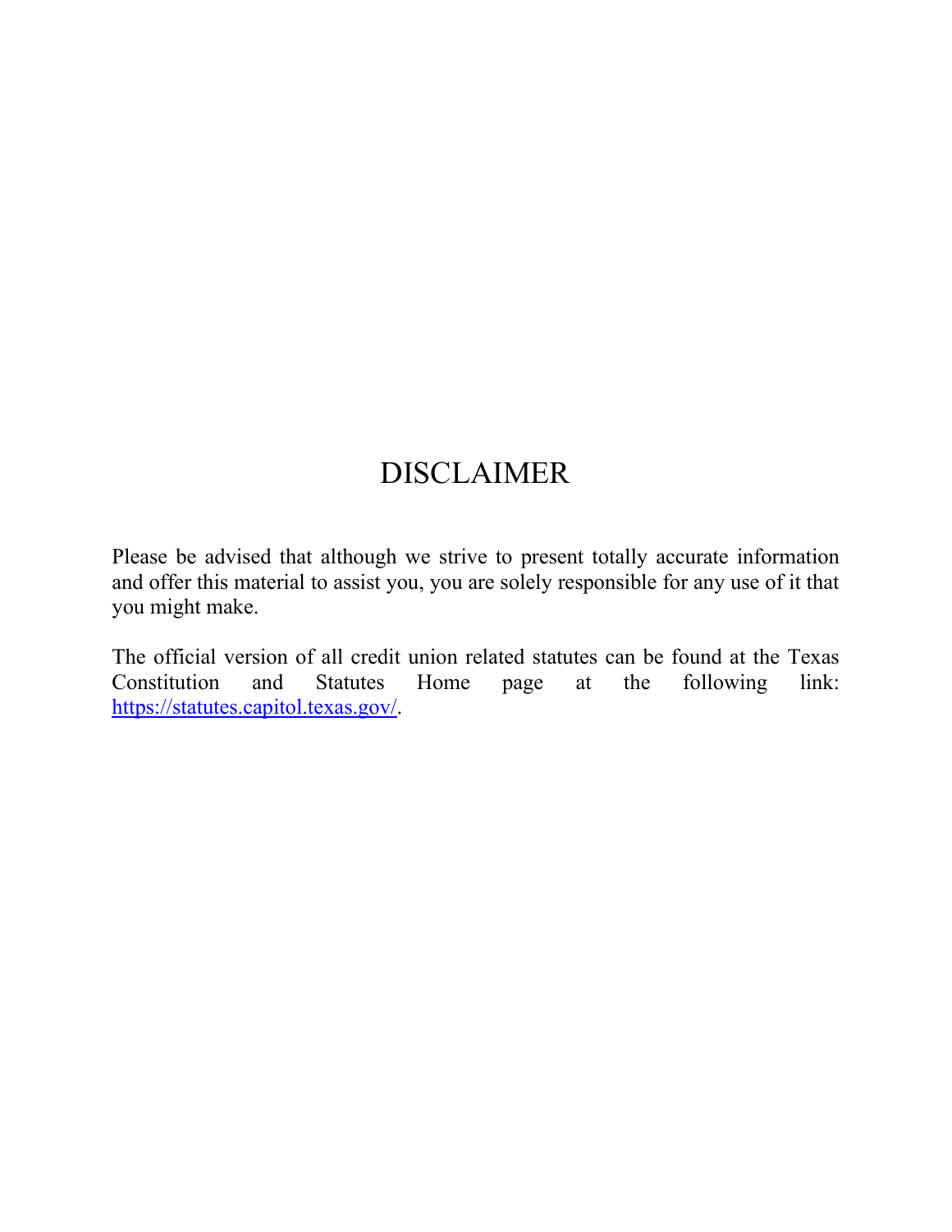# DISCLAIMER

Please be advised that although we strive to present totally accurate information and offer this material to assist you, you are solely responsible for any use of it that you might make.

The official version of all credit union related statutes can be found at the Texas Constitution and Statutes Home page at the following link: https://statutes.capitol.texas.gov/.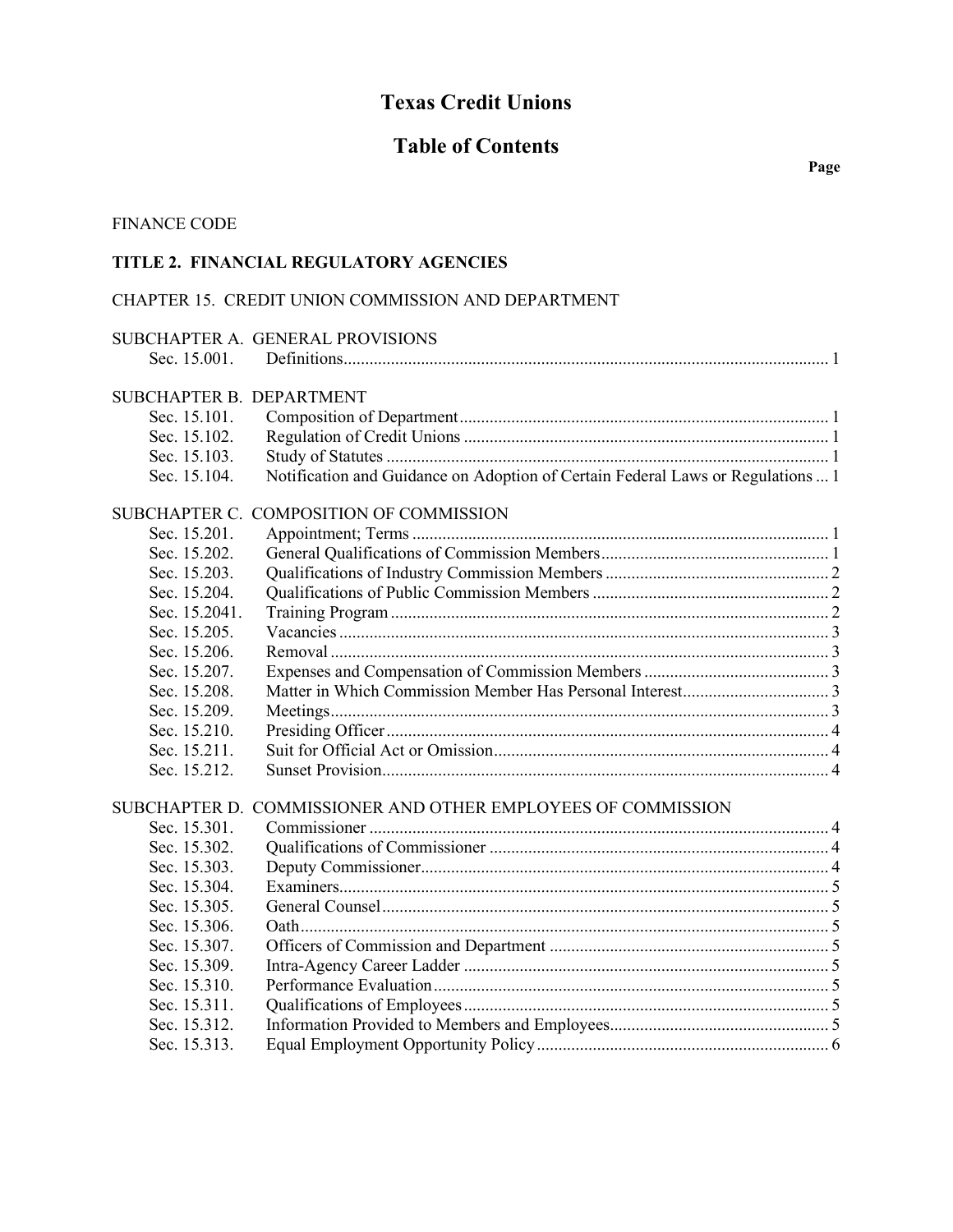# Texas Credit Unions

## Table of Contents

Page

FINANCE CODE

**TITLE 2. FINANCIAL REGULATORY AGENCIES**

CHAPTER 15. CREDIT UNION COMMISSION AND DEPARTMENT

SUBCHAPTER A. GENERAL PROVISIONS

| Section | Title | Page |
|---|---|---|
| Sec. 15.001. | Definitions | 1 |

SUBCHAPTER B. DEPARTMENT

| Section | Title | Page |
|---|---|---|
| Sec. 15.101. | Composition of Department | 1 |
| Sec. 15.102. | Regulation of Credit Unions | 1 |
| Sec. 15.103. | Study of Statutes | 1 |
| Sec. 15.104. | Notification and Guidance on Adoption of Certain Federal Laws or Regulations | 1 |

SUBCHAPTER C. COMPOSITION OF COMMISSION

| Section | Title | Page |
|---|---|---|
| Sec. 15.201. | Appointment; Terms | 1 |
| Sec. 15.202. | General Qualifications of Commission Members | 1 |
| Sec. 15.203. | Qualifications of Industry Commission Members | 2 |
| Sec. 15.204. | Qualifications of Public Commission Members | 2 |
| Sec. 15.2041. | Training Program | 2 |
| Sec. 15.205. | Vacancies | 3 |
| Sec. 15.206. | Removal | 3 |
| Sec. 15.207. | Expenses and Compensation of Commission Members | 3 |
| Sec. 15.208. | Matter in Which Commission Member Has Personal Interest | 3 |
| Sec. 15.209. | Meetings | 3 |
| Sec. 15.210. | Presiding Officer | 4 |
| Sec. 15.211. | Suit for Official Act or Omission | 4 |
| Sec. 15.212. | Sunset Provision | 4 |

SUBCHAPTER D. COMMISSIONER AND OTHER EMPLOYEES OF COMMISSION

| Section | Title | Page |
|---|---|---|
| Sec. 15.301. | Commissioner | 4 |
| Sec. 15.302. | Qualifications of Commissioner | 4 |
| Sec. 15.303. | Deputy Commissioner | 4 |
| Sec. 15.304. | Examiners | 5 |
| Sec. 15.305. | General Counsel | 5 |
| Sec. 15.306. | Oath | 5 |
| Sec. 15.307. | Officers of Commission and Department | 5 |
| Sec. 15.309. | Intra-Agency Career Ladder | 5 |
| Sec. 15.310. | Performance Evaluation | 5 |
| Sec. 15.311. | Qualifications of Employees | 5 |
| Sec. 15.312. | Information Provided to Members and Employees | 5 |
| Sec. 15.313. | Equal Employment Opportunity Policy | 6 |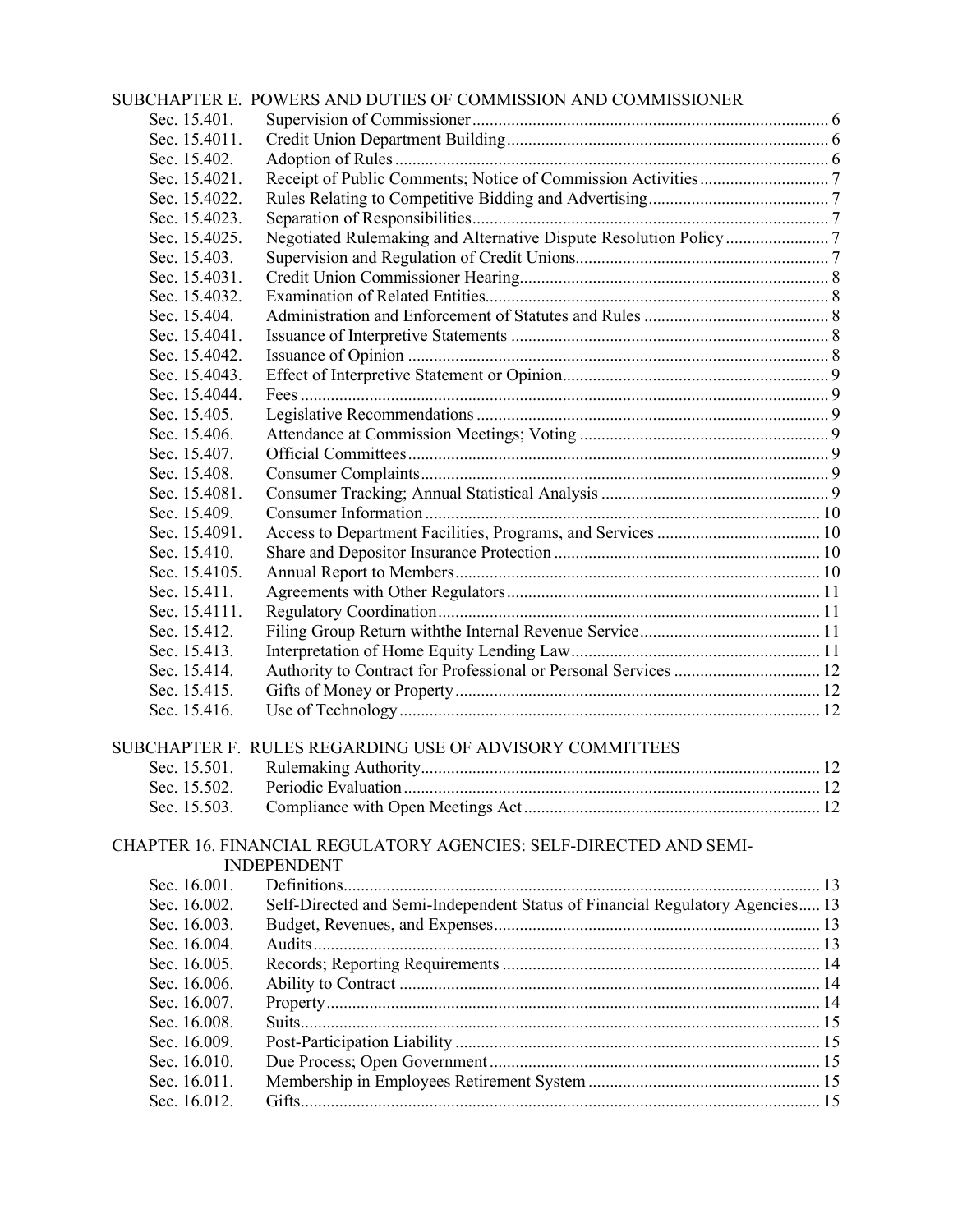SUBCHAPTER E. POWERS AND DUTIES OF COMMISSION AND COMMISSIONER

| | | |
|---|---|---|
| Sec. 15.401. | Supervision of Commissioner | 6 |
| Sec. 15.4011. | Credit Union Department Building | 6 |
| Sec. 15.402. | Adoption of Rules | 6 |
| Sec. 15.4021. | Receipt of Public Comments; Notice of Commission Activities | 7 |
| Sec. 15.4022. | Rules Relating to Competitive Bidding and Advertising | 7 |
| Sec. 15.4023. | Separation of Responsibilities | 7 |
| Sec. 15.4025. | Negotiated Rulemaking and Alternative Dispute Resolution Policy | 7 |
| Sec. 15.403. | Supervision and Regulation of Credit Unions | 7 |
| Sec. 15.4031. | Credit Union Commissioner Hearing | 8 |
| Sec. 15.4032. | Examination of Related Entities | 8 |
| Sec. 15.404. | Administration and Enforcement of Statutes and Rules | 8 |
| Sec. 15.4041. | Issuance of Interpretive Statements | 8 |
| Sec. 15.4042. | Issuance of Opinion | 8 |
| Sec. 15.4043. | Effect of Interpretive Statement or Opinion | 9 |
| Sec. 15.4044. | Fees | 9 |
| Sec. 15.405. | Legislative Recommendations | 9 |
| Sec. 15.406. | Attendance at Commission Meetings; Voting | 9 |
| Sec. 15.407. | Official Committees | 9 |
| Sec. 15.408. | Consumer Complaints | 9 |
| Sec. 15.4081. | Consumer Tracking; Annual Statistical Analysis | 9 |
| Sec. 15.409. | Consumer Information | 10 |
| Sec. 15.4091. | Access to Department Facilities, Programs, and Services | 10 |
| Sec. 15.410. | Share and Depositor Insurance Protection | 10 |
| Sec. 15.4105. | Annual Report to Members | 10 |
| Sec. 15.411. | Agreements with Other Regulators | 11 |
| Sec. 15.4111. | Regulatory Coordination | 11 |
| Sec. 15.412. | Filing Group Return withthe Internal Revenue Service | 11 |
| Sec. 15.413. | Interpretation of Home Equity Lending Law | 11 |
| Sec. 15.414. | Authority to Contract for Professional or Personal Services | 12 |
| Sec. 15.415. | Gifts of Money or Property | 12 |
| Sec. 15.416. | Use of Technology | 12 |

SUBCHAPTER F. RULES REGARDING USE OF ADVISORY COMMITTEES

| | | |
|---|---|---|
| Sec. 15.501. | Rulemaking Authority | 12 |
| Sec. 15.502. | Periodic Evaluation | 12 |
| Sec. 15.503. | Compliance with Open Meetings Act | 12 |

CHAPTER 16. FINANCIAL REGULATORY AGENCIES: SELF-DIRECTED AND SEMI-INDEPENDENT

| | | |
|---|---|---|
| Sec. 16.001. | Definitions | 13 |
| Sec. 16.002. | Self-Directed and Semi-Independent Status of Financial Regulatory Agencies | 13 |
| Sec. 16.003. | Budget, Revenues, and Expenses | 13 |
| Sec. 16.004. | Audits | 13 |
| Sec. 16.005. | Records; Reporting Requirements | 14 |
| Sec. 16.006. | Ability to Contract | 14 |
| Sec. 16.007. | Property | 14 |
| Sec. 16.008. | Suits | 15 |
| Sec. 16.009. | Post-Participation Liability | 15 |
| Sec. 16.010. | Due Process; Open Government | 15 |
| Sec. 16.011. | Membership in Employees Retirement System | 15 |
| Sec. 16.012. | Gifts | 15 |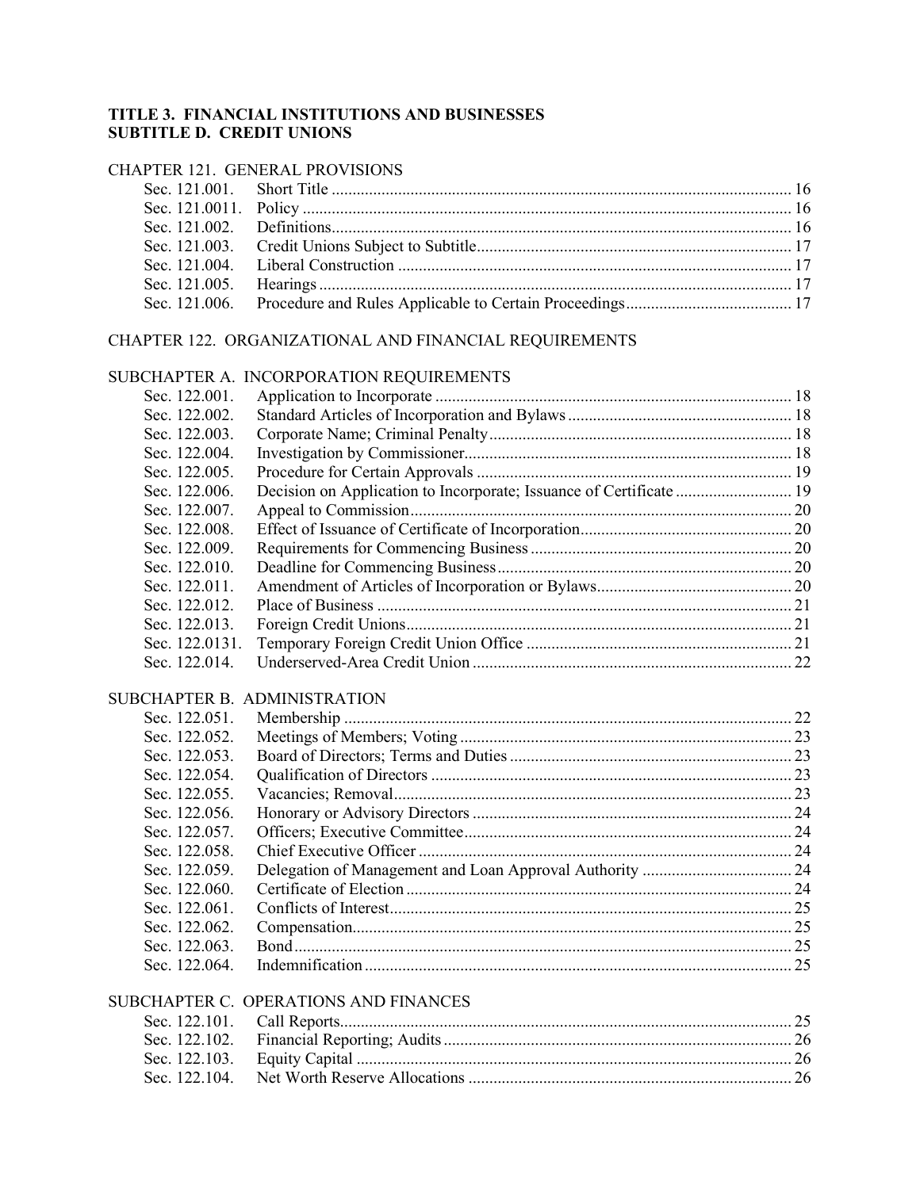**TITLE 3. FINANCIAL INSTITUTIONS AND BUSINESSES**
**SUBTITLE D. CREDIT UNIONS**

CHAPTER 121. GENERAL PROVISIONS

| | | |
|---|---|---|
| Sec. 121.001. | Short Title | 16 |
| Sec. 121.0011. | Policy | 16 |
| Sec. 121.002. | Definitions | 16 |
| Sec. 121.003. | Credit Unions Subject to Subtitle | 17 |
| Sec. 121.004. | Liberal Construction | 17 |
| Sec. 121.005. | Hearings | 17 |
| Sec. 121.006. | Procedure and Rules Applicable to Certain Proceedings | 17 |

CHAPTER 122. ORGANIZATIONAL AND FINANCIAL REQUIREMENTS

SUBCHAPTER A. INCORPORATION REQUIREMENTS

| | | |
|---|---|---|
| Sec. 122.001. | Application to Incorporate | 18 |
| Sec. 122.002. | Standard Articles of Incorporation and Bylaws | 18 |
| Sec. 122.003. | Corporate Name; Criminal Penalty | 18 |
| Sec. 122.004. | Investigation by Commissioner | 18 |
| Sec. 122.005. | Procedure for Certain Approvals | 19 |
| Sec. 122.006. | Decision on Application to Incorporate; Issuance of Certificate | 19 |
| Sec. 122.007. | Appeal to Commission | 20 |
| Sec. 122.008. | Effect of Issuance of Certificate of Incorporation | 20 |
| Sec. 122.009. | Requirements for Commencing Business | 20 |
| Sec. 122.010. | Deadline for Commencing Business | 20 |
| Sec. 122.011. | Amendment of Articles of Incorporation or Bylaws | 20 |
| Sec. 122.012. | Place of Business | 21 |
| Sec. 122.013. | Foreign Credit Unions | 21 |
| Sec. 122.0131. | Temporary Foreign Credit Union Office | 21 |
| Sec. 122.014. | Underserved-Area Credit Union | 22 |

SUBCHAPTER B. ADMINISTRATION

| | | |
|---|---|---|
| Sec. 122.051. | Membership | 22 |
| Sec. 122.052. | Meetings of Members; Voting | 23 |
| Sec. 122.053. | Board of Directors; Terms and Duties | 23 |
| Sec. 122.054. | Qualification of Directors | 23 |
| Sec. 122.055. | Vacancies; Removal | 23 |
| Sec. 122.056. | Honorary or Advisory Directors | 24 |
| Sec. 122.057. | Officers; Executive Committee | 24 |
| Sec. 122.058. | Chief Executive Officer | 24 |
| Sec. 122.059. | Delegation of Management and Loan Approval Authority | 24 |
| Sec. 122.060. | Certificate of Election | 24 |
| Sec. 122.061. | Conflicts of Interest | 25 |
| Sec. 122.062. | Compensation | 25 |
| Sec. 122.063. | Bond | 25 |
| Sec. 122.064. | Indemnification | 25 |

SUBCHAPTER C. OPERATIONS AND FINANCES

| | | |
|---|---|---|
| Sec. 122.101. | Call Reports | 25 |
| Sec. 122.102. | Financial Reporting; Audits | 26 |
| Sec. 122.103. | Equity Capital | 26 |
| Sec. 122.104. | Net Worth Reserve Allocations | 26 |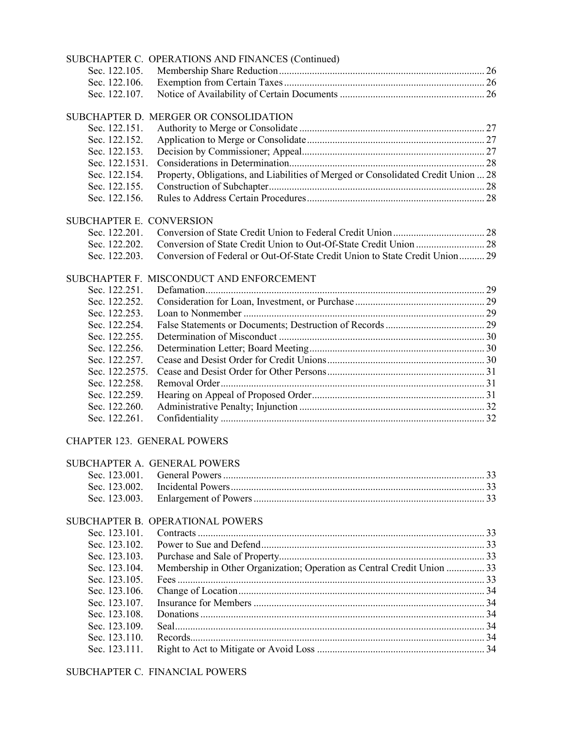SUBCHAPTER C. OPERATIONS AND FINANCES (Continued)

| | | |
|---|---|---|
| Sec. 122.105. | Membership Share Reduction | 26 |
| Sec. 122.106. | Exemption from Certain Taxes | 26 |
| Sec. 122.107. | Notice of Availability of Certain Documents | 26 |

SUBCHAPTER D. MERGER OR CONSOLIDATION

| | | |
|---|---|---|
| Sec. 122.151. | Authority to Merge or Consolidate | 27 |
| Sec. 122.152. | Application to Merge or Consolidate | 27 |
| Sec. 122.153. | Decision by Commissioner; Appeal | 27 |
| Sec. 122.1531. | Considerations in Determination | 28 |
| Sec. 122.154. | Property, Obligations, and Liabilities of Merged or Consolidated Credit Union | 28 |
| Sec. 122.155. | Construction of Subchapter | 28 |
| Sec. 122.156. | Rules to Address Certain Procedures | 28 |

SUBCHAPTER E. CONVERSION

| | | |
|---|---|---|
| Sec. 122.201. | Conversion of State Credit Union to Federal Credit Union | 28 |
| Sec. 122.202. | Conversion of State Credit Union to Out-Of-State Credit Union | 28 |
| Sec. 122.203. | Conversion of Federal or Out-Of-State Credit Union to State Credit Union | 29 |

SUBCHAPTER F. MISCONDUCT AND ENFORCEMENT

| | | |
|---|---|---|
| Sec. 122.251. | Defamation | 29 |
| Sec. 122.252. | Consideration for Loan, Investment, or Purchase | 29 |
| Sec. 122.253. | Loan to Nonmember | 29 |
| Sec. 122.254. | False Statements or Documents; Destruction of Records | 29 |
| Sec. 122.255. | Determination of Misconduct | 30 |
| Sec. 122.256. | Determination Letter; Board Meeting | 30 |
| Sec. 122.257. | Cease and Desist Order for Credit Unions | 30 |
| Sec. 122.2575. | Cease and Desist Order for Other Persons | 31 |
| Sec. 122.258. | Removal Order | 31 |
| Sec. 122.259. | Hearing on Appeal of Proposed Order | 31 |
| Sec. 122.260. | Administrative Penalty; Injunction | 32 |
| Sec. 122.261. | Confidentiality | 32 |

CHAPTER 123. GENERAL POWERS

SUBCHAPTER A. GENERAL POWERS

| | | |
|---|---|---|
| Sec. 123.001. | General Powers | 33 |
| Sec. 123.002. | Incidental Powers | 33 |
| Sec. 123.003. | Enlargement of Powers | 33 |

SUBCHAPTER B. OPERATIONAL POWERS

| | | |
|---|---|---|
| Sec. 123.101. | Contracts | 33 |
| Sec. 123.102. | Power to Sue and Defend | 33 |
| Sec. 123.103. | Purchase and Sale of Property | 33 |
| Sec. 123.104. | Membership in Other Organization; Operation as Central Credit Union | 33 |
| Sec. 123.105. | Fees | 33 |
| Sec. 123.106. | Change of Location | 34 |
| Sec. 123.107. | Insurance for Members | 34 |
| Sec. 123.108. | Donations | 34 |
| Sec. 123.109. | Seal | 34 |
| Sec. 123.110. | Records | 34 |
| Sec. 123.111. | Right to Act to Mitigate or Avoid Loss | 34 |

SUBCHAPTER C. FINANCIAL POWERS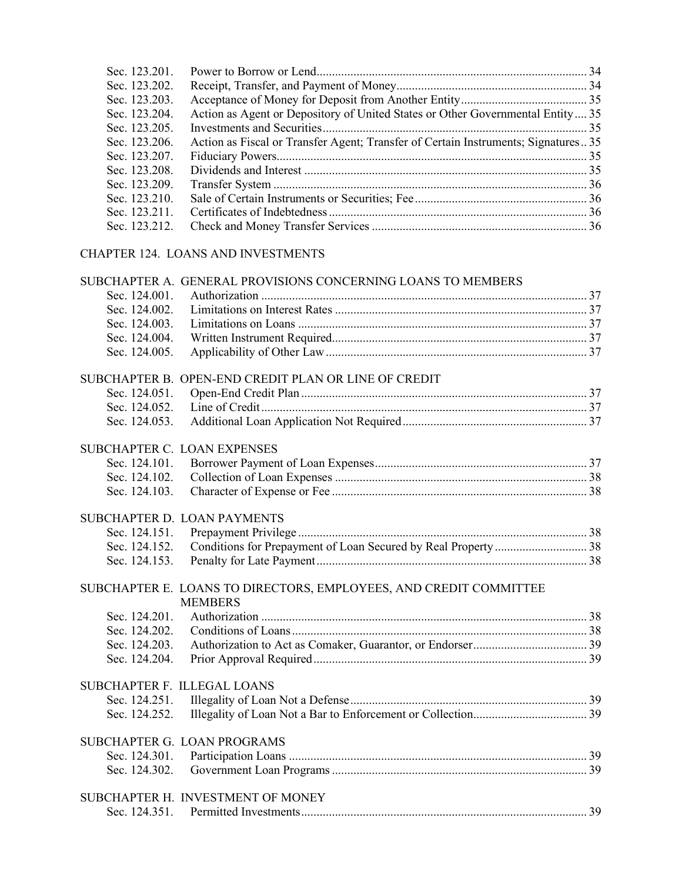| | | |
|---|---|---|
| Sec. 123.201. | Power to Borrow or Lend | 34 |
| Sec. 123.202. | Receipt, Transfer, and Payment of Money | 34 |
| Sec. 123.203. | Acceptance of Money for Deposit from Another Entity | 35 |
| Sec. 123.204. | Action as Agent or Depository of United States or Other Governmental Entity | 35 |
| Sec. 123.205. | Investments and Securities | 35 |
| Sec. 123.206. | Action as Fiscal or Transfer Agent; Transfer of Certain Instruments; Signatures | 35 |
| Sec. 123.207. | Fiduciary Powers | 35 |
| Sec. 123.208. | Dividends and Interest | 35 |
| Sec. 123.209. | Transfer System | 36 |
| Sec. 123.210. | Sale of Certain Instruments or Securities; Fee | 36 |
| Sec. 123.211. | Certificates of Indebtedness | 36 |
| Sec. 123.212. | Check and Money Transfer Services | 36 |

CHAPTER 124. LOANS AND INVESTMENTS

SUBCHAPTER A. GENERAL PROVISIONS CONCERNING LOANS TO MEMBERS

| | | |
|---|---|---|
| Sec. 124.001. | Authorization | 37 |
| Sec. 124.002. | Limitations on Interest Rates | 37 |
| Sec. 124.003. | Limitations on Loans | 37 |
| Sec. 124.004. | Written Instrument Required | 37 |
| Sec. 124.005. | Applicability of Other Law | 37 |

SUBCHAPTER B. OPEN-END CREDIT PLAN OR LINE OF CREDIT

| | | |
|---|---|---|
| Sec. 124.051. | Open-End Credit Plan | 37 |
| Sec. 124.052. | Line of Credit | 37 |
| Sec. 124.053. | Additional Loan Application Not Required | 37 |

SUBCHAPTER C. LOAN EXPENSES

| | | |
|---|---|---|
| Sec. 124.101. | Borrower Payment of Loan Expenses | 37 |
| Sec. 124.102. | Collection of Loan Expenses | 38 |
| Sec. 124.103. | Character of Expense or Fee | 38 |

SUBCHAPTER D. LOAN PAYMENTS

| | | |
|---|---|---|
| Sec. 124.151. | Prepayment Privilege | 38 |
| Sec. 124.152. | Conditions for Prepayment of Loan Secured by Real Property | 38 |
| Sec. 124.153. | Penalty for Late Payment | 38 |

SUBCHAPTER E. LOANS TO DIRECTORS, EMPLOYEES, AND CREDIT COMMITTEE MEMBERS

| | | |
|---|---|---|
| Sec. 124.201. | Authorization | 38 |
| Sec. 124.202. | Conditions of Loans | 38 |
| Sec. 124.203. | Authorization to Act as Comaker, Guarantor, or Endorser | 39 |
| Sec. 124.204. | Prior Approval Required | 39 |

SUBCHAPTER F. ILLEGAL LOANS

| | | |
|---|---|---|
| Sec. 124.251. | Illegality of Loan Not a Defense | 39 |
| Sec. 124.252. | Illegality of Loan Not a Bar to Enforcement or Collection | 39 |

SUBCHAPTER G. LOAN PROGRAMS

| | | |
|---|---|---|
| Sec. 124.301. | Participation Loans | 39 |
| Sec. 124.302. | Government Loan Programs | 39 |

SUBCHAPTER H. INVESTMENT OF MONEY

| | | |
|---|---|---|
| Sec. 124.351. | Permitted Investments | 39 |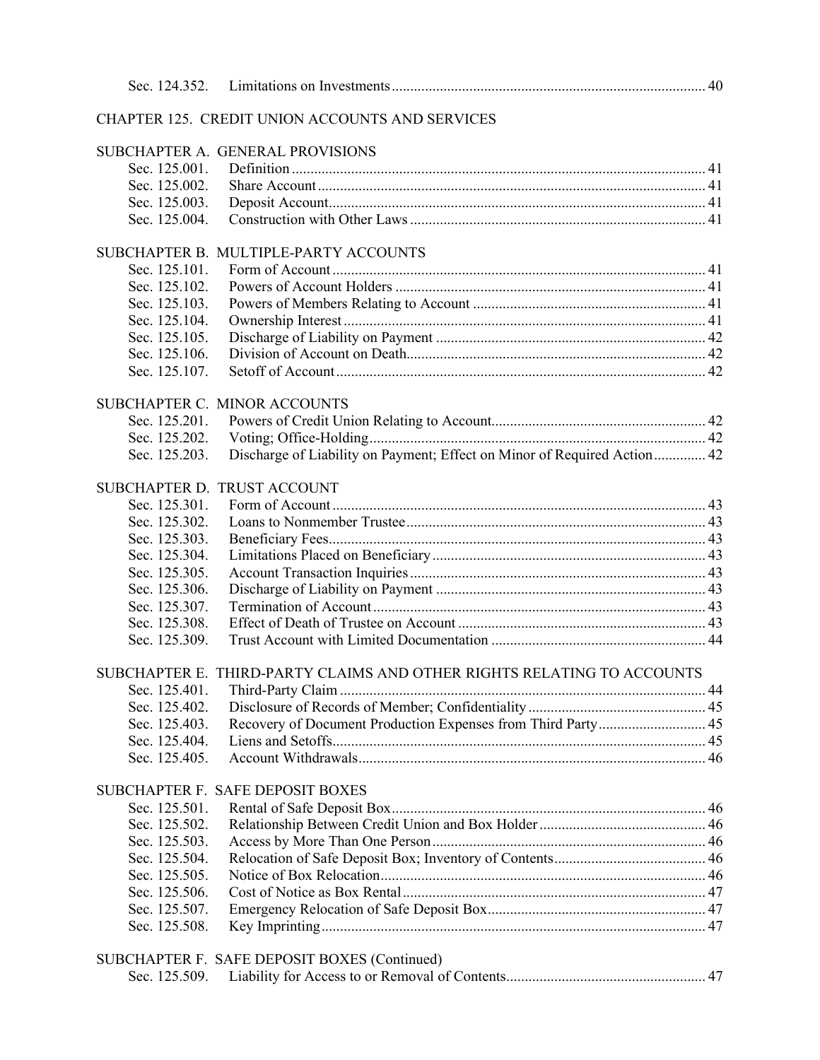Sec. 124.352. Limitations on Investments .......... 40

CHAPTER 125. CREDIT UNION ACCOUNTS AND SERVICES

SUBCHAPTER A. GENERAL PROVISIONS

Sec. 125.001. Definition .......... 41
Sec. 125.002. Share Account .......... 41
Sec. 125.003. Deposit Account .......... 41
Sec. 125.004. Construction with Other Laws .......... 41

SUBCHAPTER B. MULTIPLE-PARTY ACCOUNTS

Sec. 125.101. Form of Account .......... 41
Sec. 125.102. Powers of Account Holders .......... 41
Sec. 125.103. Powers of Members Relating to Account .......... 41
Sec. 125.104. Ownership Interest .......... 41
Sec. 125.105. Discharge of Liability on Payment .......... 42
Sec. 125.106. Division of Account on Death .......... 42
Sec. 125.107. Setoff of Account .......... 42

SUBCHAPTER C. MINOR ACCOUNTS

Sec. 125.201. Powers of Credit Union Relating to Account .......... 42
Sec. 125.202. Voting; Office-Holding .......... 42
Sec. 125.203. Discharge of Liability on Payment; Effect on Minor of Required Action .......... 42

SUBCHAPTER D. TRUST ACCOUNT

Sec. 125.301. Form of Account .......... 43
Sec. 125.302. Loans to Nonmember Trustee .......... 43
Sec. 125.303. Beneficiary Fees .......... 43
Sec. 125.304. Limitations Placed on Beneficiary .......... 43
Sec. 125.305. Account Transaction Inquiries .......... 43
Sec. 125.306. Discharge of Liability on Payment .......... 43
Sec. 125.307. Termination of Account .......... 43
Sec. 125.308. Effect of Death of Trustee on Account .......... 43
Sec. 125.309. Trust Account with Limited Documentation .......... 44

SUBCHAPTER E. THIRD-PARTY CLAIMS AND OTHER RIGHTS RELATING TO ACCOUNTS

Sec. 125.401. Third-Party Claim .......... 44
Sec. 125.402. Disclosure of Records of Member; Confidentiality .......... 45
Sec. 125.403. Recovery of Document Production Expenses from Third Party .......... 45
Sec. 125.404. Liens and Setoffs .......... 45
Sec. 125.405. Account Withdrawals .......... 46

SUBCHAPTER F. SAFE DEPOSIT BOXES

Sec. 125.501. Rental of Safe Deposit Box .......... 46
Sec. 125.502. Relationship Between Credit Union and Box Holder .......... 46
Sec. 125.503. Access by More Than One Person .......... 46
Sec. 125.504. Relocation of Safe Deposit Box; Inventory of Contents .......... 46
Sec. 125.505. Notice of Box Relocation .......... 46
Sec. 125.506. Cost of Notice as Box Rental .......... 47
Sec. 125.507. Emergency Relocation of Safe Deposit Box .......... 47
Sec. 125.508. Key Imprinting .......... 47

SUBCHAPTER F. SAFE DEPOSIT BOXES (Continued)

Sec. 125.509. Liability for Access to or Removal of Contents .......... 47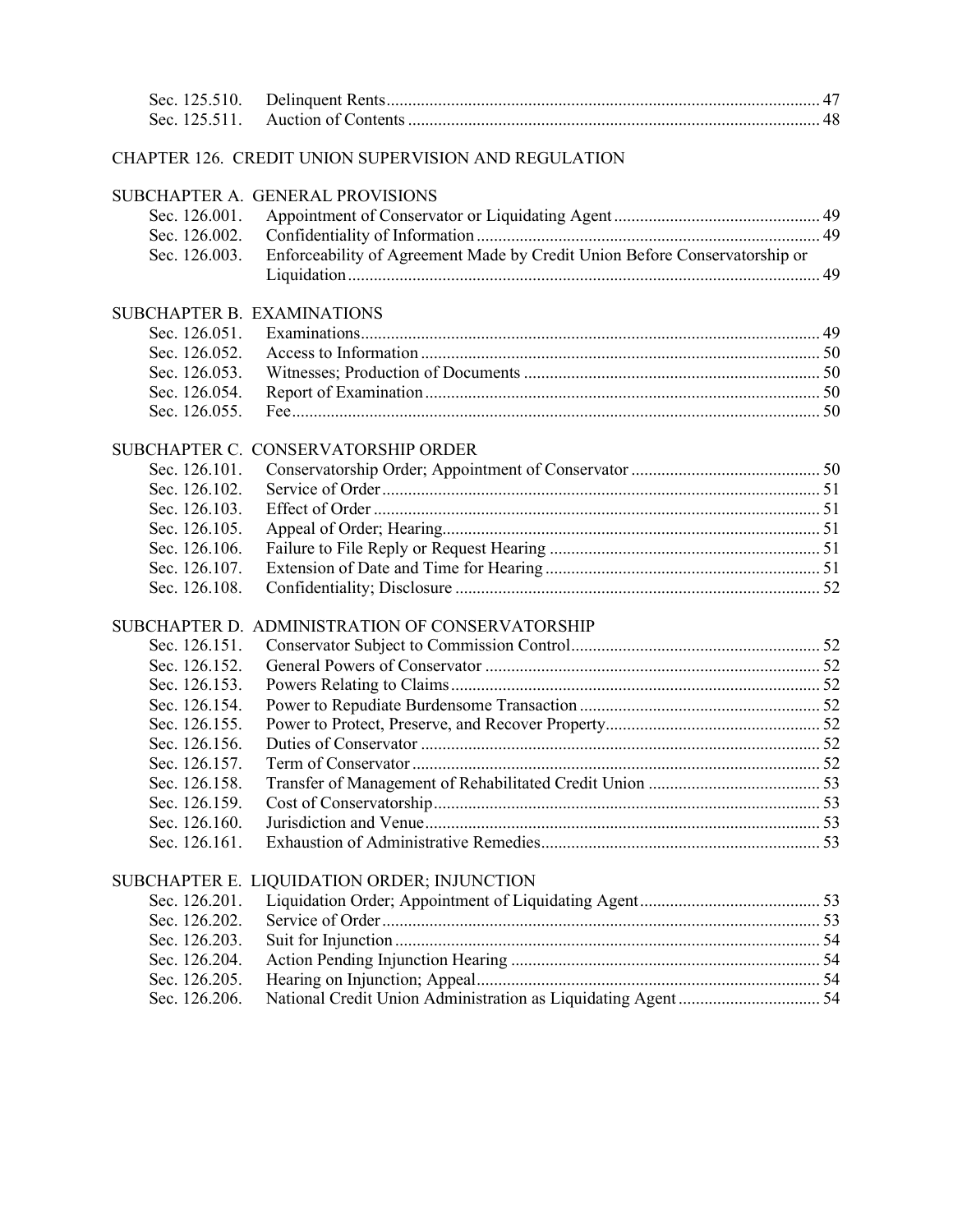Sec. 125.510. Delinquent Rents .... 47
Sec. 125.511. Auction of Contents .... 48

## CHAPTER 126. CREDIT UNION SUPERVISION AND REGULATION

### SUBCHAPTER A. GENERAL PROVISIONS

Sec. 126.001. Appointment of Conservator or Liquidating Agent .... 49
Sec. 126.002. Confidentiality of Information .... 49
Sec. 126.003. Enforceability of Agreement Made by Credit Union Before Conservatorship or Liquidation .... 49

### SUBCHAPTER B. EXAMINATIONS

Sec. 126.051. Examinations .... 49
Sec. 126.052. Access to Information .... 50
Sec. 126.053. Witnesses; Production of Documents .... 50
Sec. 126.054. Report of Examination .... 50
Sec. 126.055. Fee .... 50

### SUBCHAPTER C. CONSERVATORSHIP ORDER

Sec. 126.101. Conservatorship Order; Appointment of Conservator .... 50
Sec. 126.102. Service of Order .... 51
Sec. 126.103. Effect of Order .... 51
Sec. 126.105. Appeal of Order; Hearing .... 51
Sec. 126.106. Failure to File Reply or Request Hearing .... 51
Sec. 126.107. Extension of Date and Time for Hearing .... 51
Sec. 126.108. Confidentiality; Disclosure .... 52

### SUBCHAPTER D. ADMINISTRATION OF CONSERVATORSHIP

Sec. 126.151. Conservator Subject to Commission Control .... 52
Sec. 126.152. General Powers of Conservator .... 52
Sec. 126.153. Powers Relating to Claims .... 52
Sec. 126.154. Power to Repudiate Burdensome Transaction .... 52
Sec. 126.155. Power to Protect, Preserve, and Recover Property .... 52
Sec. 126.156. Duties of Conservator .... 52
Sec. 126.157. Term of Conservator .... 52
Sec. 126.158. Transfer of Management of Rehabilitated Credit Union .... 53
Sec. 126.159. Cost of Conservatorship .... 53
Sec. 126.160. Jurisdiction and Venue .... 53
Sec. 126.161. Exhaustion of Administrative Remedies .... 53

### SUBCHAPTER E. LIQUIDATION ORDER; INJUNCTION

Sec. 126.201. Liquidation Order; Appointment of Liquidating Agent .... 53
Sec. 126.202. Service of Order .... 53
Sec. 126.203. Suit for Injunction .... 54
Sec. 126.204. Action Pending Injunction Hearing .... 54
Sec. 126.205. Hearing on Injunction; Appeal .... 54
Sec. 126.206. National Credit Union Administration as Liquidating Agent .... 54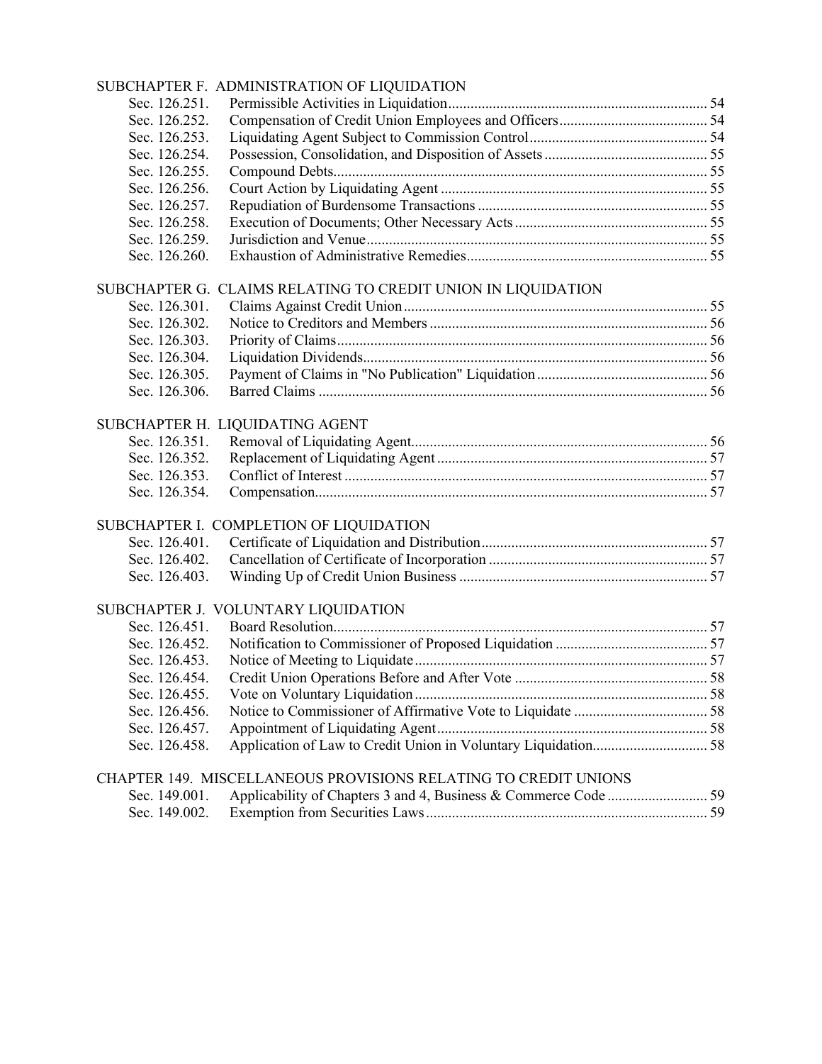SUBCHAPTER F. ADMINISTRATION OF LIQUIDATION

| | | |
|---|---|---|
| Sec. 126.251. | Permissible Activities in Liquidation | 54 |
| Sec. 126.252. | Compensation of Credit Union Employees and Officers | 54 |
| Sec. 126.253. | Liquidating Agent Subject to Commission Control | 54 |
| Sec. 126.254. | Possession, Consolidation, and Disposition of Assets | 55 |
| Sec. 126.255. | Compound Debts | 55 |
| Sec. 126.256. | Court Action by Liquidating Agent | 55 |
| Sec. 126.257. | Repudiation of Burdensome Transactions | 55 |
| Sec. 126.258. | Execution of Documents; Other Necessary Acts | 55 |
| Sec. 126.259. | Jurisdiction and Venue | 55 |
| Sec. 126.260. | Exhaustion of Administrative Remedies | 55 |

SUBCHAPTER G. CLAIMS RELATING TO CREDIT UNION IN LIQUIDATION

| | | |
|---|---|---|
| Sec. 126.301. | Claims Against Credit Union | 55 |
| Sec. 126.302. | Notice to Creditors and Members | 56 |
| Sec. 126.303. | Priority of Claims | 56 |
| Sec. 126.304. | Liquidation Dividends | 56 |
| Sec. 126.305. | Payment of Claims in "No Publication" Liquidation | 56 |
| Sec. 126.306. | Barred Claims | 56 |

SUBCHAPTER H. LIQUIDATING AGENT

| | | |
|---|---|---|
| Sec. 126.351. | Removal of Liquidating Agent | 56 |
| Sec. 126.352. | Replacement of Liquidating Agent | 57 |
| Sec. 126.353. | Conflict of Interest | 57 |
| Sec. 126.354. | Compensation | 57 |

SUBCHAPTER I. COMPLETION OF LIQUIDATION

| | | |
|---|---|---|
| Sec. 126.401. | Certificate of Liquidation and Distribution | 57 |
| Sec. 126.402. | Cancellation of Certificate of Incorporation | 57 |
| Sec. 126.403. | Winding Up of Credit Union Business | 57 |

SUBCHAPTER J. VOLUNTARY LIQUIDATION

| | | |
|---|---|---|
| Sec. 126.451. | Board Resolution | 57 |
| Sec. 126.452. | Notification to Commissioner of Proposed Liquidation | 57 |
| Sec. 126.453. | Notice of Meeting to Liquidate | 57 |
| Sec. 126.454. | Credit Union Operations Before and After Vote | 58 |
| Sec. 126.455. | Vote on Voluntary Liquidation | 58 |
| Sec. 126.456. | Notice to Commissioner of Affirmative Vote to Liquidate | 58 |
| Sec. 126.457. | Appointment of Liquidating Agent | 58 |
| Sec. 126.458. | Application of Law to Credit Union in Voluntary Liquidation | 58 |

CHAPTER 149. MISCELLANEOUS PROVISIONS RELATING TO CREDIT UNIONS

| | | |
|---|---|---|
| Sec. 149.001. | Applicability of Chapters 3 and 4, Business & Commerce Code | 59 |
| Sec. 149.002. | Exemption from Securities Laws | 59 |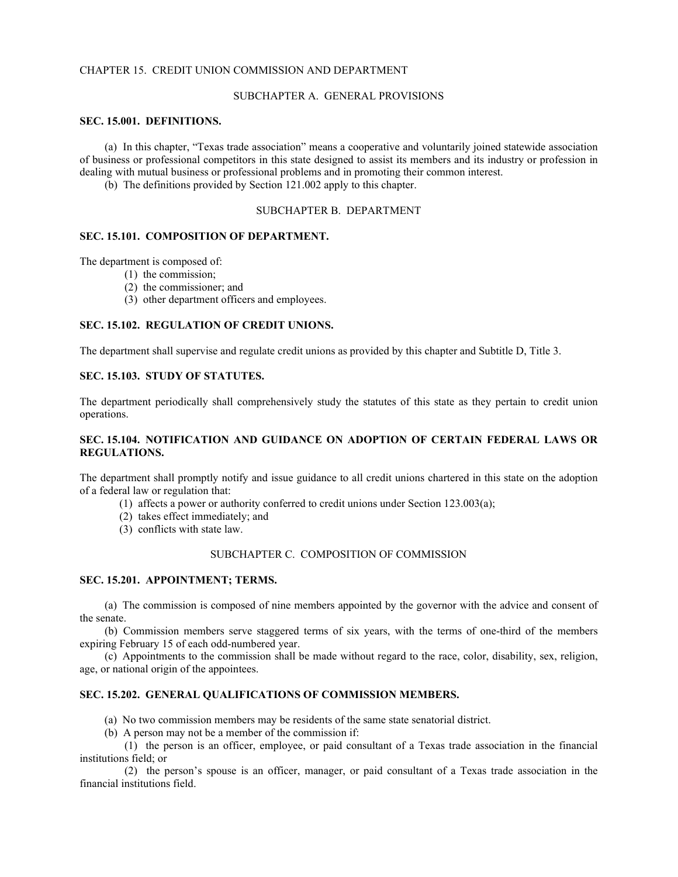# CHAPTER 15. CREDIT UNION COMMISSION AND DEPARTMENT

## SUBCHAPTER A. GENERAL PROVISIONS

### SEC. 15.001. DEFINITIONS.

(a) In this chapter, "Texas trade association" means a cooperative and voluntarily joined statewide association of business or professional competitors in this state designed to assist its members and its industry or profession in dealing with mutual business or professional problems and in promoting their common interest.

(b) The definitions provided by Section 121.002 apply to this chapter.

## SUBCHAPTER B. DEPARTMENT

### SEC. 15.101. COMPOSITION OF DEPARTMENT.

The department is composed of:

(1) the commission;
(2) the commissioner; and
(3) other department officers and employees.

### SEC. 15.102. REGULATION OF CREDIT UNIONS.

The department shall supervise and regulate credit unions as provided by this chapter and Subtitle D, Title 3.

### SEC. 15.103. STUDY OF STATUTES.

The department periodically shall comprehensively study the statutes of this state as they pertain to credit union operations.

### SEC. 15.104. NOTIFICATION AND GUIDANCE ON ADOPTION OF CERTAIN FEDERAL LAWS OR REGULATIONS.

The department shall promptly notify and issue guidance to all credit unions chartered in this state on the adoption of a federal law or regulation that:

(1) affects a power or authority conferred to credit unions under Section 123.003(a);
(2) takes effect immediately; and
(3) conflicts with state law.

## SUBCHAPTER C. COMPOSITION OF COMMISSION

### SEC. 15.201. APPOINTMENT; TERMS.

(a) The commission is composed of nine members appointed by the governor with the advice and consent of the senate.

(b) Commission members serve staggered terms of six years, with the terms of one-third of the members expiring February 15 of each odd-numbered year.

(c) Appointments to the commission shall be made without regard to the race, color, disability, sex, religion, age, or national origin of the appointees.

### SEC. 15.202. GENERAL QUALIFICATIONS OF COMMISSION MEMBERS.

(a) No two commission members may be residents of the same state senatorial district.

(b) A person may not be a member of the commission if:

(1) the person is an officer, employee, or paid consultant of a Texas trade association in the financial institutions field; or

(2) the person's spouse is an officer, manager, or paid consultant of a Texas trade association in the financial institutions field.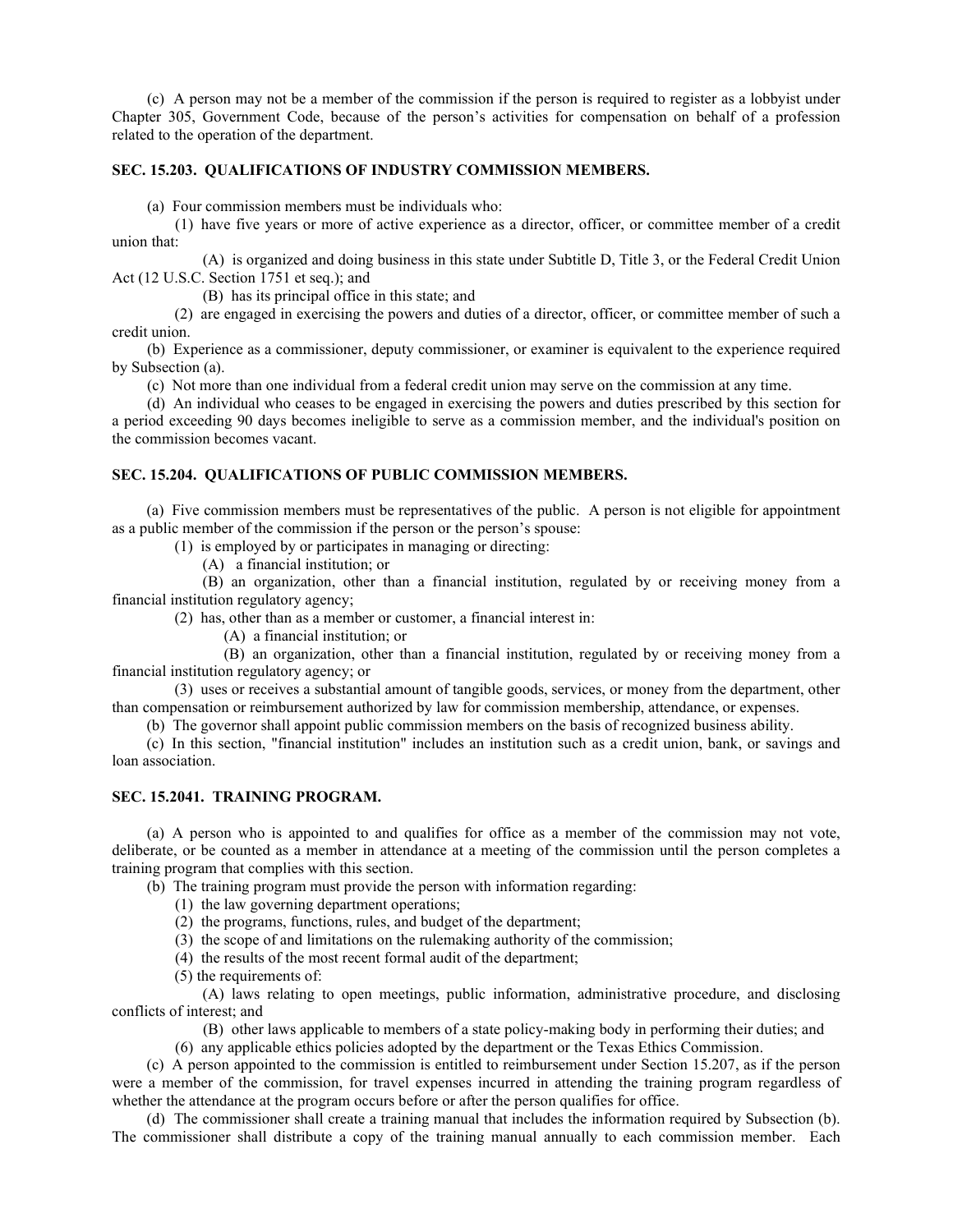(c) A person may not be a member of the commission if the person is required to register as a lobbyist under Chapter 305, Government Code, because of the person's activities for compensation on behalf of a profession related to the operation of the department.

### SEC. 15.203. QUALIFICATIONS OF INDUSTRY COMMISSION MEMBERS.

(a) Four commission members must be individuals who:

(1) have five years or more of active experience as a director, officer, or committee member of a credit union that:

(A) is organized and doing business in this state under Subtitle D, Title 3, or the Federal Credit Union Act (12 U.S.C. Section 1751 et seq.); and

(B) has its principal office in this state; and

(2) are engaged in exercising the powers and duties of a director, officer, or committee member of such a credit union.

(b) Experience as a commissioner, deputy commissioner, or examiner is equivalent to the experience required by Subsection (a).

(c) Not more than one individual from a federal credit union may serve on the commission at any time.

(d) An individual who ceases to be engaged in exercising the powers and duties prescribed by this section for a period exceeding 90 days becomes ineligible to serve as a commission member, and the individual's position on the commission becomes vacant.

### SEC. 15.204. QUALIFICATIONS OF PUBLIC COMMISSION MEMBERS.

(a) Five commission members must be representatives of the public. A person is not eligible for appointment as a public member of the commission if the person or the person's spouse:

(1) is employed by or participates in managing or directing:

(A) a financial institution; or

(B) an organization, other than a financial institution, regulated by or receiving money from a financial institution regulatory agency;

(2) has, other than as a member or customer, a financial interest in:

(A) a financial institution; or

(B) an organization, other than a financial institution, regulated by or receiving money from a financial institution regulatory agency; or

(3) uses or receives a substantial amount of tangible goods, services, or money from the department, other than compensation or reimbursement authorized by law for commission membership, attendance, or expenses.

(b) The governor shall appoint public commission members on the basis of recognized business ability.

(c) In this section, "financial institution" includes an institution such as a credit union, bank, or savings and loan association.

### SEC. 15.2041. TRAINING PROGRAM.

(a) A person who is appointed to and qualifies for office as a member of the commission may not vote, deliberate, or be counted as a member in attendance at a meeting of the commission until the person completes a training program that complies with this section.

(b) The training program must provide the person with information regarding:

(1) the law governing department operations;

(2) the programs, functions, rules, and budget of the department;

(3) the scope of and limitations on the rulemaking authority of the commission;

(4) the results of the most recent formal audit of the department;

(5) the requirements of:

(A) laws relating to open meetings, public information, administrative procedure, and disclosing conflicts of interest; and

(B) other laws applicable to members of a state policy-making body in performing their duties; and

(6) any applicable ethics policies adopted by the department or the Texas Ethics Commission.

(c) A person appointed to the commission is entitled to reimbursement under Section 15.207, as if the person were a member of the commission, for travel expenses incurred in attending the training program regardless of whether the attendance at the program occurs before or after the person qualifies for office.

(d) The commissioner shall create a training manual that includes the information required by Subsection (b). The commissioner shall distribute a copy of the training manual annually to each commission member. Each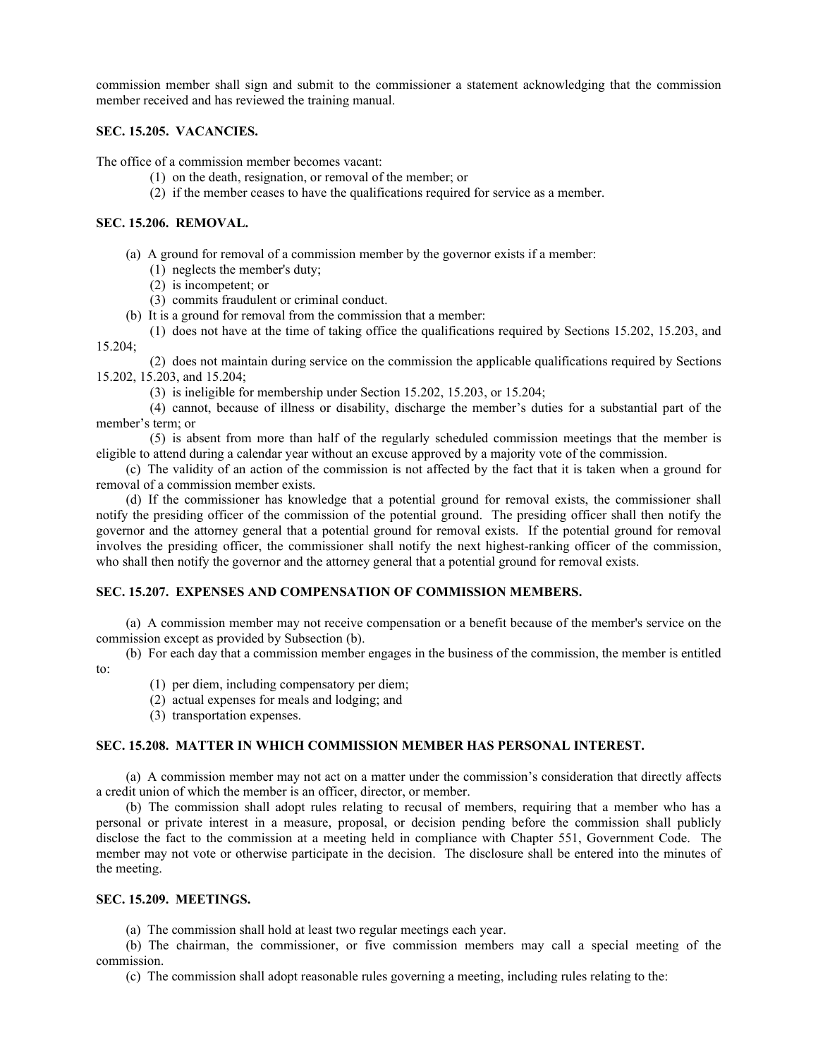commission member shall sign and submit to the commissioner a statement acknowledging that the commission member received and has reviewed the training manual.

### SEC. 15.205. VACANCIES.

The office of a commission member becomes vacant:

(1) on the death, resignation, or removal of the member; or

(2) if the member ceases to have the qualifications required for service as a member.

### SEC. 15.206. REMOVAL.

(a) A ground for removal of a commission member by the governor exists if a member:

(1) neglects the member's duty;

(2) is incompetent; or

(3) commits fraudulent or criminal conduct.

(b) It is a ground for removal from the commission that a member:

(1) does not have at the time of taking office the qualifications required by Sections 15.202, 15.203, and 15.204;

(2) does not maintain during service on the commission the applicable qualifications required by Sections 15.202, 15.203, and 15.204;

(3) is ineligible for membership under Section 15.202, 15.203, or 15.204;

(4) cannot, because of illness or disability, discharge the member's duties for a substantial part of the member's term; or

(5) is absent from more than half of the regularly scheduled commission meetings that the member is eligible to attend during a calendar year without an excuse approved by a majority vote of the commission.

(c) The validity of an action of the commission is not affected by the fact that it is taken when a ground for removal of a commission member exists.

(d) If the commissioner has knowledge that a potential ground for removal exists, the commissioner shall notify the presiding officer of the commission of the potential ground. The presiding officer shall then notify the governor and the attorney general that a potential ground for removal exists. If the potential ground for removal involves the presiding officer, the commissioner shall notify the next highest-ranking officer of the commission, who shall then notify the governor and the attorney general that a potential ground for removal exists.

### SEC. 15.207. EXPENSES AND COMPENSATION OF COMMISSION MEMBERS.

(a) A commission member may not receive compensation or a benefit because of the member's service on the commission except as provided by Subsection (b).

(b) For each day that a commission member engages in the business of the commission, the member is entitled to:

(1) per diem, including compensatory per diem;

(2) actual expenses for meals and lodging; and

(3) transportation expenses.

### SEC. 15.208. MATTER IN WHICH COMMISSION MEMBER HAS PERSONAL INTEREST.

(a) A commission member may not act on a matter under the commission's consideration that directly affects a credit union of which the member is an officer, director, or member.

(b) The commission shall adopt rules relating to recusal of members, requiring that a member who has a personal or private interest in a measure, proposal, or decision pending before the commission shall publicly disclose the fact to the commission at a meeting held in compliance with Chapter 551, Government Code. The member may not vote or otherwise participate in the decision. The disclosure shall be entered into the minutes of the meeting.

### SEC. 15.209. MEETINGS.

(a) The commission shall hold at least two regular meetings each year.

(b) The chairman, the commissioner, or five commission members may call a special meeting of the commission.

(c) The commission shall adopt reasonable rules governing a meeting, including rules relating to the: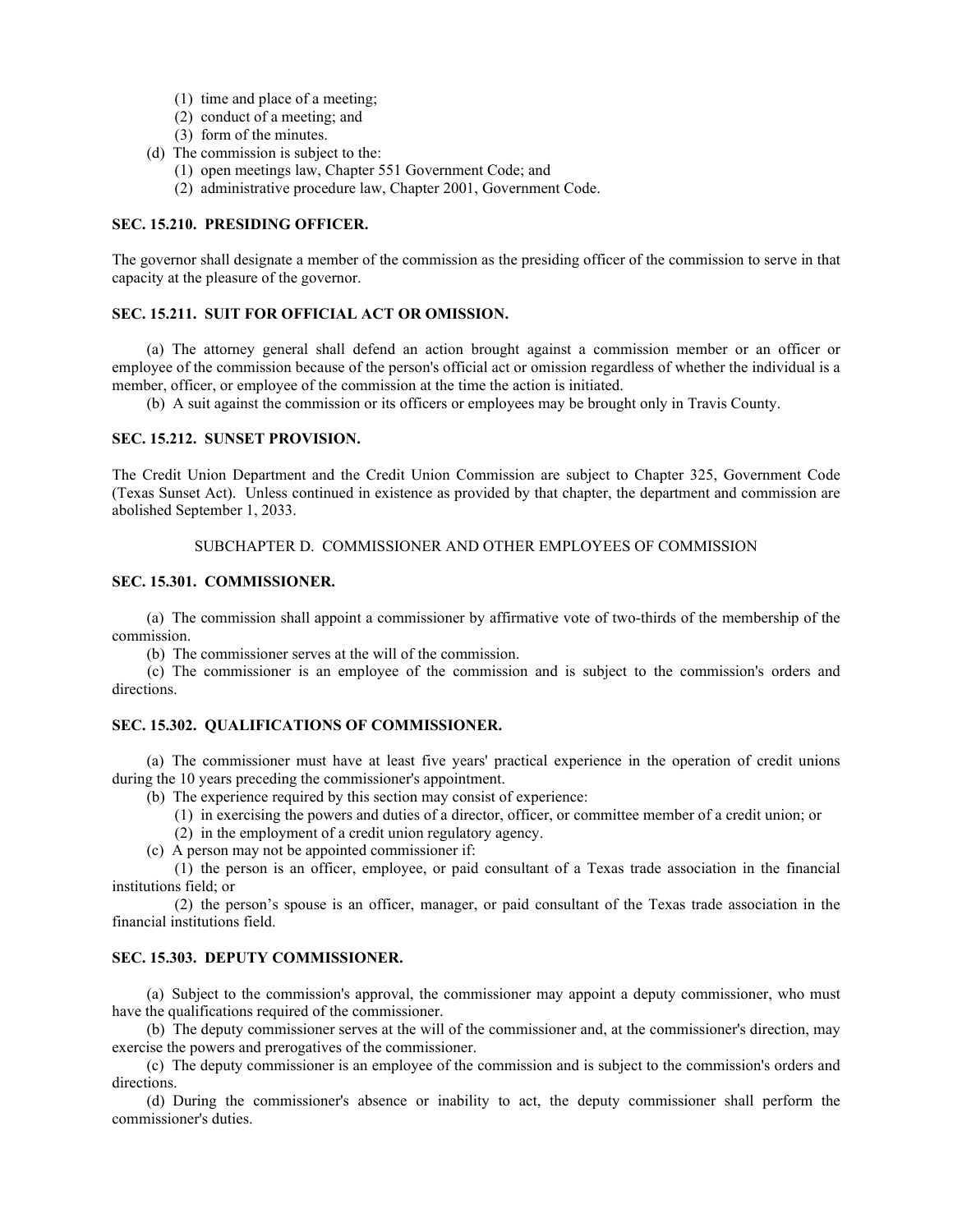(1) time and place of a meeting;
(2) conduct of a meeting; and
(3) form of the minutes.

(d) The commission is subject to the:
(1) open meetings law, Chapter 551 Government Code; and
(2) administrative procedure law, Chapter 2001, Government Code.

### SEC. 15.210. PRESIDING OFFICER.

The governor shall designate a member of the commission as the presiding officer of the commission to serve in that capacity at the pleasure of the governor.

### SEC. 15.211. SUIT FOR OFFICIAL ACT OR OMISSION.

(a) The attorney general shall defend an action brought against a commission member or an officer or employee of the commission because of the person's official act or omission regardless of whether the individual is a member, officer, or employee of the commission at the time the action is initiated.

(b) A suit against the commission or its officers or employees may be brought only in Travis County.

### SEC. 15.212. SUNSET PROVISION.

The Credit Union Department and the Credit Union Commission are subject to Chapter 325, Government Code (Texas Sunset Act). Unless continued in existence as provided by that chapter, the department and commission are abolished September 1, 2033.

## SUBCHAPTER D. COMMISSIONER AND OTHER EMPLOYEES OF COMMISSION

### SEC. 15.301. COMMISSIONER.

(a) The commission shall appoint a commissioner by affirmative vote of two-thirds of the membership of the commission.

(b) The commissioner serves at the will of the commission.

(c) The commissioner is an employee of the commission and is subject to the commission's orders and directions.

### SEC. 15.302. QUALIFICATIONS OF COMMISSIONER.

(a) The commissioner must have at least five years' practical experience in the operation of credit unions during the 10 years preceding the commissioner's appointment.

(b) The experience required by this section may consist of experience:
(1) in exercising the powers and duties of a director, officer, or committee member of a credit union; or
(2) in the employment of a credit union regulatory agency.

(c) A person may not be appointed commissioner if:
(1) the person is an officer, employee, or paid consultant of a Texas trade association in the financial institutions field; or
(2) the person's spouse is an officer, manager, or paid consultant of the Texas trade association in the financial institutions field.

### SEC. 15.303. DEPUTY COMMISSIONER.

(a) Subject to the commission's approval, the commissioner may appoint a deputy commissioner, who must have the qualifications required of the commissioner.

(b) The deputy commissioner serves at the will of the commissioner and, at the commissioner's direction, may exercise the powers and prerogatives of the commissioner.

(c) The deputy commissioner is an employee of the commission and is subject to the commission's orders and directions.

(d) During the commissioner's absence or inability to act, the deputy commissioner shall perform the commissioner's duties.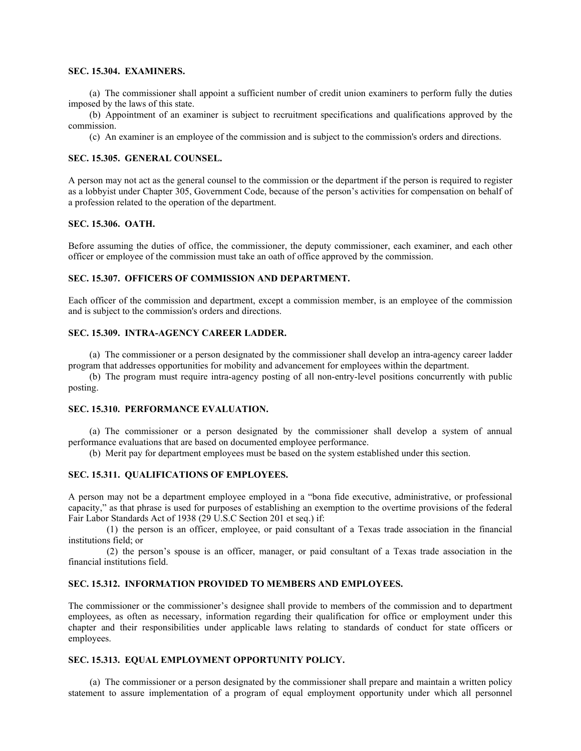### SEC. 15.304. EXAMINERS.

(a) The commissioner shall appoint a sufficient number of credit union examiners to perform fully the duties imposed by the laws of this state.

(b) Appointment of an examiner is subject to recruitment specifications and qualifications approved by the commission.

(c) An examiner is an employee of the commission and is subject to the commission's orders and directions.

### SEC. 15.305. GENERAL COUNSEL.

A person may not act as the general counsel to the commission or the department if the person is required to register as a lobbyist under Chapter 305, Government Code, because of the person's activities for compensation on behalf of a profession related to the operation of the department.

### SEC. 15.306. OATH.

Before assuming the duties of office, the commissioner, the deputy commissioner, each examiner, and each other officer or employee of the commission must take an oath of office approved by the commission.

### SEC. 15.307. OFFICERS OF COMMISSION AND DEPARTMENT.

Each officer of the commission and department, except a commission member, is an employee of the commission and is subject to the commission's orders and directions.

### SEC. 15.309. INTRA-AGENCY CAREER LADDER.

(a) The commissioner or a person designated by the commissioner shall develop an intra-agency career ladder program that addresses opportunities for mobility and advancement for employees within the department.

(b) The program must require intra-agency posting of all non-entry-level positions concurrently with public posting.

### SEC. 15.310. PERFORMANCE EVALUATION.

(a) The commissioner or a person designated by the commissioner shall develop a system of annual performance evaluations that are based on documented employee performance.

(b) Merit pay for department employees must be based on the system established under this section.

### SEC. 15.311. QUALIFICATIONS OF EMPLOYEES.

A person may not be a department employee employed in a "bona fide executive, administrative, or professional capacity," as that phrase is used for purposes of establishing an exemption to the overtime provisions of the federal Fair Labor Standards Act of 1938 (29 U.S.C Section 201 et seq.) if:

(1) the person is an officer, employee, or paid consultant of a Texas trade association in the financial institutions field; or

(2) the person's spouse is an officer, manager, or paid consultant of a Texas trade association in the financial institutions field.

### SEC. 15.312. INFORMATION PROVIDED TO MEMBERS AND EMPLOYEES.

The commissioner or the commissioner's designee shall provide to members of the commission and to department employees, as often as necessary, information regarding their qualification for office or employment under this chapter and their responsibilities under applicable laws relating to standards of conduct for state officers or employees.

### SEC. 15.313. EQUAL EMPLOYMENT OPPORTUNITY POLICY.

(a) The commissioner or a person designated by the commissioner shall prepare and maintain a written policy statement to assure implementation of a program of equal employment opportunity under which all personnel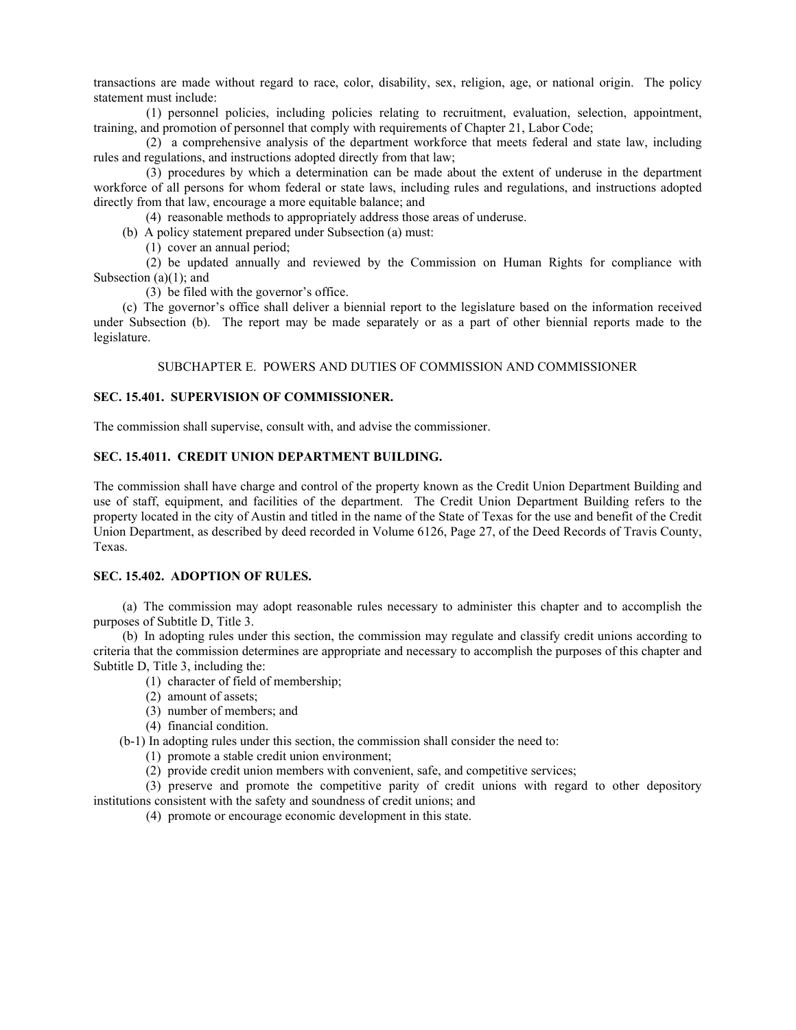transactions are made without regard to race, color, disability, sex, religion, age, or national origin. The policy statement must include:

(1) personnel policies, including policies relating to recruitment, evaluation, selection, appointment, training, and promotion of personnel that comply with requirements of Chapter 21, Labor Code;

(2) a comprehensive analysis of the department workforce that meets federal and state law, including rules and regulations, and instructions adopted directly from that law;

(3) procedures by which a determination can be made about the extent of underuse in the department workforce of all persons for whom federal or state laws, including rules and regulations, and instructions adopted directly from that law, encourage a more equitable balance; and

(4) reasonable methods to appropriately address those areas of underuse.

(b) A policy statement prepared under Subsection (a) must:

(1) cover an annual period;

(2) be updated annually and reviewed by the Commission on Human Rights for compliance with Subsection (a)(1); and

(3) be filed with the governor's office.

(c) The governor's office shall deliver a biennial report to the legislature based on the information received under Subsection (b). The report may be made separately or as a part of other biennial reports made to the legislature.

SUBCHAPTER E. POWERS AND DUTIES OF COMMISSION AND COMMISSIONER

**SEC. 15.401. SUPERVISION OF COMMISSIONER.**

The commission shall supervise, consult with, and advise the commissioner.

**SEC. 15.4011. CREDIT UNION DEPARTMENT BUILDING.**

The commission shall have charge and control of the property known as the Credit Union Department Building and use of staff, equipment, and facilities of the department. The Credit Union Department Building refers to the property located in the city of Austin and titled in the name of the State of Texas for the use and benefit of the Credit Union Department, as described by deed recorded in Volume 6126, Page 27, of the Deed Records of Travis County, Texas.

**SEC. 15.402. ADOPTION OF RULES.**

(a) The commission may adopt reasonable rules necessary to administer this chapter and to accomplish the purposes of Subtitle D, Title 3.

(b) In adopting rules under this section, the commission may regulate and classify credit unions according to criteria that the commission determines are appropriate and necessary to accomplish the purposes of this chapter and Subtitle D, Title 3, including the:

(1) character of field of membership;

(2) amount of assets;

(3) number of members; and

(4) financial condition.

(b-1) In adopting rules under this section, the commission shall consider the need to:

(1) promote a stable credit union environment;

(2) provide credit union members with convenient, safe, and competitive services;

(3) preserve and promote the competitive parity of credit unions with regard to other depository institutions consistent with the safety and soundness of credit unions; and

(4) promote or encourage economic development in this state.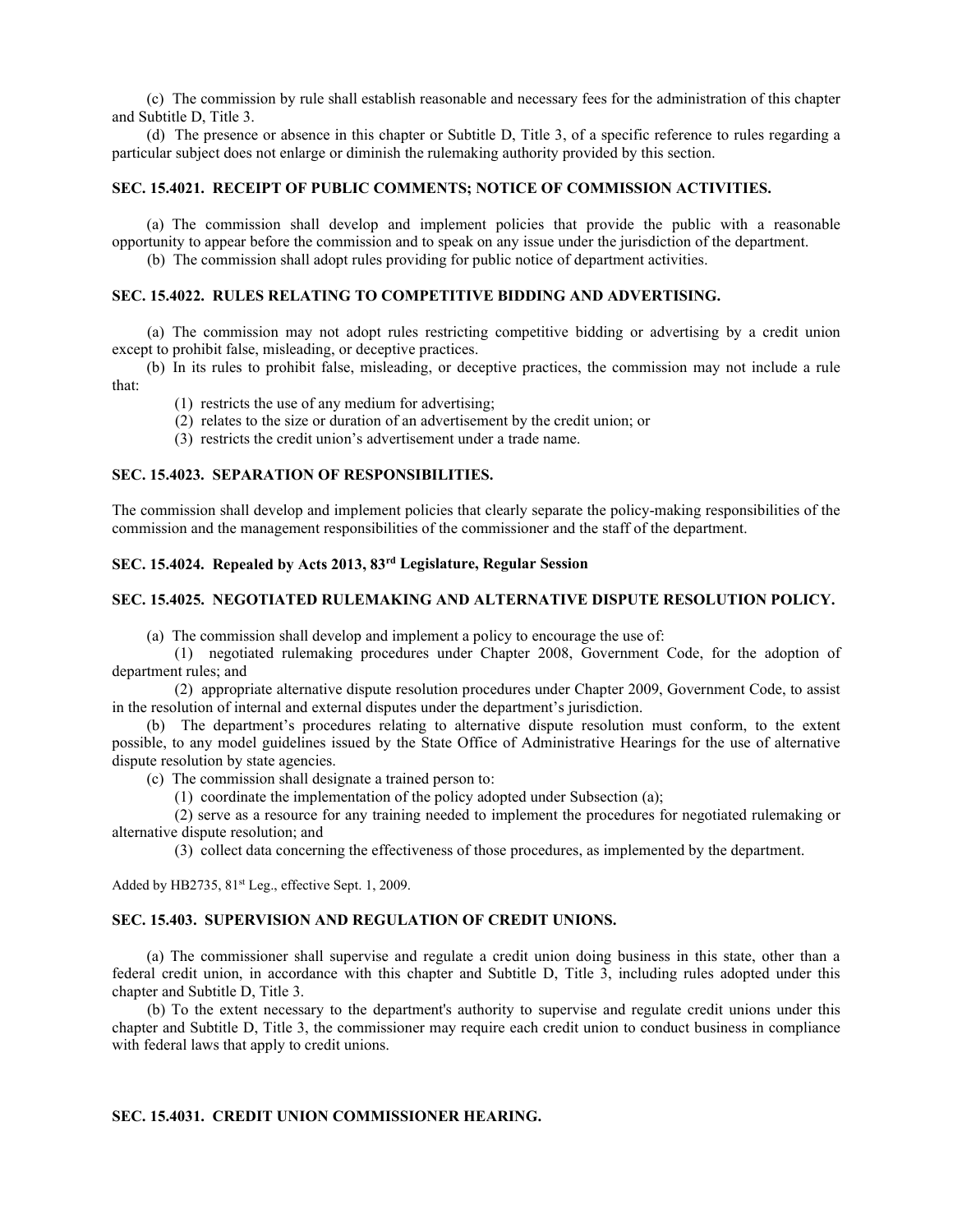(c) The commission by rule shall establish reasonable and necessary fees for the administration of this chapter and Subtitle D, Title 3.

(d) The presence or absence in this chapter or Subtitle D, Title 3, of a specific reference to rules regarding a particular subject does not enlarge or diminish the rulemaking authority provided by this section.

### SEC. 15.4021. RECEIPT OF PUBLIC COMMENTS; NOTICE OF COMMISSION ACTIVITIES.

(a) The commission shall develop and implement policies that provide the public with a reasonable opportunity to appear before the commission and to speak on any issue under the jurisdiction of the department.

(b) The commission shall adopt rules providing for public notice of department activities.

### SEC. 15.4022. RULES RELATING TO COMPETITIVE BIDDING AND ADVERTISING.

(a) The commission may not adopt rules restricting competitive bidding or advertising by a credit union except to prohibit false, misleading, or deceptive practices.

(b) In its rules to prohibit false, misleading, or deceptive practices, the commission may not include a rule that:

(1) restricts the use of any medium for advertising;

(2) relates to the size or duration of an advertisement by the credit union; or

(3) restricts the credit union's advertisement under a trade name.

### SEC. 15.4023. SEPARATION OF RESPONSIBILITIES.

The commission shall develop and implement policies that clearly separate the policy-making responsibilities of the commission and the management responsibilities of the commissioner and the staff of the department.

### SEC. 15.4024. Repealed by Acts 2013, 83rd Legislature, Regular Session

### SEC. 15.4025. NEGOTIATED RULEMAKING AND ALTERNATIVE DISPUTE RESOLUTION POLICY.

(a) The commission shall develop and implement a policy to encourage the use of:

(1) negotiated rulemaking procedures under Chapter 2008, Government Code, for the adoption of department rules; and

(2) appropriate alternative dispute resolution procedures under Chapter 2009, Government Code, to assist in the resolution of internal and external disputes under the department's jurisdiction.

(b) The department's procedures relating to alternative dispute resolution must conform, to the extent possible, to any model guidelines issued by the State Office of Administrative Hearings for the use of alternative dispute resolution by state agencies.

(c) The commission shall designate a trained person to:

(1) coordinate the implementation of the policy adopted under Subsection (a);

(2) serve as a resource for any training needed to implement the procedures for negotiated rulemaking or alternative dispute resolution; and

(3) collect data concerning the effectiveness of those procedures, as implemented by the department.

Added by HB2735, 81st Leg., effective Sept. 1, 2009.

### SEC. 15.403. SUPERVISION AND REGULATION OF CREDIT UNIONS.

(a) The commissioner shall supervise and regulate a credit union doing business in this state, other than a federal credit union, in accordance with this chapter and Subtitle D, Title 3, including rules adopted under this chapter and Subtitle D, Title 3.

(b) To the extent necessary to the department's authority to supervise and regulate credit unions under this chapter and Subtitle D, Title 3, the commissioner may require each credit union to conduct business in compliance with federal laws that apply to credit unions.

### SEC. 15.4031. CREDIT UNION COMMISSIONER HEARING.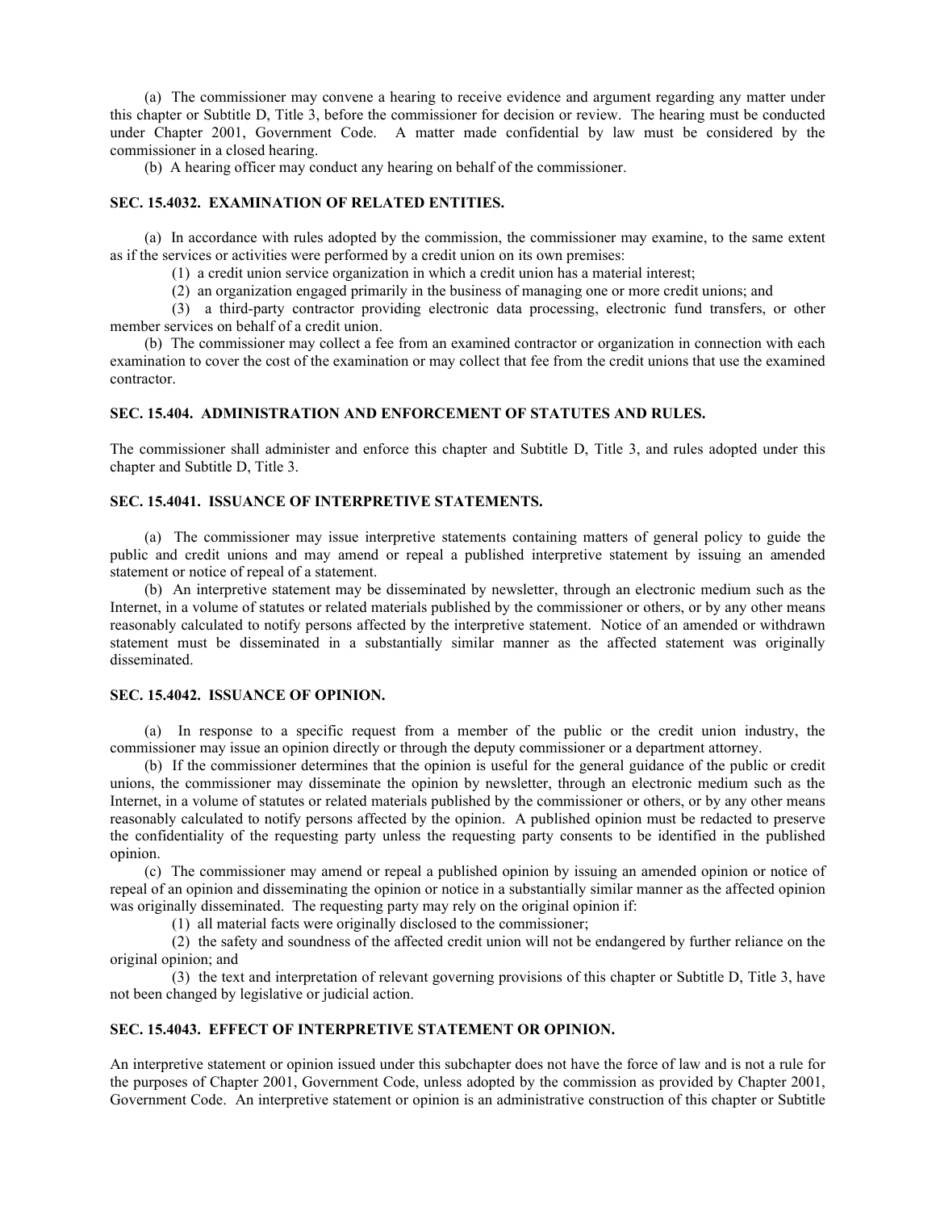(a) The commissioner may convene a hearing to receive evidence and argument regarding any matter under this chapter or Subtitle D, Title 3, before the commissioner for decision or review. The hearing must be conducted under Chapter 2001, Government Code. A matter made confidential by law must be considered by the commissioner in a closed hearing.

(b) A hearing officer may conduct any hearing on behalf of the commissioner.

### SEC. 15.4032. EXAMINATION OF RELATED ENTITIES.

(a) In accordance with rules adopted by the commission, the commissioner may examine, to the same extent as if the services or activities were performed by a credit union on its own premises:

(1) a credit union service organization in which a credit union has a material interest;

(2) an organization engaged primarily in the business of managing one or more credit unions; and

(3) a third-party contractor providing electronic data processing, electronic fund transfers, or other member services on behalf of a credit union.

(b) The commissioner may collect a fee from an examined contractor or organization in connection with each examination to cover the cost of the examination or may collect that fee from the credit unions that use the examined contractor.

### SEC. 15.404. ADMINISTRATION AND ENFORCEMENT OF STATUTES AND RULES.

The commissioner shall administer and enforce this chapter and Subtitle D, Title 3, and rules adopted under this chapter and Subtitle D, Title 3.

### SEC. 15.4041. ISSUANCE OF INTERPRETIVE STATEMENTS.

(a) The commissioner may issue interpretive statements containing matters of general policy to guide the public and credit unions and may amend or repeal a published interpretive statement by issuing an amended statement or notice of repeal of a statement.

(b) An interpretive statement may be disseminated by newsletter, through an electronic medium such as the Internet, in a volume of statutes or related materials published by the commissioner or others, or by any other means reasonably calculated to notify persons affected by the interpretive statement. Notice of an amended or withdrawn statement must be disseminated in a substantially similar manner as the affected statement was originally disseminated.

### SEC. 15.4042. ISSUANCE OF OPINION.

(a) In response to a specific request from a member of the public or the credit union industry, the commissioner may issue an opinion directly or through the deputy commissioner or a department attorney.

(b) If the commissioner determines that the opinion is useful for the general guidance of the public or credit unions, the commissioner may disseminate the opinion by newsletter, through an electronic medium such as the Internet, in a volume of statutes or related materials published by the commissioner or others, or by any other means reasonably calculated to notify persons affected by the opinion. A published opinion must be redacted to preserve the confidentiality of the requesting party unless the requesting party consents to be identified in the published opinion.

(c) The commissioner may amend or repeal a published opinion by issuing an amended opinion or notice of repeal of an opinion and disseminating the opinion or notice in a substantially similar manner as the affected opinion was originally disseminated. The requesting party may rely on the original opinion if:

(1) all material facts were originally disclosed to the commissioner;

(2) the safety and soundness of the affected credit union will not be endangered by further reliance on the original opinion; and

(3) the text and interpretation of relevant governing provisions of this chapter or Subtitle D, Title 3, have not been changed by legislative or judicial action.

### SEC. 15.4043. EFFECT OF INTERPRETIVE STATEMENT OR OPINION.

An interpretive statement or opinion issued under this subchapter does not have the force of law and is not a rule for the purposes of Chapter 2001, Government Code, unless adopted by the commission as provided by Chapter 2001, Government Code. An interpretive statement or opinion is an administrative construction of this chapter or Subtitle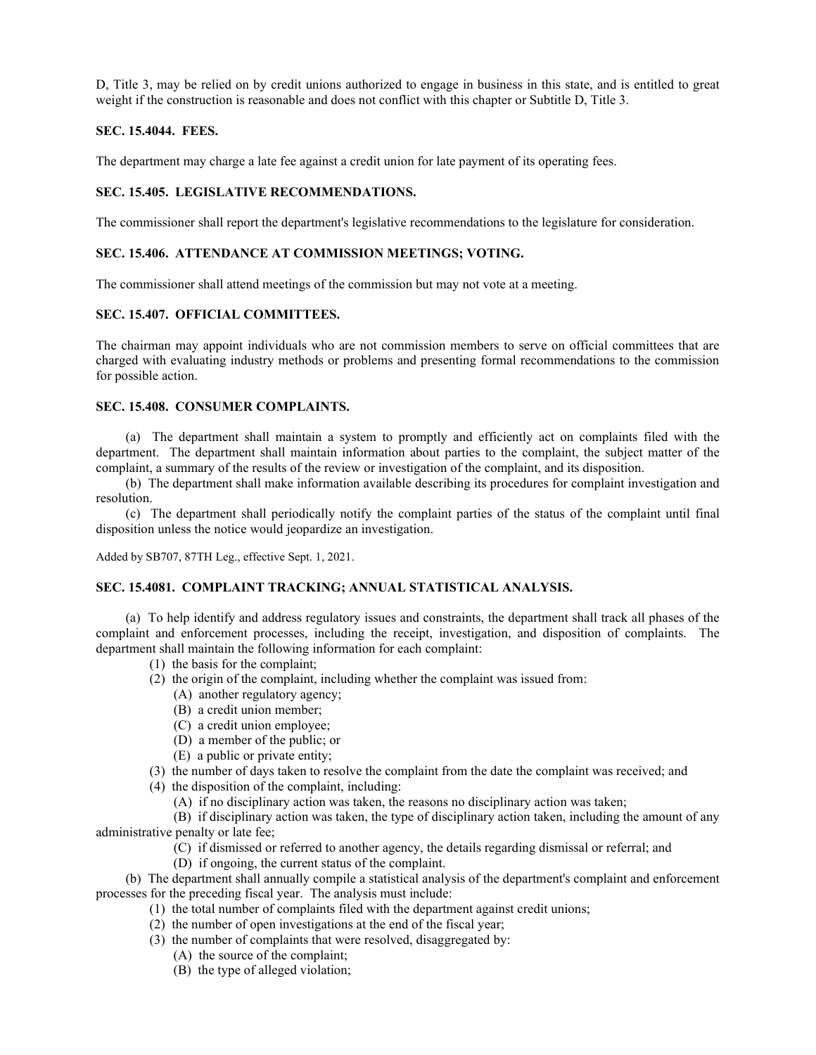D, Title 3, may be relied on by credit unions authorized to engage in business in this state, and is entitled to great weight if the construction is reasonable and does not conflict with this chapter or Subtitle D, Title 3.

### SEC. 15.4044. FEES.

The department may charge a late fee against a credit union for late payment of its operating fees.

### SEC. 15.405. LEGISLATIVE RECOMMENDATIONS.

The commissioner shall report the department's legislative recommendations to the legislature for consideration.

### SEC. 15.406. ATTENDANCE AT COMMISSION MEETINGS; VOTING.

The commissioner shall attend meetings of the commission but may not vote at a meeting.

### SEC. 15.407. OFFICIAL COMMITTEES.

The chairman may appoint individuals who are not commission members to serve on official committees that are charged with evaluating industry methods or problems and presenting formal recommendations to the commission for possible action.

### SEC. 15.408. CONSUMER COMPLAINTS.

(a) The department shall maintain a system to promptly and efficiently act on complaints filed with the department. The department shall maintain information about parties to the complaint, the subject matter of the complaint, a summary of the results of the review or investigation of the complaint, and its disposition.

(b) The department shall make information available describing its procedures for complaint investigation and resolution.

(c) The department shall periodically notify the complaint parties of the status of the complaint until final disposition unless the notice would jeopardize an investigation.

Added by SB707, 87TH Leg., effective Sept. 1, 2021.

### SEC. 15.4081. COMPLAINT TRACKING; ANNUAL STATISTICAL ANALYSIS.

(a) To help identify and address regulatory issues and constraints, the department shall track all phases of the complaint and enforcement processes, including the receipt, investigation, and disposition of complaints. The department shall maintain the following information for each complaint:

- (1) the basis for the complaint;
- (2) the origin of the complaint, including whether the complaint was issued from:
  - (A) another regulatory agency;
  - (B) a credit union member;
  - (C) a credit union employee;
  - (D) a member of the public; or
  - (E) a public or private entity;
- (3) the number of days taken to resolve the complaint from the date the complaint was received; and
- (4) the disposition of the complaint, including:
  - (A) if no disciplinary action was taken, the reasons no disciplinary action was taken;
  - (B) if disciplinary action was taken, the type of disciplinary action taken, including the amount of any administrative penalty or late fee;
  - (C) if dismissed or referred to another agency, the details regarding dismissal or referral; and
  - (D) if ongoing, the current status of the complaint.

(b) The department shall annually compile a statistical analysis of the department's complaint and enforcement processes for the preceding fiscal year. The analysis must include:

- (1) the total number of complaints filed with the department against credit unions;
- (2) the number of open investigations at the end of the fiscal year;
- (3) the number of complaints that were resolved, disaggregated by:
  - (A) the source of the complaint;
  - (B) the type of alleged violation;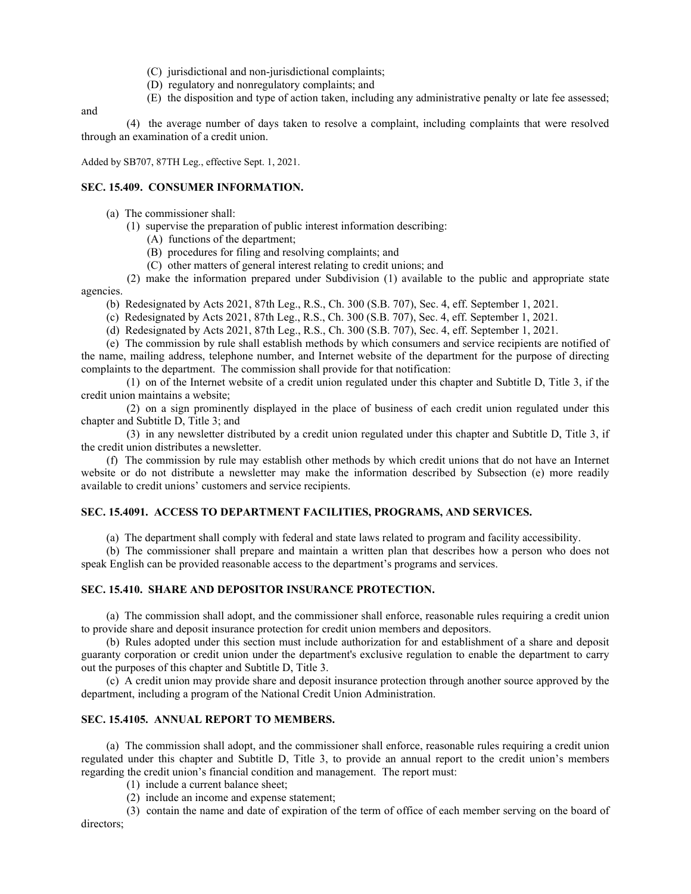(C) jurisdictional and non-jurisdictional complaints;

(D) regulatory and nonregulatory complaints; and

(E) the disposition and type of action taken, including any administrative penalty or late fee assessed; and

(4) the average number of days taken to resolve a complaint, including complaints that were resolved through an examination of a credit union.

Added by SB707, 87TH Leg., effective Sept. 1, 2021.

**SEC. 15.409. CONSUMER INFORMATION.**

(a) The commissioner shall:

(1) supervise the preparation of public interest information describing:

(A) functions of the department;

(B) procedures for filing and resolving complaints; and

(C) other matters of general interest relating to credit unions; and

(2) make the information prepared under Subdivision (1) available to the public and appropriate state agencies.

(b) Redesignated by Acts 2021, 87th Leg., R.S., Ch. 300 (S.B. 707), Sec. 4, eff. September 1, 2021.

(c) Redesignated by Acts 2021, 87th Leg., R.S., Ch. 300 (S.B. 707), Sec. 4, eff. September 1, 2021.

(d) Redesignated by Acts 2021, 87th Leg., R.S., Ch. 300 (S.B. 707), Sec. 4, eff. September 1, 2021.

(e) The commission by rule shall establish methods by which consumers and service recipients are notified of the name, mailing address, telephone number, and Internet website of the department for the purpose of directing complaints to the department. The commission shall provide for that notification:

(1) on of the Internet website of a credit union regulated under this chapter and Subtitle D, Title 3, if the credit union maintains a website;

(2) on a sign prominently displayed in the place of business of each credit union regulated under this chapter and Subtitle D, Title 3; and

(3) in any newsletter distributed by a credit union regulated under this chapter and Subtitle D, Title 3, if the credit union distributes a newsletter.

(f) The commission by rule may establish other methods by which credit unions that do not have an Internet website or do not distribute a newsletter may make the information described by Subsection (e) more readily available to credit unions' customers and service recipients.

**SEC. 15.4091. ACCESS TO DEPARTMENT FACILITIES, PROGRAMS, AND SERVICES.**

(a) The department shall comply with federal and state laws related to program and facility accessibility.

(b) The commissioner shall prepare and maintain a written plan that describes how a person who does not speak English can be provided reasonable access to the department's programs and services.

**SEC. 15.410. SHARE AND DEPOSITOR INSURANCE PROTECTION.**

(a) The commission shall adopt, and the commissioner shall enforce, reasonable rules requiring a credit union to provide share and deposit insurance protection for credit union members and depositors.

(b) Rules adopted under this section must include authorization for and establishment of a share and deposit guaranty corporation or credit union under the department's exclusive regulation to enable the department to carry out the purposes of this chapter and Subtitle D, Title 3.

(c) A credit union may provide share and deposit insurance protection through another source approved by the department, including a program of the National Credit Union Administration.

**SEC. 15.4105. ANNUAL REPORT TO MEMBERS.**

(a) The commission shall adopt, and the commissioner shall enforce, reasonable rules requiring a credit union regulated under this chapter and Subtitle D, Title 3, to provide an annual report to the credit union's members regarding the credit union's financial condition and management. The report must:

(1) include a current balance sheet;

(2) include an income and expense statement;

(3) contain the name and date of expiration of the term of office of each member serving on the board of directors;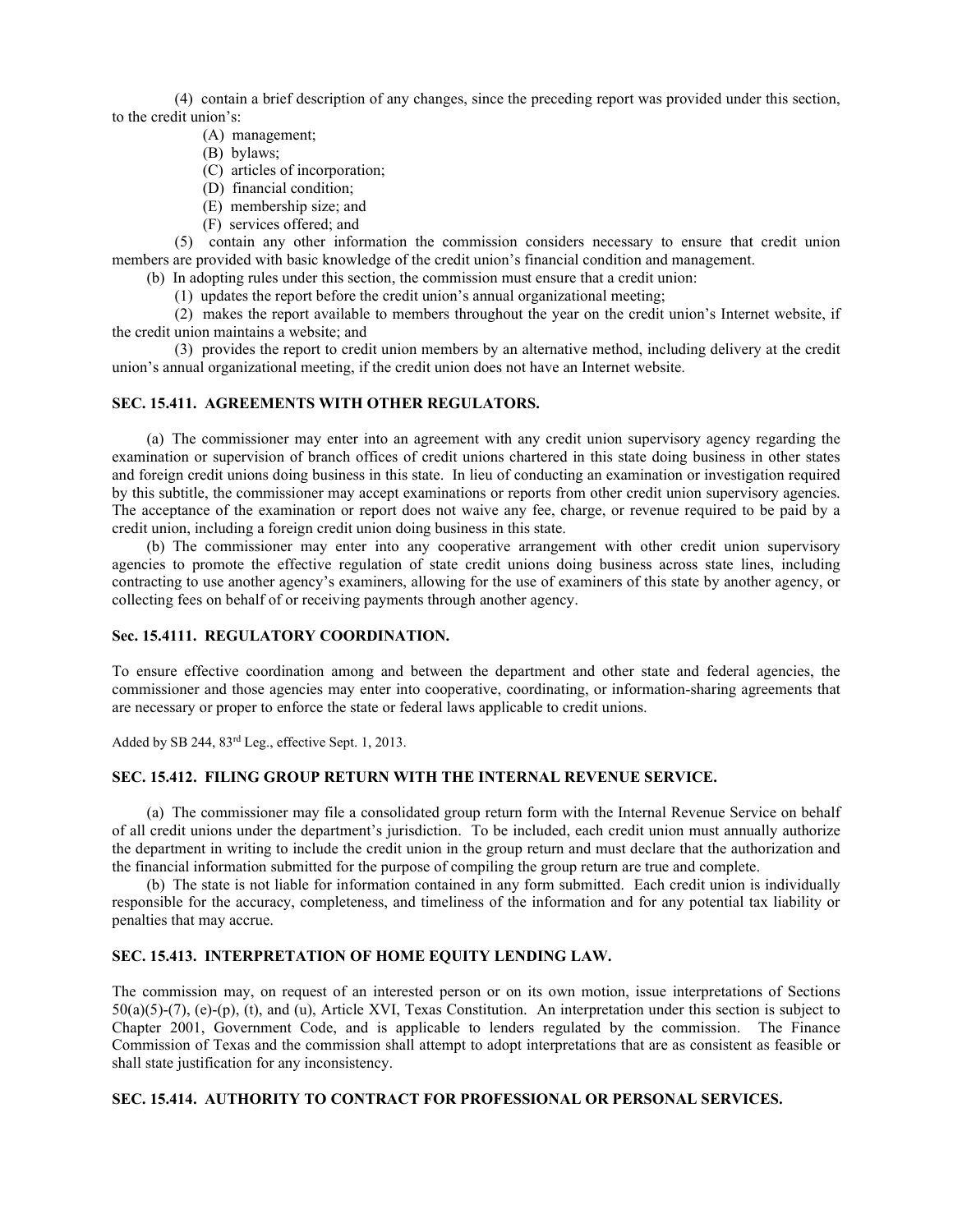(4) contain a brief description of any changes, since the preceding report was provided under this section, to the credit union's:

(A) management;
(B) bylaws;
(C) articles of incorporation;
(D) financial condition;
(E) membership size; and
(F) services offered; and

(5) contain any other information the commission considers necessary to ensure that credit union members are provided with basic knowledge of the credit union's financial condition and management.

(b) In adopting rules under this section, the commission must ensure that a credit union:

(1) updates the report before the credit union's annual organizational meeting;

(2) makes the report available to members throughout the year on the credit union's Internet website, if the credit union maintains a website; and

(3) provides the report to credit union members by an alternative method, including delivery at the credit union's annual organizational meeting, if the credit union does not have an Internet website.

### SEC. 15.411. AGREEMENTS WITH OTHER REGULATORS.

(a) The commissioner may enter into an agreement with any credit union supervisory agency regarding the examination or supervision of branch offices of credit unions chartered in this state doing business in other states and foreign credit unions doing business in this state. In lieu of conducting an examination or investigation required by this subtitle, the commissioner may accept examinations or reports from other credit union supervisory agencies. The acceptance of the examination or report does not waive any fee, charge, or revenue required to be paid by a credit union, including a foreign credit union doing business in this state.

(b) The commissioner may enter into any cooperative arrangement with other credit union supervisory agencies to promote the effective regulation of state credit unions doing business across state lines, including contracting to use another agency's examiners, allowing for the use of examiners of this state by another agency, or collecting fees on behalf of or receiving payments through another agency.

### Sec. 15.4111. REGULATORY COORDINATION.

To ensure effective coordination among and between the department and other state and federal agencies, the commissioner and those agencies may enter into cooperative, coordinating, or information-sharing agreements that are necessary or proper to enforce the state or federal laws applicable to credit unions.

Added by SB 244, 83rd Leg., effective Sept. 1, 2013.

### SEC. 15.412. FILING GROUP RETURN WITH THE INTERNAL REVENUE SERVICE.

(a) The commissioner may file a consolidated group return form with the Internal Revenue Service on behalf of all credit unions under the department's jurisdiction. To be included, each credit union must annually authorize the department in writing to include the credit union in the group return and must declare that the authorization and the financial information submitted for the purpose of compiling the group return are true and complete.

(b) The state is not liable for information contained in any form submitted. Each credit union is individually responsible for the accuracy, completeness, and timeliness of the information and for any potential tax liability or penalties that may accrue.

### SEC. 15.413. INTERPRETATION OF HOME EQUITY LENDING LAW.

The commission may, on request of an interested person or on its own motion, issue interpretations of Sections 50(a)(5)-(7), (e)-(p), (t), and (u), Article XVI, Texas Constitution. An interpretation under this section is subject to Chapter 2001, Government Code, and is applicable to lenders regulated by the commission. The Finance Commission of Texas and the commission shall attempt to adopt interpretations that are as consistent as feasible or shall state justification for any inconsistency.

### SEC. 15.414. AUTHORITY TO CONTRACT FOR PROFESSIONAL OR PERSONAL SERVICES.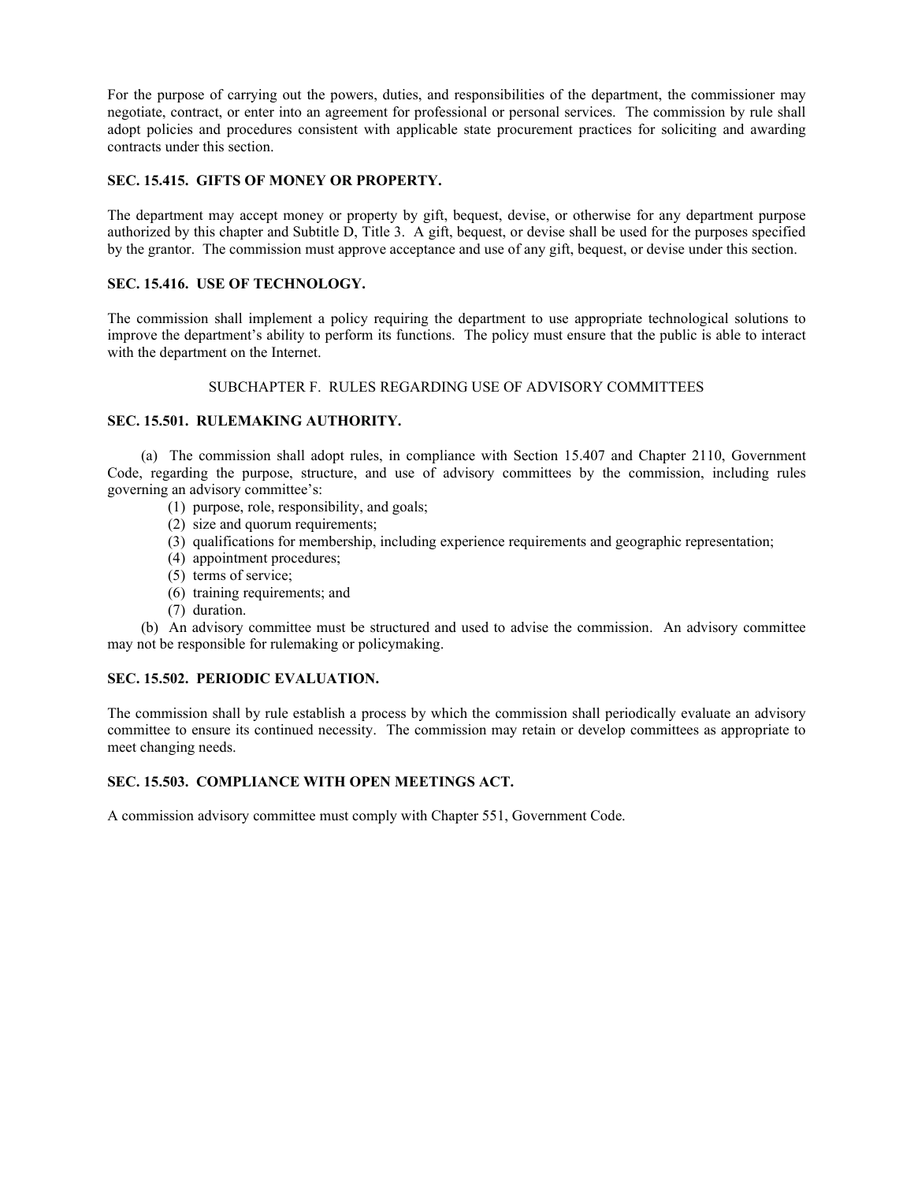For the purpose of carrying out the powers, duties, and responsibilities of the department, the commissioner may negotiate, contract, or enter into an agreement for professional or personal services. The commission by rule shall adopt policies and procedures consistent with applicable state procurement practices for soliciting and awarding contracts under this section.

**SEC. 15.415. GIFTS OF MONEY OR PROPERTY.**

The department may accept money or property by gift, bequest, devise, or otherwise for any department purpose authorized by this chapter and Subtitle D, Title 3. A gift, bequest, or devise shall be used for the purposes specified by the grantor. The commission must approve acceptance and use of any gift, bequest, or devise under this section.

**SEC. 15.416. USE OF TECHNOLOGY.**

The commission shall implement a policy requiring the department to use appropriate technological solutions to improve the department's ability to perform its functions. The policy must ensure that the public is able to interact with the department on the Internet.

SUBCHAPTER F. RULES REGARDING USE OF ADVISORY COMMITTEES

**SEC. 15.501. RULEMAKING AUTHORITY.**

(a) The commission shall adopt rules, in compliance with Section 15.407 and Chapter 2110, Government Code, regarding the purpose, structure, and use of advisory committees by the commission, including rules governing an advisory committee's:

(1) purpose, role, responsibility, and goals;
(2) size and quorum requirements;
(3) qualifications for membership, including experience requirements and geographic representation;
(4) appointment procedures;
(5) terms of service;
(6) training requirements; and
(7) duration.

(b) An advisory committee must be structured and used to advise the commission. An advisory committee may not be responsible for rulemaking or policymaking.

**SEC. 15.502. PERIODIC EVALUATION.**

The commission shall by rule establish a process by which the commission shall periodically evaluate an advisory committee to ensure its continued necessity. The commission may retain or develop committees as appropriate to meet changing needs.

**SEC. 15.503. COMPLIANCE WITH OPEN MEETINGS ACT.**

A commission advisory committee must comply with Chapter 551, Government Code.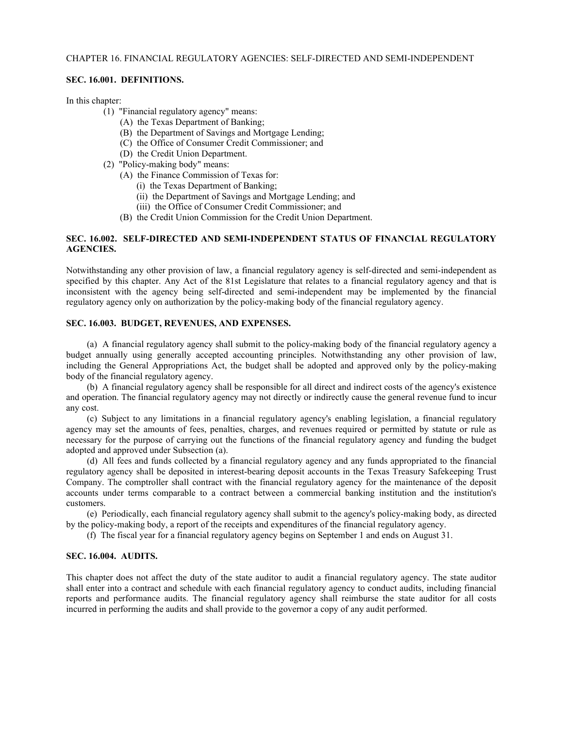CHAPTER 16. FINANCIAL REGULATORY AGENCIES: SELF-DIRECTED AND SEMI-INDEPENDENT

**SEC. 16.001. DEFINITIONS.**

In this chapter:

(1) "Financial regulatory agency" means:

(A) the Texas Department of Banking;

(B) the Department of Savings and Mortgage Lending;

(C) the Office of Consumer Credit Commissioner; and

(D) the Credit Union Department.

(2) "Policy-making body" means:

(A) the Finance Commission of Texas for:

(i) the Texas Department of Banking;

(ii) the Department of Savings and Mortgage Lending; and

(iii) the Office of Consumer Credit Commissioner; and

(B) the Credit Union Commission for the Credit Union Department.

**SEC. 16.002. SELF-DIRECTED AND SEMI-INDEPENDENT STATUS OF FINANCIAL REGULATORY AGENCIES.**

Notwithstanding any other provision of law, a financial regulatory agency is self-directed and semi-independent as specified by this chapter. Any Act of the 81st Legislature that relates to a financial regulatory agency and that is inconsistent with the agency being self-directed and semi-independent may be implemented by the financial regulatory agency only on authorization by the policy-making body of the financial regulatory agency.

**SEC. 16.003. BUDGET, REVENUES, AND EXPENSES.**

(a) A financial regulatory agency shall submit to the policy-making body of the financial regulatory agency a budget annually using generally accepted accounting principles. Notwithstanding any other provision of law, including the General Appropriations Act, the budget shall be adopted and approved only by the policy-making body of the financial regulatory agency.

(b) A financial regulatory agency shall be responsible for all direct and indirect costs of the agency's existence and operation. The financial regulatory agency may not directly or indirectly cause the general revenue fund to incur any cost.

(c) Subject to any limitations in a financial regulatory agency's enabling legislation, a financial regulatory agency may set the amounts of fees, penalties, charges, and revenues required or permitted by statute or rule as necessary for the purpose of carrying out the functions of the financial regulatory agency and funding the budget adopted and approved under Subsection (a).

(d) All fees and funds collected by a financial regulatory agency and any funds appropriated to the financial regulatory agency shall be deposited in interest-bearing deposit accounts in the Texas Treasury Safekeeping Trust Company. The comptroller shall contract with the financial regulatory agency for the maintenance of the deposit accounts under terms comparable to a contract between a commercial banking institution and the institution's customers.

(e) Periodically, each financial regulatory agency shall submit to the agency's policy-making body, as directed by the policy-making body, a report of the receipts and expenditures of the financial regulatory agency.

(f) The fiscal year for a financial regulatory agency begins on September 1 and ends on August 31.

**SEC. 16.004. AUDITS.**

This chapter does not affect the duty of the state auditor to audit a financial regulatory agency. The state auditor shall enter into a contract and schedule with each financial regulatory agency to conduct audits, including financial reports and performance audits. The financial regulatory agency shall reimburse the state auditor for all costs incurred in performing the audits and shall provide to the governor a copy of any audit performed.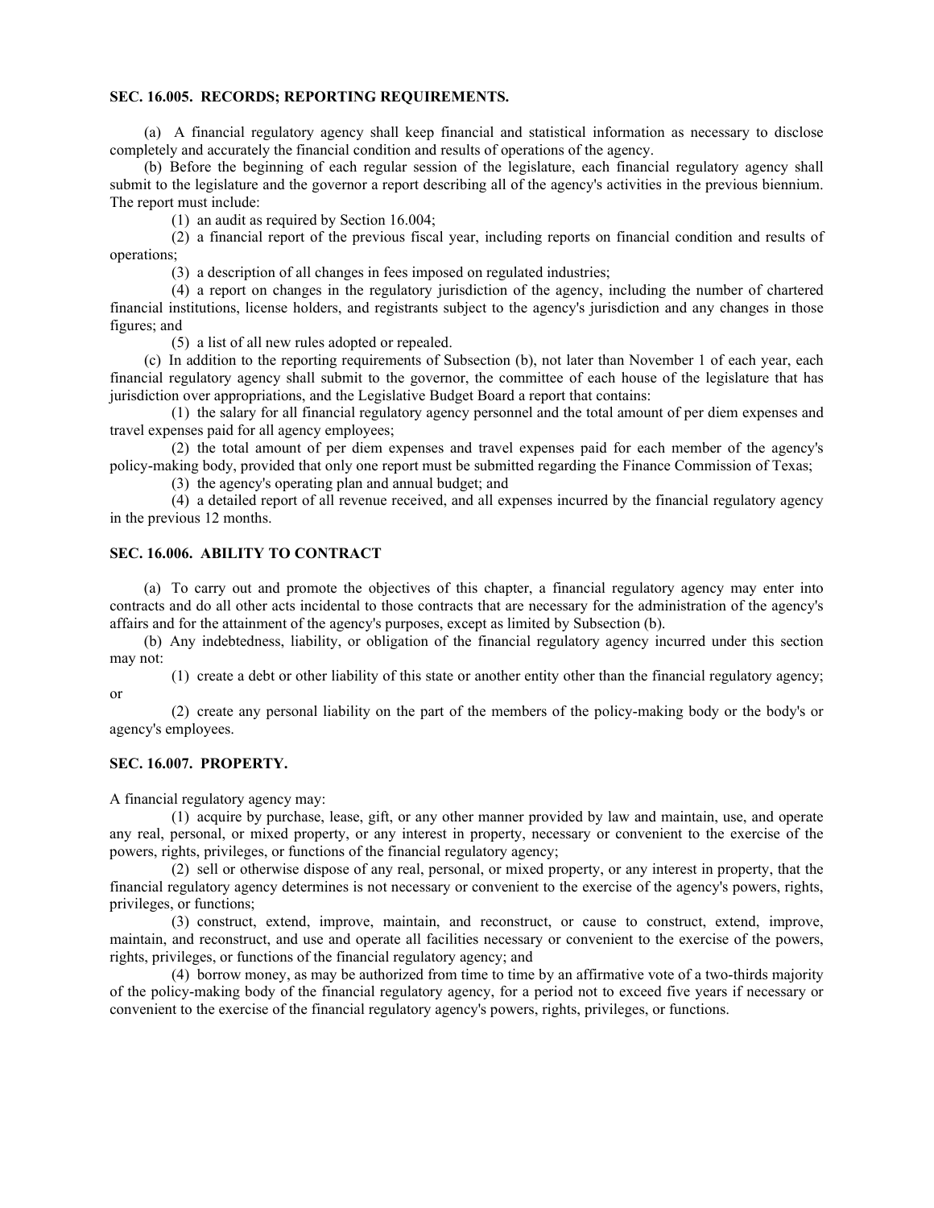**SEC. 16.005. RECORDS; REPORTING REQUIREMENTS.**

(a) A financial regulatory agency shall keep financial and statistical information as necessary to disclose completely and accurately the financial condition and results of operations of the agency.

(b) Before the beginning of each regular session of the legislature, each financial regulatory agency shall submit to the legislature and the governor a report describing all of the agency's activities in the previous biennium. The report must include:

(1) an audit as required by Section 16.004;

(2) a financial report of the previous fiscal year, including reports on financial condition and results of operations;

(3) a description of all changes in fees imposed on regulated industries;

(4) a report on changes in the regulatory jurisdiction of the agency, including the number of chartered financial institutions, license holders, and registrants subject to the agency's jurisdiction and any changes in those figures; and

(5) a list of all new rules adopted or repealed.

(c) In addition to the reporting requirements of Subsection (b), not later than November 1 of each year, each financial regulatory agency shall submit to the governor, the committee of each house of the legislature that has jurisdiction over appropriations, and the Legislative Budget Board a report that contains:

(1) the salary for all financial regulatory agency personnel and the total amount of per diem expenses and travel expenses paid for all agency employees;

(2) the total amount of per diem expenses and travel expenses paid for each member of the agency's policy-making body, provided that only one report must be submitted regarding the Finance Commission of Texas;

(3) the agency's operating plan and annual budget; and

(4) a detailed report of all revenue received, and all expenses incurred by the financial regulatory agency in the previous 12 months.

**SEC. 16.006. ABILITY TO CONTRACT**

(a) To carry out and promote the objectives of this chapter, a financial regulatory agency may enter into contracts and do all other acts incidental to those contracts that are necessary for the administration of the agency's affairs and for the attainment of the agency's purposes, except as limited by Subsection (b).

(b) Any indebtedness, liability, or obligation of the financial regulatory agency incurred under this section may not:

(1) create a debt or other liability of this state or another entity other than the financial regulatory agency; or

(2) create any personal liability on the part of the members of the policy-making body or the body's or agency's employees.

**SEC. 16.007. PROPERTY.**

A financial regulatory agency may:

(1) acquire by purchase, lease, gift, or any other manner provided by law and maintain, use, and operate any real, personal, or mixed property, or any interest in property, necessary or convenient to the exercise of the powers, rights, privileges, or functions of the financial regulatory agency;

(2) sell or otherwise dispose of any real, personal, or mixed property, or any interest in property, that the financial regulatory agency determines is not necessary or convenient to the exercise of the agency's powers, rights, privileges, or functions;

(3) construct, extend, improve, maintain, and reconstruct, or cause to construct, extend, improve, maintain, and reconstruct, and use and operate all facilities necessary or convenient to the exercise of the powers, rights, privileges, or functions of the financial regulatory agency; and

(4) borrow money, as may be authorized from time to time by an affirmative vote of a two-thirds majority of the policy-making body of the financial regulatory agency, for a period not to exceed five years if necessary or convenient to the exercise of the financial regulatory agency's powers, rights, privileges, or functions.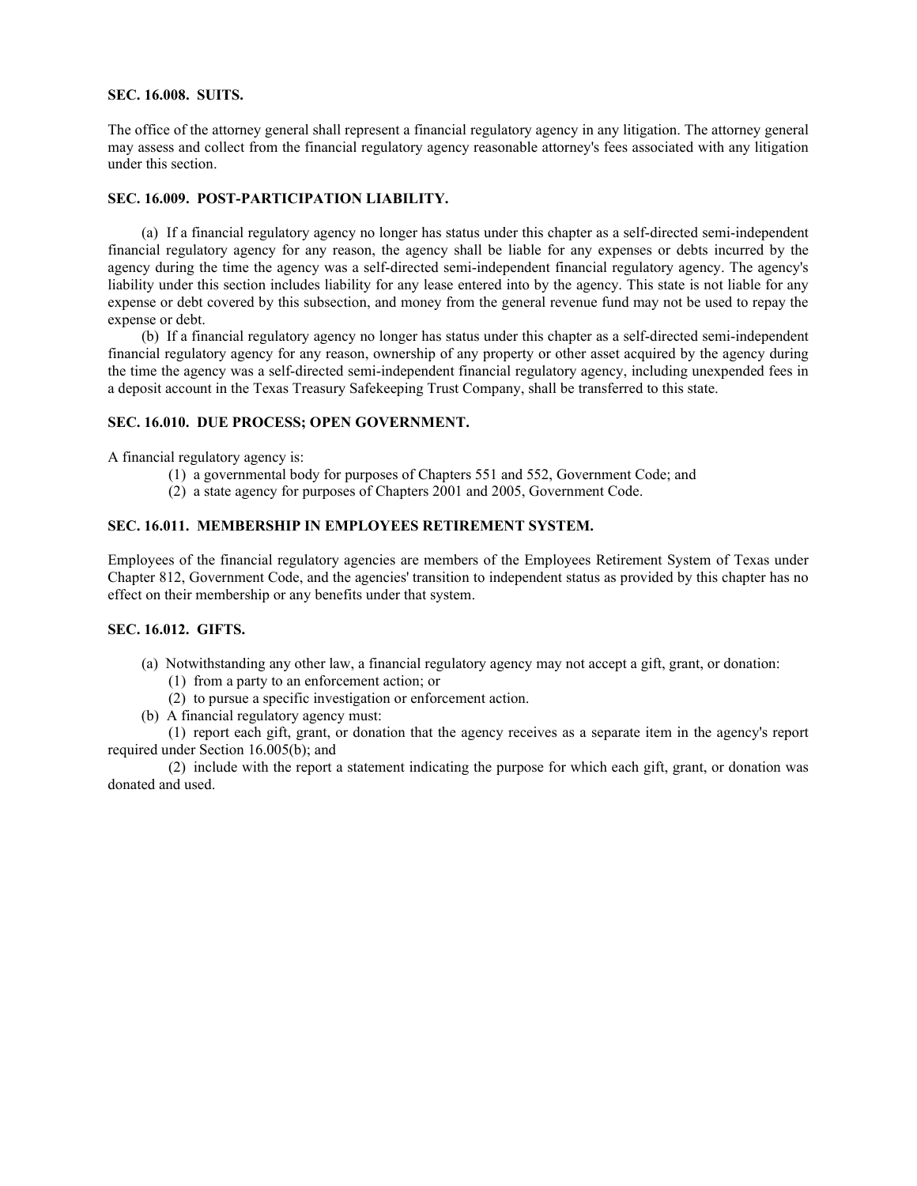**SEC. 16.008. SUITS.**

The office of the attorney general shall represent a financial regulatory agency in any litigation. The attorney general may assess and collect from the financial regulatory agency reasonable attorney's fees associated with any litigation under this section.

**SEC. 16.009. POST-PARTICIPATION LIABILITY.**

(a) If a financial regulatory agency no longer has status under this chapter as a self-directed semi-independent financial regulatory agency for any reason, the agency shall be liable for any expenses or debts incurred by the agency during the time the agency was a self-directed semi-independent financial regulatory agency. The agency's liability under this section includes liability for any lease entered into by the agency. This state is not liable for any expense or debt covered by this subsection, and money from the general revenue fund may not be used to repay the expense or debt.

(b) If a financial regulatory agency no longer has status under this chapter as a self-directed semi-independent financial regulatory agency for any reason, ownership of any property or other asset acquired by the agency during the time the agency was a self-directed semi-independent financial regulatory agency, including unexpended fees in a deposit account in the Texas Treasury Safekeeping Trust Company, shall be transferred to this state.

**SEC. 16.010. DUE PROCESS; OPEN GOVERNMENT.**

A financial regulatory agency is:

(1) a governmental body for purposes of Chapters 551 and 552, Government Code; and

(2) a state agency for purposes of Chapters 2001 and 2005, Government Code.

**SEC. 16.011. MEMBERSHIP IN EMPLOYEES RETIREMENT SYSTEM.**

Employees of the financial regulatory agencies are members of the Employees Retirement System of Texas under Chapter 812, Government Code, and the agencies' transition to independent status as provided by this chapter has no effect on their membership or any benefits under that system.

**SEC. 16.012. GIFTS.**

(a) Notwithstanding any other law, a financial regulatory agency may not accept a gift, grant, or donation:

(1) from a party to an enforcement action; or

(2) to pursue a specific investigation or enforcement action.

(b) A financial regulatory agency must:

(1) report each gift, grant, or donation that the agency receives as a separate item in the agency's report required under Section 16.005(b); and

(2) include with the report a statement indicating the purpose for which each gift, grant, or donation was donated and used.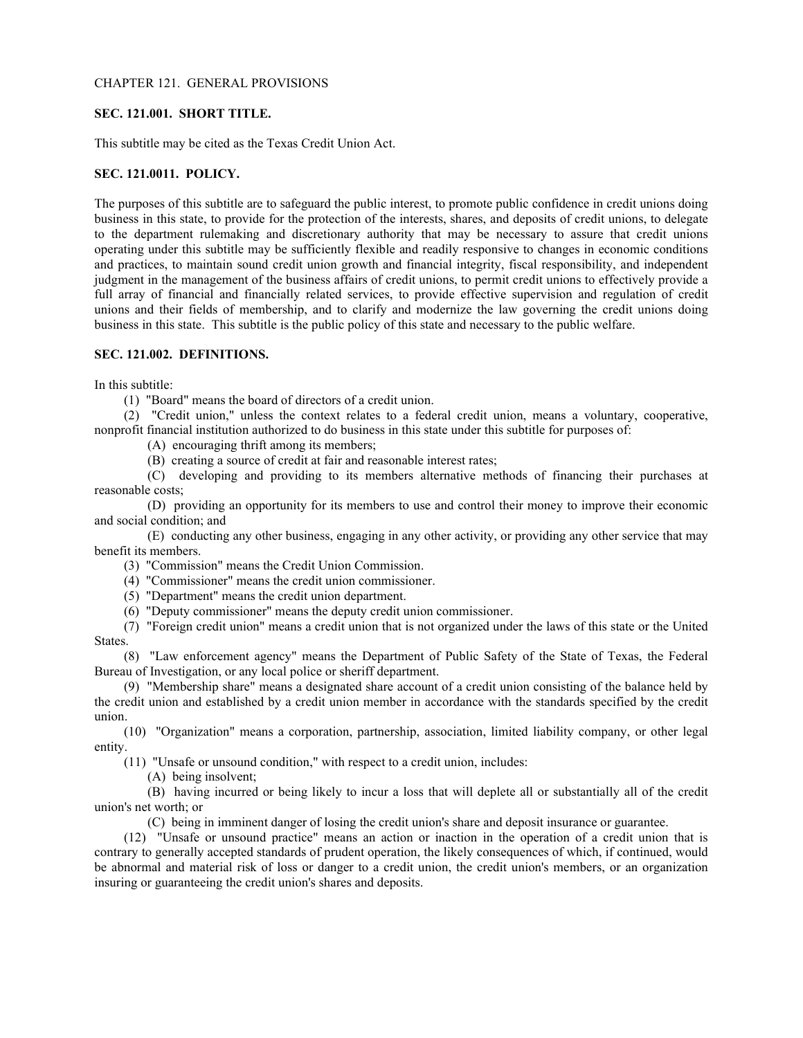CHAPTER 121. GENERAL PROVISIONS

**SEC. 121.001. SHORT TITLE.**

This subtitle may be cited as the Texas Credit Union Act.

**SEC. 121.0011. POLICY.**

The purposes of this subtitle are to safeguard the public interest, to promote public confidence in credit unions doing business in this state, to provide for the protection of the interests, shares, and deposits of credit unions, to delegate to the department rulemaking and discretionary authority that may be necessary to assure that credit unions operating under this subtitle may be sufficiently flexible and readily responsive to changes in economic conditions and practices, to maintain sound credit union growth and financial integrity, fiscal responsibility, and independent judgment in the management of the business affairs of credit unions, to permit credit unions to effectively provide a full array of financial and financially related services, to provide effective supervision and regulation of credit unions and their fields of membership, and to clarify and modernize the law governing the credit unions doing business in this state. This subtitle is the public policy of this state and necessary to the public welfare.

**SEC. 121.002. DEFINITIONS.**

In this subtitle:

(1) "Board" means the board of directors of a credit union.

(2) "Credit union," unless the context relates to a federal credit union, means a voluntary, cooperative, nonprofit financial institution authorized to do business in this state under this subtitle for purposes of:

(A) encouraging thrift among its members;

(B) creating a source of credit at fair and reasonable interest rates;

(C) developing and providing to its members alternative methods of financing their purchases at reasonable costs;

(D) providing an opportunity for its members to use and control their money to improve their economic and social condition; and

(E) conducting any other business, engaging in any other activity, or providing any other service that may benefit its members.

(3) "Commission" means the Credit Union Commission.

(4) "Commissioner" means the credit union commissioner.

(5) "Department" means the credit union department.

(6) "Deputy commissioner" means the deputy credit union commissioner.

(7) "Foreign credit union" means a credit union that is not organized under the laws of this state or the United States.

(8) "Law enforcement agency" means the Department of Public Safety of the State of Texas, the Federal Bureau of Investigation, or any local police or sheriff department.

(9) "Membership share" means a designated share account of a credit union consisting of the balance held by the credit union and established by a credit union member in accordance with the standards specified by the credit union.

(10) "Organization" means a corporation, partnership, association, limited liability company, or other legal entity.

(11) "Unsafe or unsound condition," with respect to a credit union, includes:

(A) being insolvent;

(B) having incurred or being likely to incur a loss that will deplete all or substantially all of the credit union's net worth; or

(C) being in imminent danger of losing the credit union's share and deposit insurance or guarantee.

(12) "Unsafe or unsound practice" means an action or inaction in the operation of a credit union that is contrary to generally accepted standards of prudent operation, the likely consequences of which, if continued, would be abnormal and material risk of loss or danger to a credit union, the credit union's members, or an organization insuring or guaranteeing the credit union's shares and deposits.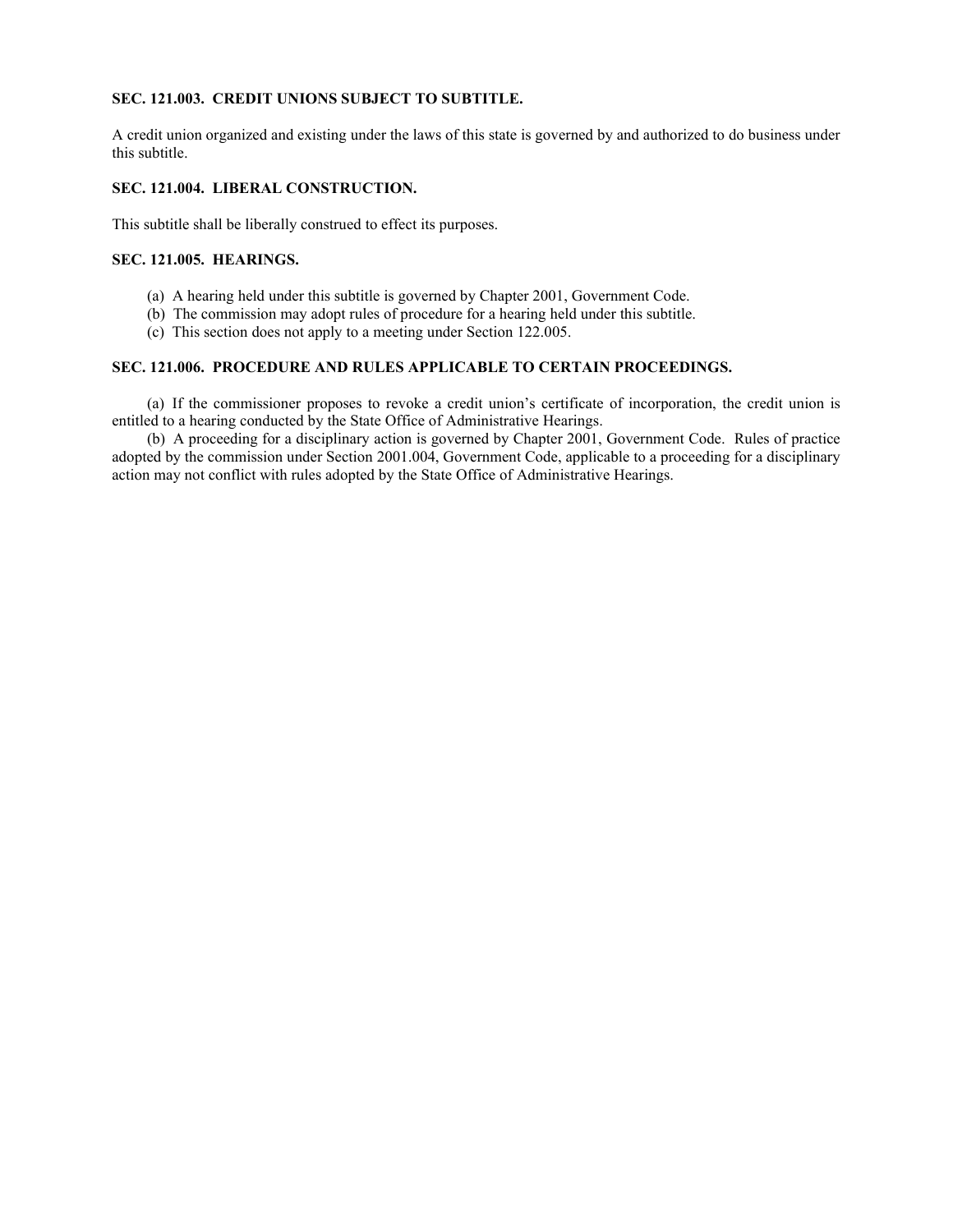**SEC. 121.003. CREDIT UNIONS SUBJECT TO SUBTITLE.**

A credit union organized and existing under the laws of this state is governed by and authorized to do business under this subtitle.

**SEC. 121.004. LIBERAL CONSTRUCTION.**

This subtitle shall be liberally construed to effect its purposes.

**SEC. 121.005. HEARINGS.**

(a) A hearing held under this subtitle is governed by Chapter 2001, Government Code.
(b) The commission may adopt rules of procedure for a hearing held under this subtitle.
(c) This section does not apply to a meeting under Section 122.005.

**SEC. 121.006. PROCEDURE AND RULES APPLICABLE TO CERTAIN PROCEEDINGS.**

(a) If the commissioner proposes to revoke a credit union's certificate of incorporation, the credit union is entitled to a hearing conducted by the State Office of Administrative Hearings.

(b) A proceeding for a disciplinary action is governed by Chapter 2001, Government Code. Rules of practice adopted by the commission under Section 2001.004, Government Code, applicable to a proceeding for a disciplinary action may not conflict with rules adopted by the State Office of Administrative Hearings.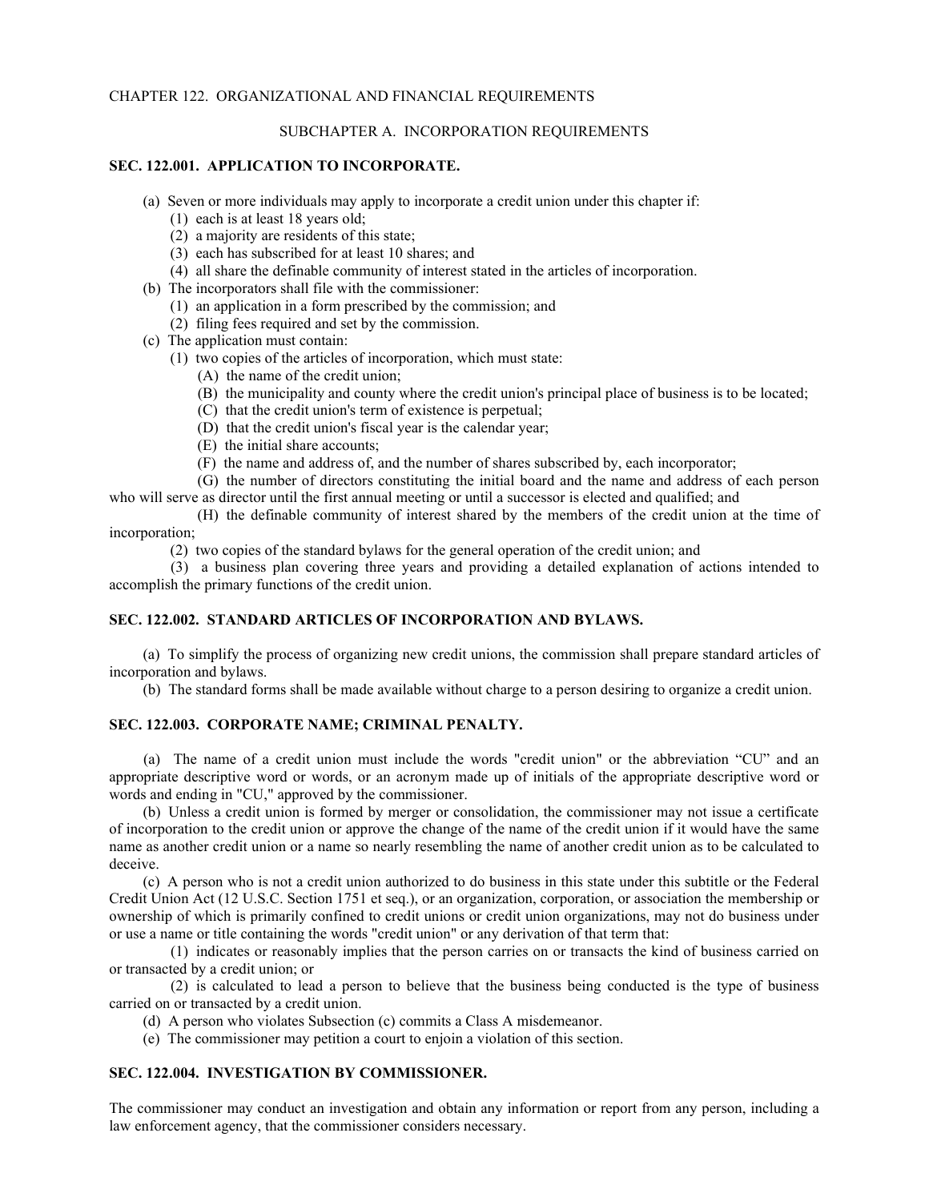CHAPTER 122. ORGANIZATIONAL AND FINANCIAL REQUIREMENTS

SUBCHAPTER A. INCORPORATION REQUIREMENTS

**SEC. 122.001. APPLICATION TO INCORPORATE.**

(a) Seven or more individuals may apply to incorporate a credit union under this chapter if:

(1) each is at least 18 years old;

(2) a majority are residents of this state;

(3) each has subscribed for at least 10 shares; and

(4) all share the definable community of interest stated in the articles of incorporation.

(b) The incorporators shall file with the commissioner:

(1) an application in a form prescribed by the commission; and

(2) filing fees required and set by the commission.

(c) The application must contain:

(1) two copies of the articles of incorporation, which must state:

(A) the name of the credit union;

(B) the municipality and county where the credit union's principal place of business is to be located;

(C) that the credit union's term of existence is perpetual;

(D) that the credit union's fiscal year is the calendar year;

(E) the initial share accounts;

(F) the name and address of, and the number of shares subscribed by, each incorporator;

(G) the number of directors constituting the initial board and the name and address of each person who will serve as director until the first annual meeting or until a successor is elected and qualified; and

(H) the definable community of interest shared by the members of the credit union at the time of incorporation;

(2) two copies of the standard bylaws for the general operation of the credit union; and

(3) a business plan covering three years and providing a detailed explanation of actions intended to accomplish the primary functions of the credit union.

**SEC. 122.002. STANDARD ARTICLES OF INCORPORATION AND BYLAWS.**

(a) To simplify the process of organizing new credit unions, the commission shall prepare standard articles of incorporation and bylaws.

(b) The standard forms shall be made available without charge to a person desiring to organize a credit union.

**SEC. 122.003. CORPORATE NAME; CRIMINAL PENALTY.**

(a) The name of a credit union must include the words "credit union" or the abbreviation "CU" and an appropriate descriptive word or words, or an acronym made up of initials of the appropriate descriptive word or words and ending in "CU," approved by the commissioner.

(b) Unless a credit union is formed by merger or consolidation, the commissioner may not issue a certificate of incorporation to the credit union or approve the change of the name of the credit union if it would have the same name as another credit union or a name so nearly resembling the name of another credit union as to be calculated to deceive.

(c) A person who is not a credit union authorized to do business in this state under this subtitle or the Federal Credit Union Act (12 U.S.C. Section 1751 et seq.), or an organization, corporation, or association the membership or ownership of which is primarily confined to credit unions or credit union organizations, may not do business under or use a name or title containing the words "credit union" or any derivation of that term that:

(1) indicates or reasonably implies that the person carries on or transacts the kind of business carried on or transacted by a credit union; or

(2) is calculated to lead a person to believe that the business being conducted is the type of business carried on or transacted by a credit union.

(d) A person who violates Subsection (c) commits a Class A misdemeanor.

(e) The commissioner may petition a court to enjoin a violation of this section.

**SEC. 122.004. INVESTIGATION BY COMMISSIONER.**

The commissioner may conduct an investigation and obtain any information or report from any person, including a law enforcement agency, that the commissioner considers necessary.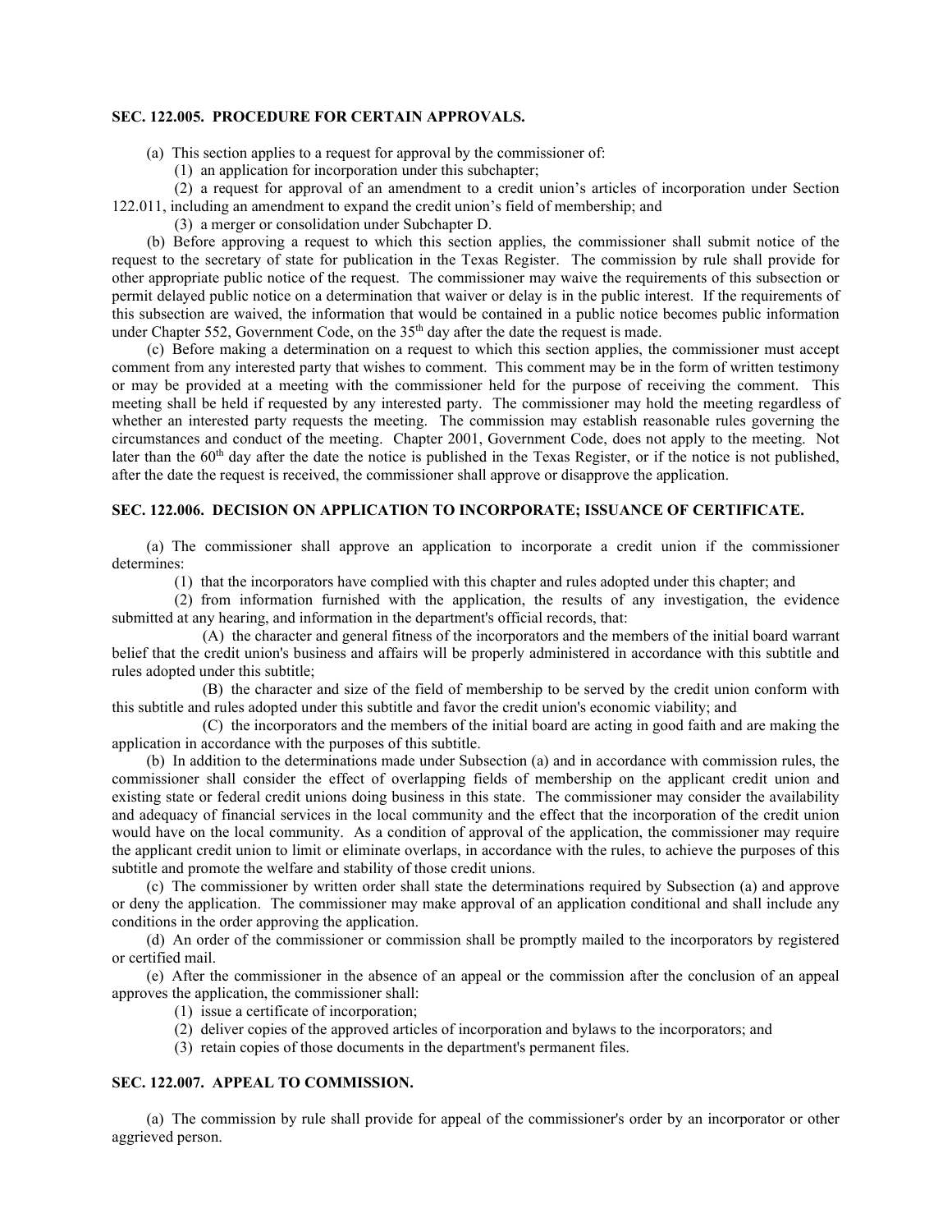**SEC. 122.005. PROCEDURE FOR CERTAIN APPROVALS.**

(a) This section applies to a request for approval by the commissioner of:

(1) an application for incorporation under this subchapter;

(2) a request for approval of an amendment to a credit union's articles of incorporation under Section 122.011, including an amendment to expand the credit union's field of membership; and

(3) a merger or consolidation under Subchapter D.

(b) Before approving a request to which this section applies, the commissioner shall submit notice of the request to the secretary of state for publication in the Texas Register. The commission by rule shall provide for other appropriate public notice of the request. The commissioner may waive the requirements of this subsection or permit delayed public notice on a determination that waiver or delay is in the public interest. If the requirements of this subsection are waived, the information that would be contained in a public notice becomes public information under Chapter 552, Government Code, on the 35th day after the date the request is made.

(c) Before making a determination on a request to which this section applies, the commissioner must accept comment from any interested party that wishes to comment. This comment may be in the form of written testimony or may be provided at a meeting with the commissioner held for the purpose of receiving the comment. This meeting shall be held if requested by any interested party. The commissioner may hold the meeting regardless of whether an interested party requests the meeting. The commission may establish reasonable rules governing the circumstances and conduct of the meeting. Chapter 2001, Government Code, does not apply to the meeting. Not later than the 60th day after the date the notice is published in the Texas Register, or if the notice is not published, after the date the request is received, the commissioner shall approve or disapprove the application.

**SEC. 122.006. DECISION ON APPLICATION TO INCORPORATE; ISSUANCE OF CERTIFICATE.**

(a) The commissioner shall approve an application to incorporate a credit union if the commissioner determines:

(1) that the incorporators have complied with this chapter and rules adopted under this chapter; and

(2) from information furnished with the application, the results of any investigation, the evidence submitted at any hearing, and information in the department's official records, that:

(A) the character and general fitness of the incorporators and the members of the initial board warrant belief that the credit union's business and affairs will be properly administered in accordance with this subtitle and rules adopted under this subtitle;

(B) the character and size of the field of membership to be served by the credit union conform with this subtitle and rules adopted under this subtitle and favor the credit union's economic viability; and

(C) the incorporators and the members of the initial board are acting in good faith and are making the application in accordance with the purposes of this subtitle.

(b) In addition to the determinations made under Subsection (a) and in accordance with commission rules, the commissioner shall consider the effect of overlapping fields of membership on the applicant credit union and existing state or federal credit unions doing business in this state. The commissioner may consider the availability and adequacy of financial services in the local community and the effect that the incorporation of the credit union would have on the local community. As a condition of approval of the application, the commissioner may require the applicant credit union to limit or eliminate overlaps, in accordance with the rules, to achieve the purposes of this subtitle and promote the welfare and stability of those credit unions.

(c) The commissioner by written order shall state the determinations required by Subsection (a) and approve or deny the application. The commissioner may make approval of an application conditional and shall include any conditions in the order approving the application.

(d) An order of the commissioner or commission shall be promptly mailed to the incorporators by registered or certified mail.

(e) After the commissioner in the absence of an appeal or the commission after the conclusion of an appeal approves the application, the commissioner shall:

(1) issue a certificate of incorporation;

(2) deliver copies of the approved articles of incorporation and bylaws to the incorporators; and

(3) retain copies of those documents in the department's permanent files.

**SEC. 122.007. APPEAL TO COMMISSION.**

(a) The commission by rule shall provide for appeal of the commissioner's order by an incorporator or other aggrieved person.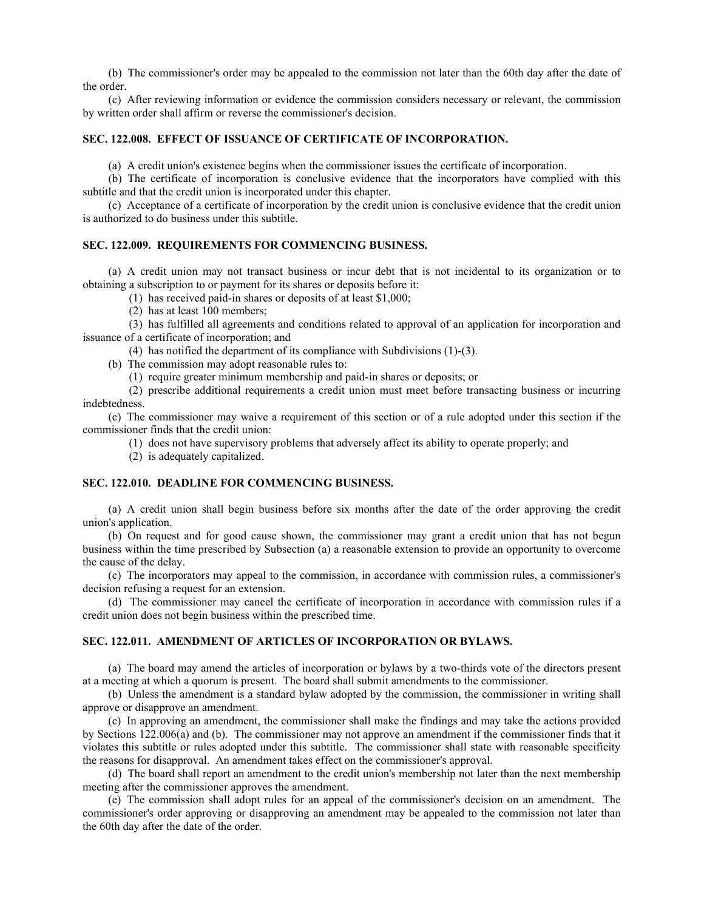(b) The commissioner's order may be appealed to the commission not later than the 60th day after the date of the order.

(c) After reviewing information or evidence the commission considers necessary or relevant, the commission by written order shall affirm or reverse the commissioner's decision.

### SEC. 122.008. EFFECT OF ISSUANCE OF CERTIFICATE OF INCORPORATION.

(a) A credit union's existence begins when the commissioner issues the certificate of incorporation.

(b) The certificate of incorporation is conclusive evidence that the incorporators have complied with this subtitle and that the credit union is incorporated under this chapter.

(c) Acceptance of a certificate of incorporation by the credit union is conclusive evidence that the credit union is authorized to do business under this subtitle.

### SEC. 122.009. REQUIREMENTS FOR COMMENCING BUSINESS.

(a) A credit union may not transact business or incur debt that is not incidental to its organization or to obtaining a subscription to or payment for its shares or deposits before it:

(1) has received paid-in shares or deposits of at least $1,000;

(2) has at least 100 members;

(3) has fulfilled all agreements and conditions related to approval of an application for incorporation and issuance of a certificate of incorporation; and

(4) has notified the department of its compliance with Subdivisions (1)-(3).

(b) The commission may adopt reasonable rules to:

(1) require greater minimum membership and paid-in shares or deposits; or

(2) prescribe additional requirements a credit union must meet before transacting business or incurring indebtedness.

(c) The commissioner may waive a requirement of this section or of a rule adopted under this section if the commissioner finds that the credit union:

(1) does not have supervisory problems that adversely affect its ability to operate properly; and

(2) is adequately capitalized.

### SEC. 122.010. DEADLINE FOR COMMENCING BUSINESS.

(a) A credit union shall begin business before six months after the date of the order approving the credit union's application.

(b) On request and for good cause shown, the commissioner may grant a credit union that has not begun business within the time prescribed by Subsection (a) a reasonable extension to provide an opportunity to overcome the cause of the delay.

(c) The incorporators may appeal to the commission, in accordance with commission rules, a commissioner's decision refusing a request for an extension.

(d) The commissioner may cancel the certificate of incorporation in accordance with commission rules if a credit union does not begin business within the prescribed time.

### SEC. 122.011. AMENDMENT OF ARTICLES OF INCORPORATION OR BYLAWS.

(a) The board may amend the articles of incorporation or bylaws by a two-thirds vote of the directors present at a meeting at which a quorum is present. The board shall submit amendments to the commissioner.

(b) Unless the amendment is a standard bylaw adopted by the commission, the commissioner in writing shall approve or disapprove an amendment.

(c) In approving an amendment, the commissioner shall make the findings and may take the actions provided by Sections 122.006(a) and (b). The commissioner may not approve an amendment if the commissioner finds that it violates this subtitle or rules adopted under this subtitle. The commissioner shall state with reasonable specificity the reasons for disapproval. An amendment takes effect on the commissioner's approval.

(d) The board shall report an amendment to the credit union's membership not later than the next membership meeting after the commissioner approves the amendment.

(e) The commission shall adopt rules for an appeal of the commissioner's decision on an amendment. The commissioner's order approving or disapproving an amendment may be appealed to the commission not later than the 60th day after the date of the order.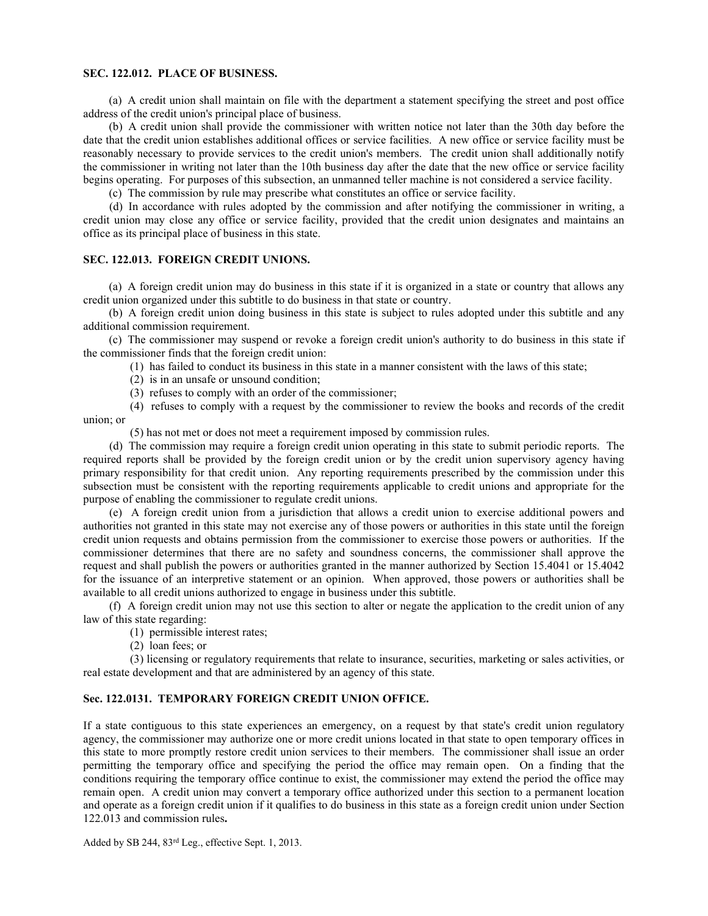### SEC. 122.012. PLACE OF BUSINESS.

(a) A credit union shall maintain on file with the department a statement specifying the street and post office address of the credit union's principal place of business.

(b) A credit union shall provide the commissioner with written notice not later than the 30th day before the date that the credit union establishes additional offices or service facilities. A new office or service facility must be reasonably necessary to provide services to the credit union's members. The credit union shall additionally notify the commissioner in writing not later than the 10th business day after the date that the new office or service facility begins operating. For purposes of this subsection, an unmanned teller machine is not considered a service facility.

(c) The commission by rule may prescribe what constitutes an office or service facility.

(d) In accordance with rules adopted by the commission and after notifying the commissioner in writing, a credit union may close any office or service facility, provided that the credit union designates and maintains an office as its principal place of business in this state.

### SEC. 122.013. FOREIGN CREDIT UNIONS.

(a) A foreign credit union may do business in this state if it is organized in a state or country that allows any credit union organized under this subtitle to do business in that state or country.

(b) A foreign credit union doing business in this state is subject to rules adopted under this subtitle and any additional commission requirement.

(c) The commissioner may suspend or revoke a foreign credit union's authority to do business in this state if the commissioner finds that the foreign credit union:

(1) has failed to conduct its business in this state in a manner consistent with the laws of this state;

(2) is in an unsafe or unsound condition;

(3) refuses to comply with an order of the commissioner;

(4) refuses to comply with a request by the commissioner to review the books and records of the credit union; or

(5) has not met or does not meet a requirement imposed by commission rules.

(d) The commission may require a foreign credit union operating in this state to submit periodic reports. The required reports shall be provided by the foreign credit union or by the credit union supervisory agency having primary responsibility for that credit union. Any reporting requirements prescribed by the commission under this subsection must be consistent with the reporting requirements applicable to credit unions and appropriate for the purpose of enabling the commissioner to regulate credit unions.

(e) A foreign credit union from a jurisdiction that allows a credit union to exercise additional powers and authorities not granted in this state may not exercise any of those powers or authorities in this state until the foreign credit union requests and obtains permission from the commissioner to exercise those powers or authorities. If the commissioner determines that there are no safety and soundness concerns, the commissioner shall approve the request and shall publish the powers or authorities granted in the manner authorized by Section 15.4041 or 15.4042 for the issuance of an interpretive statement or an opinion. When approved, those powers or authorities shall be available to all credit unions authorized to engage in business under this subtitle.

(f) A foreign credit union may not use this section to alter or negate the application to the credit union of any law of this state regarding:

(1) permissible interest rates;

(2) loan fees; or

(3) licensing or regulatory requirements that relate to insurance, securities, marketing or sales activities, or real estate development and that are administered by an agency of this state.

### Sec. 122.0131. TEMPORARY FOREIGN CREDIT UNION OFFICE.

If a state contiguous to this state experiences an emergency, on a request by that state's credit union regulatory agency, the commissioner may authorize one or more credit unions located in that state to open temporary offices in this state to more promptly restore credit union services to their members. The commissioner shall issue an order permitting the temporary office and specifying the period the office may remain open. On a finding that the conditions requiring the temporary office continue to exist, the commissioner may extend the period the office may remain open. A credit union may convert a temporary office authorized under this section to a permanent location and operate as a foreign credit union if it qualifies to do business in this state as a foreign credit union under Section 122.013 and commission rules.

Added by SB 244, 83rd Leg., effective Sept. 1, 2013.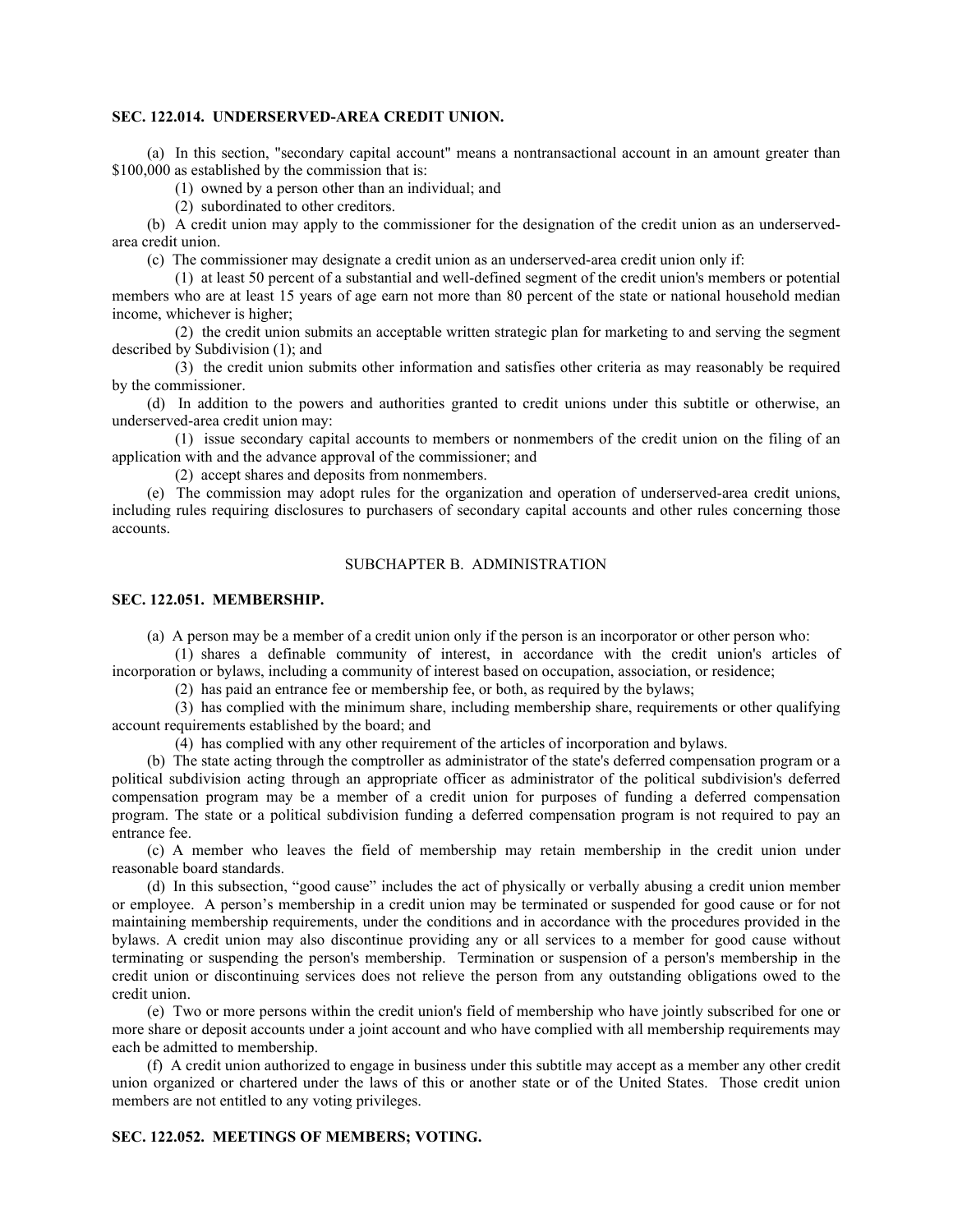**SEC. 122.014. UNDERSERVED-AREA CREDIT UNION.**

(a) In this section, "secondary capital account" means a nontransactional account in an amount greater than $100,000 as established by the commission that is:

(1) owned by a person other than an individual; and

(2) subordinated to other creditors.

(b) A credit union may apply to the commissioner for the designation of the credit union as an underserved-area credit union.

(c) The commissioner may designate a credit union as an underserved-area credit union only if:

(1) at least 50 percent of a substantial and well-defined segment of the credit union's members or potential members who are at least 15 years of age earn not more than 80 percent of the state or national household median income, whichever is higher;

(2) the credit union submits an acceptable written strategic plan for marketing to and serving the segment described by Subdivision (1); and

(3) the credit union submits other information and satisfies other criteria as may reasonably be required by the commissioner.

(d) In addition to the powers and authorities granted to credit unions under this subtitle or otherwise, an underserved-area credit union may:

(1) issue secondary capital accounts to members or nonmembers of the credit union on the filing of an application with and the advance approval of the commissioner; and

(2) accept shares and deposits from nonmembers.

(e) The commission may adopt rules for the organization and operation of underserved-area credit unions, including rules requiring disclosures to purchasers of secondary capital accounts and other rules concerning those accounts.

## SUBCHAPTER B. ADMINISTRATION

**SEC. 122.051. MEMBERSHIP.**

(a) A person may be a member of a credit union only if the person is an incorporator or other person who:

(1) shares a definable community of interest, in accordance with the credit union's articles of incorporation or bylaws, including a community of interest based on occupation, association, or residence;

(2) has paid an entrance fee or membership fee, or both, as required by the bylaws;

(3) has complied with the minimum share, including membership share, requirements or other qualifying account requirements established by the board; and

(4) has complied with any other requirement of the articles of incorporation and bylaws.

(b) The state acting through the comptroller as administrator of the state's deferred compensation program or a political subdivision acting through an appropriate officer as administrator of the political subdivision's deferred compensation program may be a member of a credit union for purposes of funding a deferred compensation program. The state or a political subdivision funding a deferred compensation program is not required to pay an entrance fee.

(c) A member who leaves the field of membership may retain membership in the credit union under reasonable board standards.

(d) In this subsection, "good cause" includes the act of physically or verbally abusing a credit union member or employee. A person's membership in a credit union may be terminated or suspended for good cause or for not maintaining membership requirements, under the conditions and in accordance with the procedures provided in the bylaws. A credit union may also discontinue providing any or all services to a member for good cause without terminating or suspending the person's membership. Termination or suspension of a person's membership in the credit union or discontinuing services does not relieve the person from any outstanding obligations owed to the credit union.

(e) Two or more persons within the credit union's field of membership who have jointly subscribed for one or more share or deposit accounts under a joint account and who have complied with all membership requirements may each be admitted to membership.

(f) A credit union authorized to engage in business under this subtitle may accept as a member any other credit union organized or chartered under the laws of this or another state or of the United States. Those credit union members are not entitled to any voting privileges.

**SEC. 122.052. MEETINGS OF MEMBERS; VOTING.**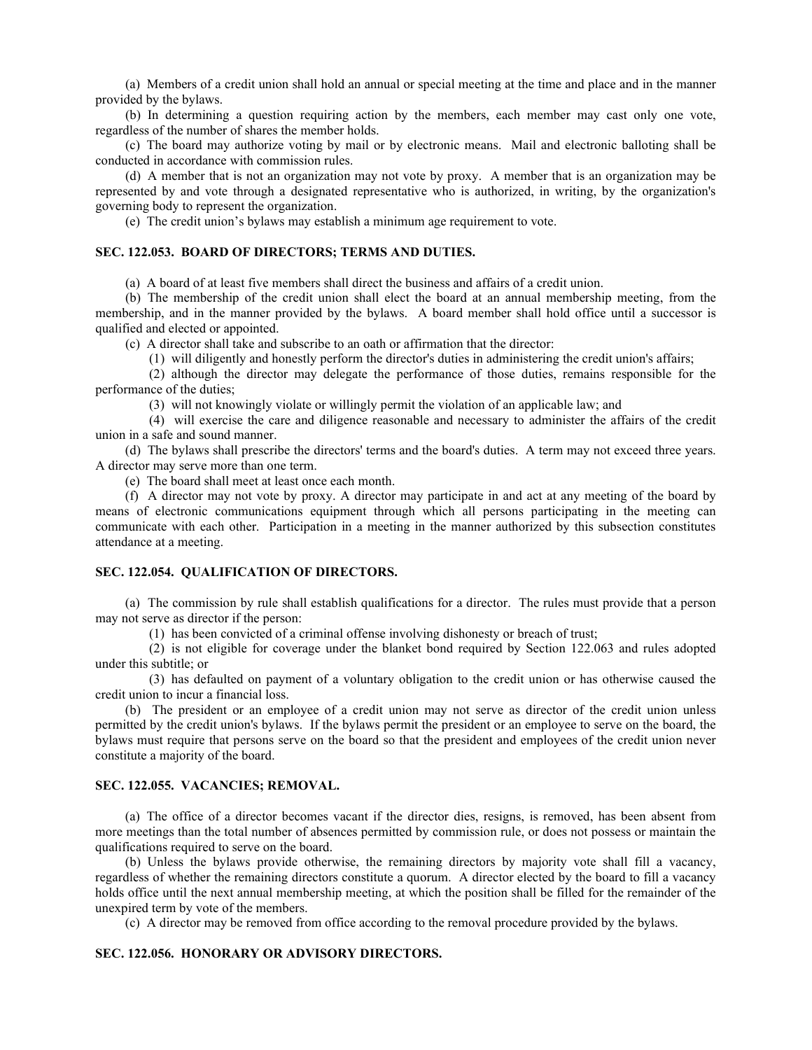(a) Members of a credit union shall hold an annual or special meeting at the time and place and in the manner provided by the bylaws.

(b) In determining a question requiring action by the members, each member may cast only one vote, regardless of the number of shares the member holds.

(c) The board may authorize voting by mail or by electronic means. Mail and electronic balloting shall be conducted in accordance with commission rules.

(d) A member that is not an organization may not vote by proxy. A member that is an organization may be represented by and vote through a designated representative who is authorized, in writing, by the organization's governing body to represent the organization.

(e) The credit union's bylaws may establish a minimum age requirement to vote.

### SEC. 122.053. BOARD OF DIRECTORS; TERMS AND DUTIES.

(a) A board of at least five members shall direct the business and affairs of a credit union.

(b) The membership of the credit union shall elect the board at an annual membership meeting, from the membership, and in the manner provided by the bylaws. A board member shall hold office until a successor is qualified and elected or appointed.

(c) A director shall take and subscribe to an oath or affirmation that the director:

(1) will diligently and honestly perform the director's duties in administering the credit union's affairs;

(2) although the director may delegate the performance of those duties, remains responsible for the performance of the duties;

(3) will not knowingly violate or willingly permit the violation of an applicable law; and

(4) will exercise the care and diligence reasonable and necessary to administer the affairs of the credit union in a safe and sound manner.

(d) The bylaws shall prescribe the directors' terms and the board's duties. A term may not exceed three years. A director may serve more than one term.

(e) The board shall meet at least once each month.

(f) A director may not vote by proxy. A director may participate in and act at any meeting of the board by means of electronic communications equipment through which all persons participating in the meeting can communicate with each other. Participation in a meeting in the manner authorized by this subsection constitutes attendance at a meeting.

### SEC. 122.054. QUALIFICATION OF DIRECTORS.

(a) The commission by rule shall establish qualifications for a director. The rules must provide that a person may not serve as director if the person:

(1) has been convicted of a criminal offense involving dishonesty or breach of trust;

(2) is not eligible for coverage under the blanket bond required by Section 122.063 and rules adopted under this subtitle; or

(3) has defaulted on payment of a voluntary obligation to the credit union or has otherwise caused the credit union to incur a financial loss.

(b) The president or an employee of a credit union may not serve as director of the credit union unless permitted by the credit union's bylaws. If the bylaws permit the president or an employee to serve on the board, the bylaws must require that persons serve on the board so that the president and employees of the credit union never constitute a majority of the board.

### SEC. 122.055. VACANCIES; REMOVAL.

(a) The office of a director becomes vacant if the director dies, resigns, is removed, has been absent from more meetings than the total number of absences permitted by commission rule, or does not possess or maintain the qualifications required to serve on the board.

(b) Unless the bylaws provide otherwise, the remaining directors by majority vote shall fill a vacancy, regardless of whether the remaining directors constitute a quorum. A director elected by the board to fill a vacancy holds office until the next annual membership meeting, at which the position shall be filled for the remainder of the unexpired term by vote of the members.

(c) A director may be removed from office according to the removal procedure provided by the bylaws.

### SEC. 122.056. HONORARY OR ADVISORY DIRECTORS.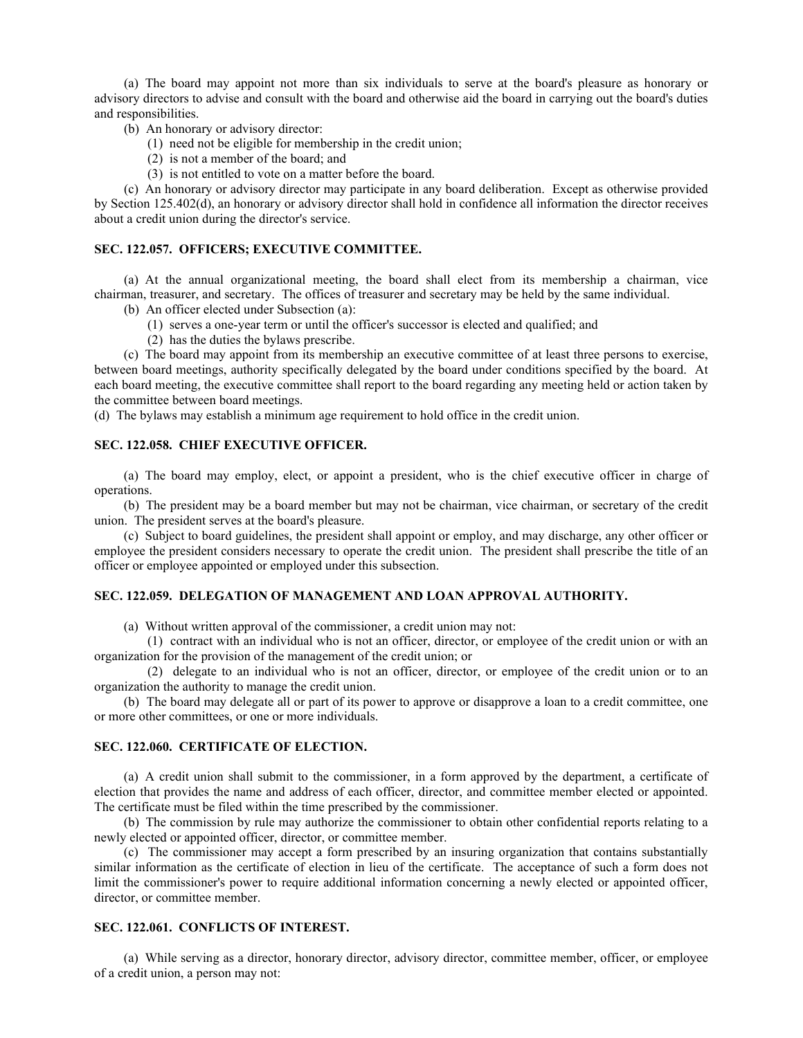(a) The board may appoint not more than six individuals to serve at the board's pleasure as honorary or advisory directors to advise and consult with the board and otherwise aid the board in carrying out the board's duties and responsibilities.

(b) An honorary or advisory director:

(1) need not be eligible for membership in the credit union;

(2) is not a member of the board; and

(3) is not entitled to vote on a matter before the board.

(c) An honorary or advisory director may participate in any board deliberation. Except as otherwise provided by Section 125.402(d), an honorary or advisory director shall hold in confidence all information the director receives about a credit union during the director's service.

### SEC. 122.057. OFFICERS; EXECUTIVE COMMITTEE.

(a) At the annual organizational meeting, the board shall elect from its membership a chairman, vice chairman, treasurer, and secretary. The offices of treasurer and secretary may be held by the same individual.

(b) An officer elected under Subsection (a):

(1) serves a one-year term or until the officer's successor is elected and qualified; and

(2) has the duties the bylaws prescribe.

(c) The board may appoint from its membership an executive committee of at least three persons to exercise, between board meetings, authority specifically delegated by the board under conditions specified by the board. At each board meeting, the executive committee shall report to the board regarding any meeting held or action taken by the committee between board meetings.

(d) The bylaws may establish a minimum age requirement to hold office in the credit union.

### SEC. 122.058. CHIEF EXECUTIVE OFFICER.

(a) The board may employ, elect, or appoint a president, who is the chief executive officer in charge of operations.

(b) The president may be a board member but may not be chairman, vice chairman, or secretary of the credit union. The president serves at the board's pleasure.

(c) Subject to board guidelines, the president shall appoint or employ, and may discharge, any other officer or employee the president considers necessary to operate the credit union. The president shall prescribe the title of an officer or employee appointed or employed under this subsection.

### SEC. 122.059. DELEGATION OF MANAGEMENT AND LOAN APPROVAL AUTHORITY.

(a) Without written approval of the commissioner, a credit union may not:

(1) contract with an individual who is not an officer, director, or employee of the credit union or with an organization for the provision of the management of the credit union; or

(2) delegate to an individual who is not an officer, director, or employee of the credit union or to an organization the authority to manage the credit union.

(b) The board may delegate all or part of its power to approve or disapprove a loan to a credit committee, one or more other committees, or one or more individuals.

### SEC. 122.060. CERTIFICATE OF ELECTION.

(a) A credit union shall submit to the commissioner, in a form approved by the department, a certificate of election that provides the name and address of each officer, director, and committee member elected or appointed. The certificate must be filed within the time prescribed by the commissioner.

(b) The commission by rule may authorize the commissioner to obtain other confidential reports relating to a newly elected or appointed officer, director, or committee member.

(c) The commissioner may accept a form prescribed by an insuring organization that contains substantially similar information as the certificate of election in lieu of the certificate. The acceptance of such a form does not limit the commissioner's power to require additional information concerning a newly elected or appointed officer, director, or committee member.

### SEC. 122.061. CONFLICTS OF INTEREST.

(a) While serving as a director, honorary director, advisory director, committee member, officer, or employee of a credit union, a person may not: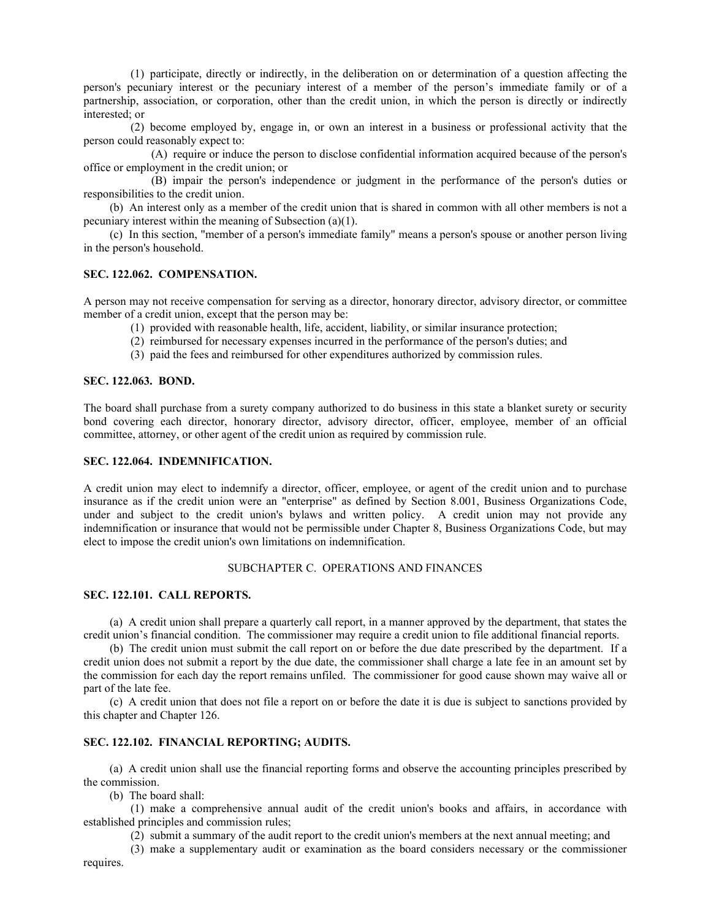(1) participate, directly or indirectly, in the deliberation on or determination of a question affecting the person's pecuniary interest or the pecuniary interest of a member of the person's immediate family or of a partnership, association, or corporation, other than the credit union, in which the person is directly or indirectly interested; or

(2) become employed by, engage in, or own an interest in a business or professional activity that the person could reasonably expect to:

(A) require or induce the person to disclose confidential information acquired because of the person's office or employment in the credit union; or

(B) impair the person's independence or judgment in the performance of the person's duties or responsibilities to the credit union.

(b) An interest only as a member of the credit union that is shared in common with all other members is not a pecuniary interest within the meaning of Subsection (a)(1).

(c) In this section, "member of a person's immediate family" means a person's spouse or another person living in the person's household.

**SEC. 122.062. COMPENSATION.**

A person may not receive compensation for serving as a director, honorary director, advisory director, or committee member of a credit union, except that the person may be:

(1) provided with reasonable health, life, accident, liability, or similar insurance protection;

(2) reimbursed for necessary expenses incurred in the performance of the person's duties; and

(3) paid the fees and reimbursed for other expenditures authorized by commission rules.

**SEC. 122.063. BOND.**

The board shall purchase from a surety company authorized to do business in this state a blanket surety or security bond covering each director, honorary director, advisory director, officer, employee, member of an official committee, attorney, or other agent of the credit union as required by commission rule.

**SEC. 122.064. INDEMNIFICATION.**

A credit union may elect to indemnify a director, officer, employee, or agent of the credit union and to purchase insurance as if the credit union were an "enterprise" as defined by Section 8.001, Business Organizations Code, under and subject to the credit union's bylaws and written policy. A credit union may not provide any indemnification or insurance that would not be permissible under Chapter 8, Business Organizations Code, but may elect to impose the credit union's own limitations on indemnification.

SUBCHAPTER C. OPERATIONS AND FINANCES

**SEC. 122.101. CALL REPORTS.**

(a) A credit union shall prepare a quarterly call report, in a manner approved by the department, that states the credit union's financial condition. The commissioner may require a credit union to file additional financial reports.

(b) The credit union must submit the call report on or before the due date prescribed by the department. If a credit union does not submit a report by the due date, the commissioner shall charge a late fee in an amount set by the commission for each day the report remains unfiled. The commissioner for good cause shown may waive all or part of the late fee.

(c) A credit union that does not file a report on or before the date it is due is subject to sanctions provided by this chapter and Chapter 126.

**SEC. 122.102. FINANCIAL REPORTING; AUDITS.**

(a) A credit union shall use the financial reporting forms and observe the accounting principles prescribed by the commission.

(b) The board shall:

(1) make a comprehensive annual audit of the credit union's books and affairs, in accordance with established principles and commission rules;

(2) submit a summary of the audit report to the credit union's members at the next annual meeting; and

(3) make a supplementary audit or examination as the board considers necessary or the commissioner requires.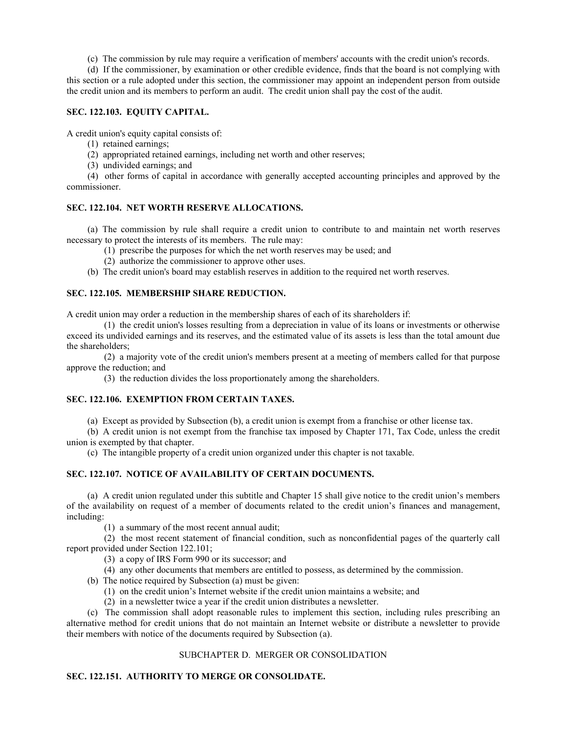(c) The commission by rule may require a verification of members' accounts with the credit union's records.

(d) If the commissioner, by examination or other credible evidence, finds that the board is not complying with this section or a rule adopted under this section, the commissioner may appoint an independent person from outside the credit union and its members to perform an audit. The credit union shall pay the cost of the audit.

### SEC. 122.103. EQUITY CAPITAL.

A credit union's equity capital consists of:

(1) retained earnings;

(2) appropriated retained earnings, including net worth and other reserves;

(3) undivided earnings; and

(4) other forms of capital in accordance with generally accepted accounting principles and approved by the commissioner.

### SEC. 122.104. NET WORTH RESERVE ALLOCATIONS.

(a) The commission by rule shall require a credit union to contribute to and maintain net worth reserves necessary to protect the interests of its members. The rule may:

(1) prescribe the purposes for which the net worth reserves may be used; and

(2) authorize the commissioner to approve other uses.

(b) The credit union's board may establish reserves in addition to the required net worth reserves.

### SEC. 122.105. MEMBERSHIP SHARE REDUCTION.

A credit union may order a reduction in the membership shares of each of its shareholders if:

(1) the credit union's losses resulting from a depreciation in value of its loans or investments or otherwise exceed its undivided earnings and its reserves, and the estimated value of its assets is less than the total amount due the shareholders;

(2) a majority vote of the credit union's members present at a meeting of members called for that purpose approve the reduction; and

(3) the reduction divides the loss proportionately among the shareholders.

### SEC. 122.106. EXEMPTION FROM CERTAIN TAXES.

(a) Except as provided by Subsection (b), a credit union is exempt from a franchise or other license tax.

(b) A credit union is not exempt from the franchise tax imposed by Chapter 171, Tax Code, unless the credit union is exempted by that chapter.

(c) The intangible property of a credit union organized under this chapter is not taxable.

### SEC. 122.107. NOTICE OF AVAILABILITY OF CERTAIN DOCUMENTS.

(a) A credit union regulated under this subtitle and Chapter 15 shall give notice to the credit union's members of the availability on request of a member of documents related to the credit union's finances and management, including:

(1) a summary of the most recent annual audit;

(2) the most recent statement of financial condition, such as nonconfidential pages of the quarterly call report provided under Section 122.101;

(3) a copy of IRS Form 990 or its successor; and

(4) any other documents that members are entitled to possess, as determined by the commission.

(b) The notice required by Subsection (a) must be given:

(1) on the credit union's Internet website if the credit union maintains a website; and

(2) in a newsletter twice a year if the credit union distributes a newsletter.

(c) The commission shall adopt reasonable rules to implement this section, including rules prescribing an alternative method for credit unions that do not maintain an Internet website or distribute a newsletter to provide their members with notice of the documents required by Subsection (a).

## SUBCHAPTER D. MERGER OR CONSOLIDATION

### SEC. 122.151. AUTHORITY TO MERGE OR CONSOLIDATE.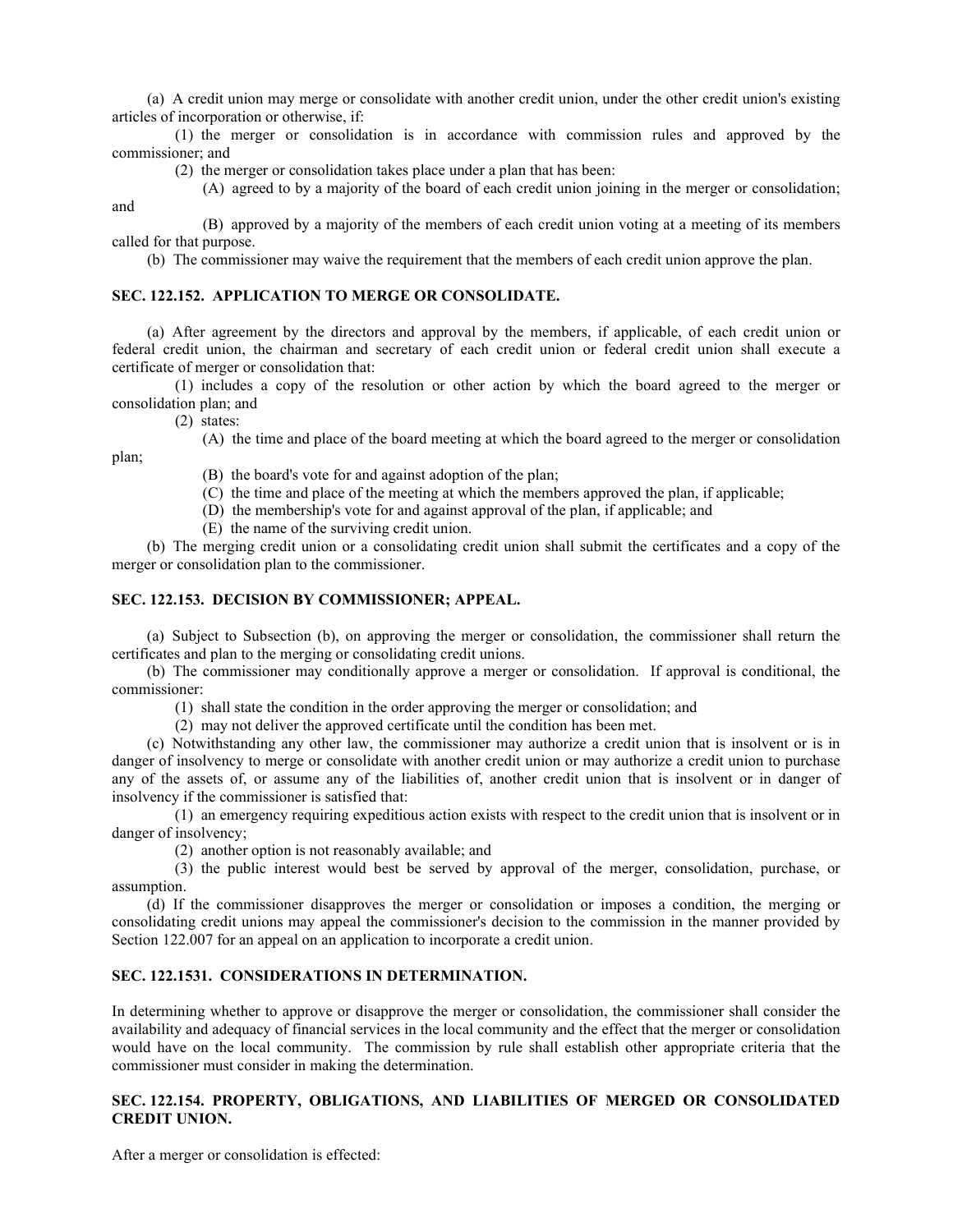(a) A credit union may merge or consolidate with another credit union, under the other credit union's existing articles of incorporation or otherwise, if:

(1) the merger or consolidation is in accordance with commission rules and approved by the commissioner; and

(2) the merger or consolidation takes place under a plan that has been:

(A) agreed to by a majority of the board of each credit union joining in the merger or consolidation; and

(B) approved by a majority of the members of each credit union voting at a meeting of its members called for that purpose.

(b) The commissioner may waive the requirement that the members of each credit union approve the plan.

### SEC. 122.152. APPLICATION TO MERGE OR CONSOLIDATE.

(a) After agreement by the directors and approval by the members, if applicable, of each credit union or federal credit union, the chairman and secretary of each credit union or federal credit union shall execute a certificate of merger or consolidation that:

(1) includes a copy of the resolution or other action by which the board agreed to the merger or consolidation plan; and

(2) states:

(A) the time and place of the board meeting at which the board agreed to the merger or consolidation plan;

(B) the board's vote for and against adoption of the plan;

(C) the time and place of the meeting at which the members approved the plan, if applicable;

(D) the membership's vote for and against approval of the plan, if applicable; and

(E) the name of the surviving credit union.

(b) The merging credit union or a consolidating credit union shall submit the certificates and a copy of the merger or consolidation plan to the commissioner.

### SEC. 122.153. DECISION BY COMMISSIONER; APPEAL.

(a) Subject to Subsection (b), on approving the merger or consolidation, the commissioner shall return the certificates and plan to the merging or consolidating credit unions.

(b) The commissioner may conditionally approve a merger or consolidation. If approval is conditional, the commissioner:

(1) shall state the condition in the order approving the merger or consolidation; and

(2) may not deliver the approved certificate until the condition has been met.

(c) Notwithstanding any other law, the commissioner may authorize a credit union that is insolvent or is in danger of insolvency to merge or consolidate with another credit union or may authorize a credit union to purchase any of the assets of, or assume any of the liabilities of, another credit union that is insolvent or in danger of insolvency if the commissioner is satisfied that:

(1) an emergency requiring expeditious action exists with respect to the credit union that is insolvent or in danger of insolvency;

(2) another option is not reasonably available; and

(3) the public interest would best be served by approval of the merger, consolidation, purchase, or assumption.

(d) If the commissioner disapproves the merger or consolidation or imposes a condition, the merging or consolidating credit unions may appeal the commissioner's decision to the commission in the manner provided by Section 122.007 for an appeal on an application to incorporate a credit union.

### SEC. 122.1531. CONSIDERATIONS IN DETERMINATION.

In determining whether to approve or disapprove the merger or consolidation, the commissioner shall consider the availability and adequacy of financial services in the local community and the effect that the merger or consolidation would have on the local community. The commission by rule shall establish other appropriate criteria that the commissioner must consider in making the determination.

### SEC. 122.154. PROPERTY, OBLIGATIONS, AND LIABILITIES OF MERGED OR CONSOLIDATED CREDIT UNION.

After a merger or consolidation is effected: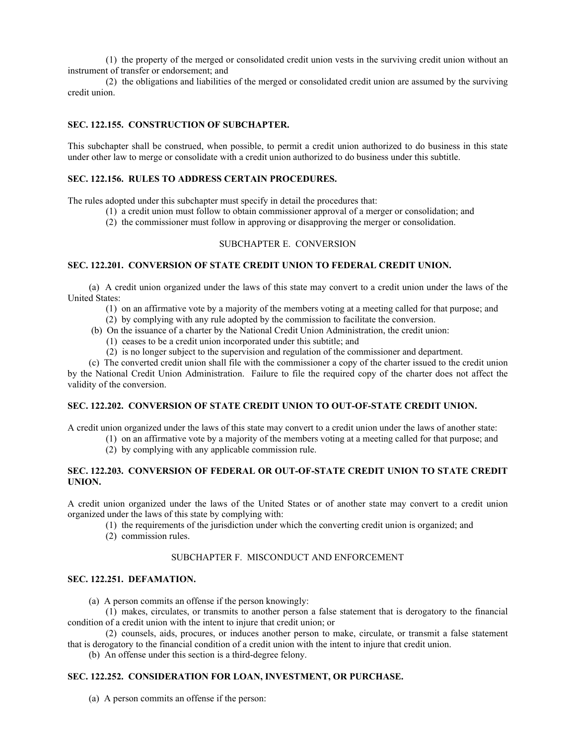(1) the property of the merged or consolidated credit union vests in the surviving credit union without an instrument of transfer or endorsement; and

(2) the obligations and liabilities of the merged or consolidated credit union are assumed by the surviving credit union.

**SEC. 122.155. CONSTRUCTION OF SUBCHAPTER.**

This subchapter shall be construed, when possible, to permit a credit union authorized to do business in this state under other law to merge or consolidate with a credit union authorized to do business under this subtitle.

**SEC. 122.156. RULES TO ADDRESS CERTAIN PROCEDURES.**

The rules adopted under this subchapter must specify in detail the procedures that:

(1) a credit union must follow to obtain commissioner approval of a merger or consolidation; and

(2) the commissioner must follow in approving or disapproving the merger or consolidation.

SUBCHAPTER E. CONVERSION

**SEC. 122.201. CONVERSION OF STATE CREDIT UNION TO FEDERAL CREDIT UNION.**

(a) A credit union organized under the laws of this state may convert to a credit union under the laws of the United States:

(1) on an affirmative vote by a majority of the members voting at a meeting called for that purpose; and

(2) by complying with any rule adopted by the commission to facilitate the conversion.

(b) On the issuance of a charter by the National Credit Union Administration, the credit union:

(1) ceases to be a credit union incorporated under this subtitle; and

(2) is no longer subject to the supervision and regulation of the commissioner and department.

(c) The converted credit union shall file with the commissioner a copy of the charter issued to the credit union by the National Credit Union Administration. Failure to file the required copy of the charter does not affect the validity of the conversion.

**SEC. 122.202. CONVERSION OF STATE CREDIT UNION TO OUT-OF-STATE CREDIT UNION.**

A credit union organized under the laws of this state may convert to a credit union under the laws of another state:

(1) on an affirmative vote by a majority of the members voting at a meeting called for that purpose; and

(2) by complying with any applicable commission rule.

**SEC. 122.203. CONVERSION OF FEDERAL OR OUT-OF-STATE CREDIT UNION TO STATE CREDIT UNION.**

A credit union organized under the laws of the United States or of another state may convert to a credit union organized under the laws of this state by complying with:

(1) the requirements of the jurisdiction under which the converting credit union is organized; and

(2) commission rules.

SUBCHAPTER F. MISCONDUCT AND ENFORCEMENT

**SEC. 122.251. DEFAMATION.**

(a) A person commits an offense if the person knowingly:

(1) makes, circulates, or transmits to another person a false statement that is derogatory to the financial condition of a credit union with the intent to injure that credit union; or

(2) counsels, aids, procures, or induces another person to make, circulate, or transmit a false statement that is derogatory to the financial condition of a credit union with the intent to injure that credit union.

(b) An offense under this section is a third-degree felony.

**SEC. 122.252. CONSIDERATION FOR LOAN, INVESTMENT, OR PURCHASE.**

(a) A person commits an offense if the person: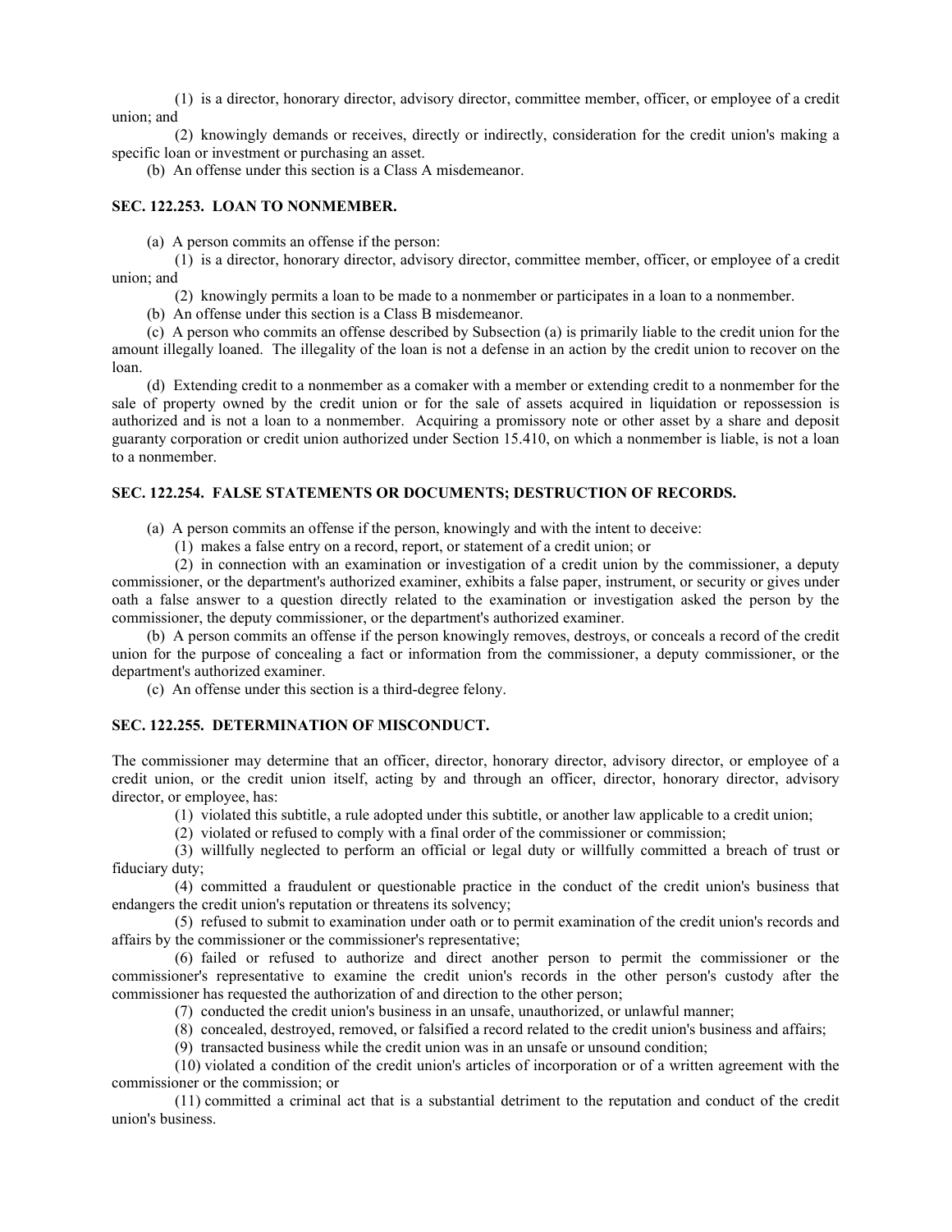(1) is a director, honorary director, advisory director, committee member, officer, or employee of a credit union; and

(2) knowingly demands or receives, directly or indirectly, consideration for the credit union's making a specific loan or investment or purchasing an asset.

(b) An offense under this section is a Class A misdemeanor.

**SEC. 122.253. LOAN TO NONMEMBER.**

(a) A person commits an offense if the person:

(1) is a director, honorary director, advisory director, committee member, officer, or employee of a credit union; and

(2) knowingly permits a loan to be made to a nonmember or participates in a loan to a nonmember.

(b) An offense under this section is a Class B misdemeanor.

(c) A person who commits an offense described by Subsection (a) is primarily liable to the credit union for the amount illegally loaned. The illegality of the loan is not a defense in an action by the credit union to recover on the loan.

(d) Extending credit to a nonmember as a comaker with a member or extending credit to a nonmember for the sale of property owned by the credit union or for the sale of assets acquired in liquidation or repossession is authorized and is not a loan to a nonmember. Acquiring a promissory note or other asset by a share and deposit guaranty corporation or credit union authorized under Section 15.410, on which a nonmember is liable, is not a loan to a nonmember.

**SEC. 122.254. FALSE STATEMENTS OR DOCUMENTS; DESTRUCTION OF RECORDS.**

(a) A person commits an offense if the person, knowingly and with the intent to deceive:

(1) makes a false entry on a record, report, or statement of a credit union; or

(2) in connection with an examination or investigation of a credit union by the commissioner, a deputy commissioner, or the department's authorized examiner, exhibits a false paper, instrument, or security or gives under oath a false answer to a question directly related to the examination or investigation asked the person by the commissioner, the deputy commissioner, or the department's authorized examiner.

(b) A person commits an offense if the person knowingly removes, destroys, or conceals a record of the credit union for the purpose of concealing a fact or information from the commissioner, a deputy commissioner, or the department's authorized examiner.

(c) An offense under this section is a third-degree felony.

**SEC. 122.255. DETERMINATION OF MISCONDUCT.**

The commissioner may determine that an officer, director, honorary director, advisory director, or employee of a credit union, or the credit union itself, acting by and through an officer, director, honorary director, advisory director, or employee, has:

(1) violated this subtitle, a rule adopted under this subtitle, or another law applicable to a credit union;

(2) violated or refused to comply with a final order of the commissioner or commission;

(3) willfully neglected to perform an official or legal duty or willfully committed a breach of trust or fiduciary duty;

(4) committed a fraudulent or questionable practice in the conduct of the credit union's business that endangers the credit union's reputation or threatens its solvency;

(5) refused to submit to examination under oath or to permit examination of the credit union's records and affairs by the commissioner or the commissioner's representative;

(6) failed or refused to authorize and direct another person to permit the commissioner or the commissioner's representative to examine the credit union's records in the other person's custody after the commissioner has requested the authorization of and direction to the other person;

(7) conducted the credit union's business in an unsafe, unauthorized, or unlawful manner;

(8) concealed, destroyed, removed, or falsified a record related to the credit union's business and affairs;

(9) transacted business while the credit union was in an unsafe or unsound condition;

(10) violated a condition of the credit union's articles of incorporation or of a written agreement with the commissioner or the commission; or

(11) committed a criminal act that is a substantial detriment to the reputation and conduct of the credit union's business.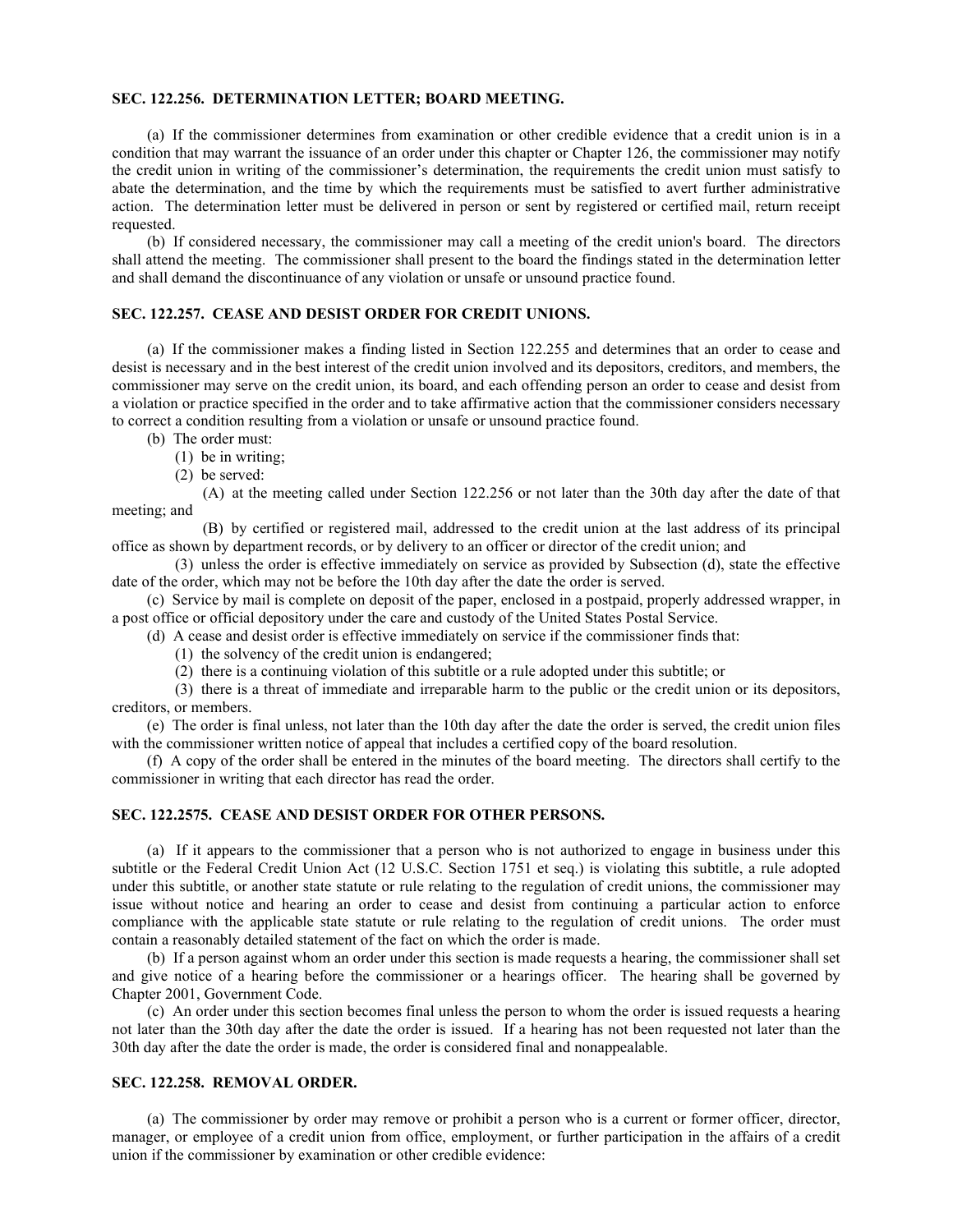### SEC. 122.256. DETERMINATION LETTER; BOARD MEETING.

(a) If the commissioner determines from examination or other credible evidence that a credit union is in a condition that may warrant the issuance of an order under this chapter or Chapter 126, the commissioner may notify the credit union in writing of the commissioner's determination, the requirements the credit union must satisfy to abate the determination, and the time by which the requirements must be satisfied to avert further administrative action. The determination letter must be delivered in person or sent by registered or certified mail, return receipt requested.

(b) If considered necessary, the commissioner may call a meeting of the credit union's board. The directors shall attend the meeting. The commissioner shall present to the board the findings stated in the determination letter and shall demand the discontinuance of any violation or unsafe or unsound practice found.

### SEC. 122.257. CEASE AND DESIST ORDER FOR CREDIT UNIONS.

(a) If the commissioner makes a finding listed in Section 122.255 and determines that an order to cease and desist is necessary and in the best interest of the credit union involved and its depositors, creditors, and members, the commissioner may serve on the credit union, its board, and each offending person an order to cease and desist from a violation or practice specified in the order and to take affirmative action that the commissioner considers necessary to correct a condition resulting from a violation or unsafe or unsound practice found.

(b) The order must:

(1) be in writing;

(2) be served:

(A) at the meeting called under Section 122.256 or not later than the 30th day after the date of that meeting; and

(B) by certified or registered mail, addressed to the credit union at the last address of its principal office as shown by department records, or by delivery to an officer or director of the credit union; and

(3) unless the order is effective immediately on service as provided by Subsection (d), state the effective date of the order, which may not be before the 10th day after the date the order is served.

(c) Service by mail is complete on deposit of the paper, enclosed in a postpaid, properly addressed wrapper, in a post office or official depository under the care and custody of the United States Postal Service.

(d) A cease and desist order is effective immediately on service if the commissioner finds that:

(1) the solvency of the credit union is endangered;

(2) there is a continuing violation of this subtitle or a rule adopted under this subtitle; or

(3) there is a threat of immediate and irreparable harm to the public or the credit union or its depositors, creditors, or members.

(e) The order is final unless, not later than the 10th day after the date the order is served, the credit union files with the commissioner written notice of appeal that includes a certified copy of the board resolution.

(f) A copy of the order shall be entered in the minutes of the board meeting. The directors shall certify to the commissioner in writing that each director has read the order.

### SEC. 122.2575. CEASE AND DESIST ORDER FOR OTHER PERSONS.

(a) If it appears to the commissioner that a person who is not authorized to engage in business under this subtitle or the Federal Credit Union Act (12 U.S.C. Section 1751 et seq.) is violating this subtitle, a rule adopted under this subtitle, or another state statute or rule relating to the regulation of credit unions, the commissioner may issue without notice and hearing an order to cease and desist from continuing a particular action to enforce compliance with the applicable state statute or rule relating to the regulation of credit unions. The order must contain a reasonably detailed statement of the fact on which the order is made.

(b) If a person against whom an order under this section is made requests a hearing, the commissioner shall set and give notice of a hearing before the commissioner or a hearings officer. The hearing shall be governed by Chapter 2001, Government Code.

(c) An order under this section becomes final unless the person to whom the order is issued requests a hearing not later than the 30th day after the date the order is issued. If a hearing has not been requested not later than the 30th day after the date the order is made, the order is considered final and nonappealable.

### SEC. 122.258. REMOVAL ORDER.

(a) The commissioner by order may remove or prohibit a person who is a current or former officer, director, manager, or employee of a credit union from office, employment, or further participation in the affairs of a credit union if the commissioner by examination or other credible evidence: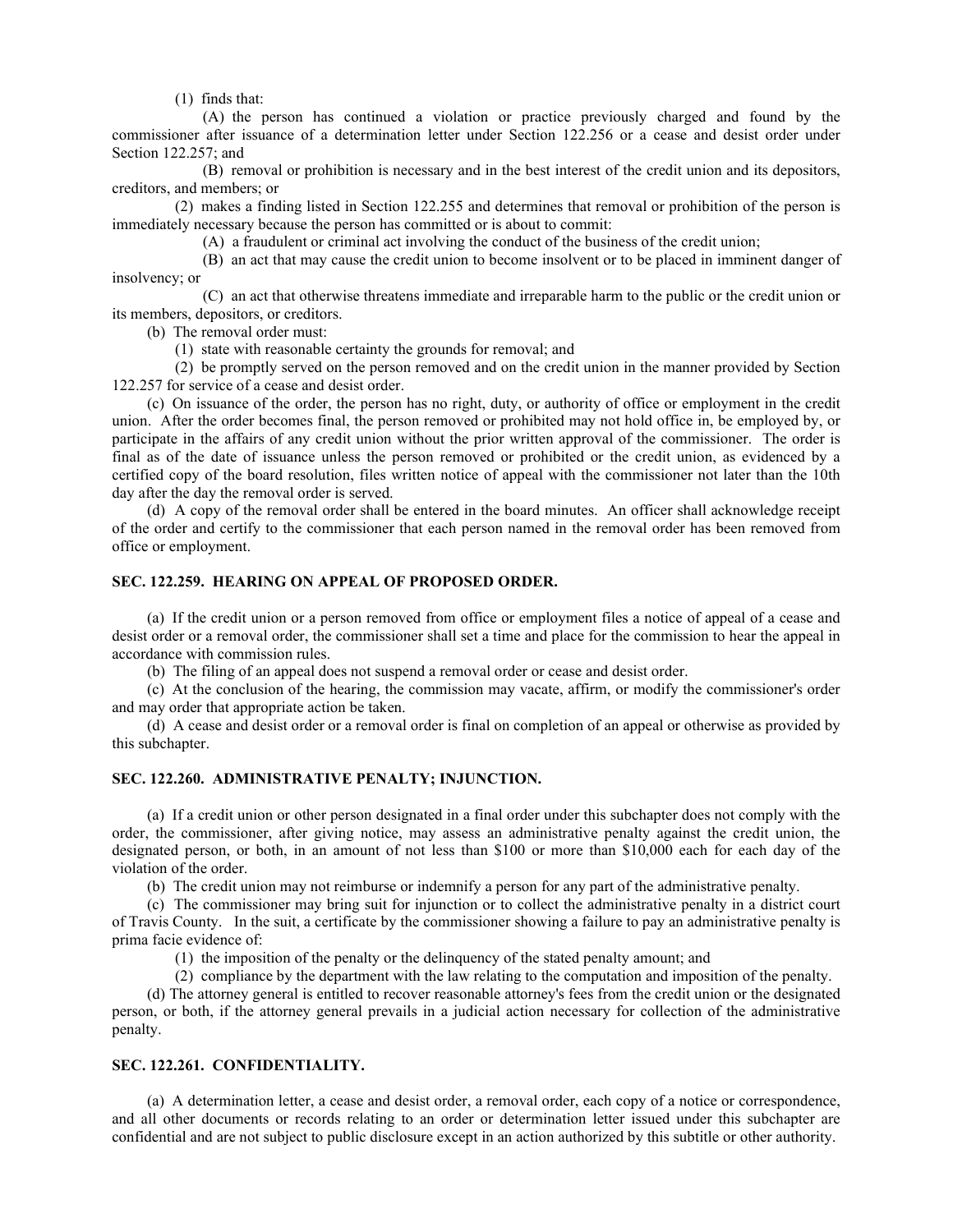(1) finds that:

(A) the person has continued a violation or practice previously charged and found by the commissioner after issuance of a determination letter under Section 122.256 or a cease and desist order under Section 122.257; and

(B) removal or prohibition is necessary and in the best interest of the credit union and its depositors, creditors, and members; or

(2) makes a finding listed in Section 122.255 and determines that removal or prohibition of the person is immediately necessary because the person has committed or is about to commit:

(A) a fraudulent or criminal act involving the conduct of the business of the credit union;

(B) an act that may cause the credit union to become insolvent or to be placed in imminent danger of insolvency; or

(C) an act that otherwise threatens immediate and irreparable harm to the public or the credit union or its members, depositors, or creditors.

(b) The removal order must:

(1) state with reasonable certainty the grounds for removal; and

(2) be promptly served on the person removed and on the credit union in the manner provided by Section 122.257 for service of a cease and desist order.

(c) On issuance of the order, the person has no right, duty, or authority of office or employment in the credit union. After the order becomes final, the person removed or prohibited may not hold office in, be employed by, or participate in the affairs of any credit union without the prior written approval of the commissioner. The order is final as of the date of issuance unless the person removed or prohibited or the credit union, as evidenced by a certified copy of the board resolution, files written notice of appeal with the commissioner not later than the 10th day after the day the removal order is served.

(d) A copy of the removal order shall be entered in the board minutes. An officer shall acknowledge receipt of the order and certify to the commissioner that each person named in the removal order has been removed from office or employment.

### SEC. 122.259. HEARING ON APPEAL OF PROPOSED ORDER.

(a) If the credit union or a person removed from office or employment files a notice of appeal of a cease and desist order or a removal order, the commissioner shall set a time and place for the commission to hear the appeal in accordance with commission rules.

(b) The filing of an appeal does not suspend a removal order or cease and desist order.

(c) At the conclusion of the hearing, the commission may vacate, affirm, or modify the commissioner's order and may order that appropriate action be taken.

(d) A cease and desist order or a removal order is final on completion of an appeal or otherwise as provided by this subchapter.

### SEC. 122.260. ADMINISTRATIVE PENALTY; INJUNCTION.

(a) If a credit union or other person designated in a final order under this subchapter does not comply with the order, the commissioner, after giving notice, may assess an administrative penalty against the credit union, the designated person, or both, in an amount of not less than $100 or more than $10,000 each for each day of the violation of the order.

(b) The credit union may not reimburse or indemnify a person for any part of the administrative penalty.

(c) The commissioner may bring suit for injunction or to collect the administrative penalty in a district court of Travis County. In the suit, a certificate by the commissioner showing a failure to pay an administrative penalty is prima facie evidence of:

(1) the imposition of the penalty or the delinquency of the stated penalty amount; and

(2) compliance by the department with the law relating to the computation and imposition of the penalty.

(d) The attorney general is entitled to recover reasonable attorney's fees from the credit union or the designated person, or both, if the attorney general prevails in a judicial action necessary for collection of the administrative penalty.

### SEC. 122.261. CONFIDENTIALITY.

(a) A determination letter, a cease and desist order, a removal order, each copy of a notice or correspondence, and all other documents or records relating to an order or determination letter issued under this subchapter are confidential and are not subject to public disclosure except in an action authorized by this subtitle or other authority.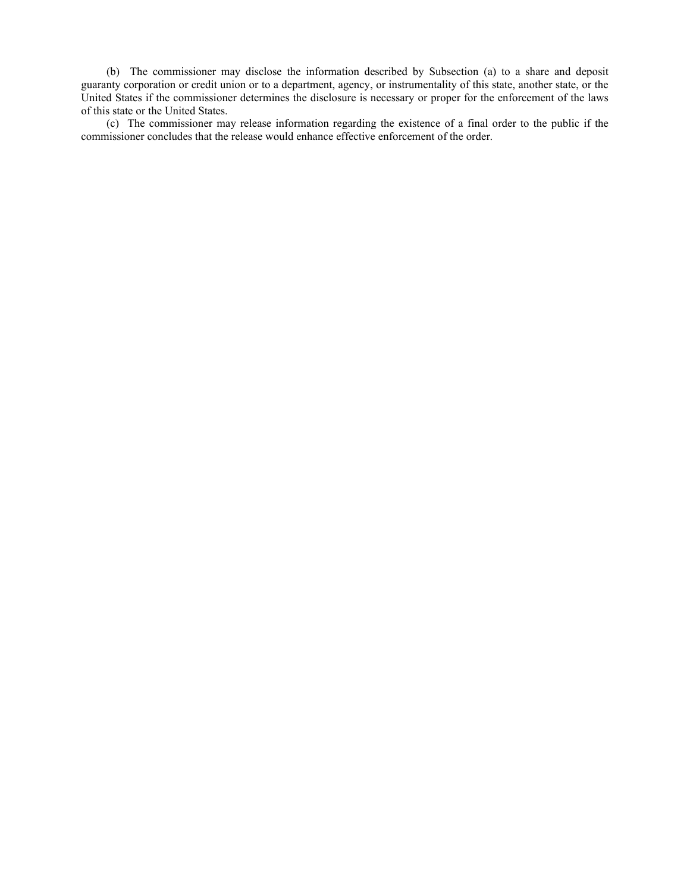(b) The commissioner may disclose the information described by Subsection (a) to a share and deposit guaranty corporation or credit union or to a department, agency, or instrumentality of this state, another state, or the United States if the commissioner determines the disclosure is necessary or proper for the enforcement of the laws of this state or the United States.

(c) The commissioner may release information regarding the existence of a final order to the public if the commissioner concludes that the release would enhance effective enforcement of the order.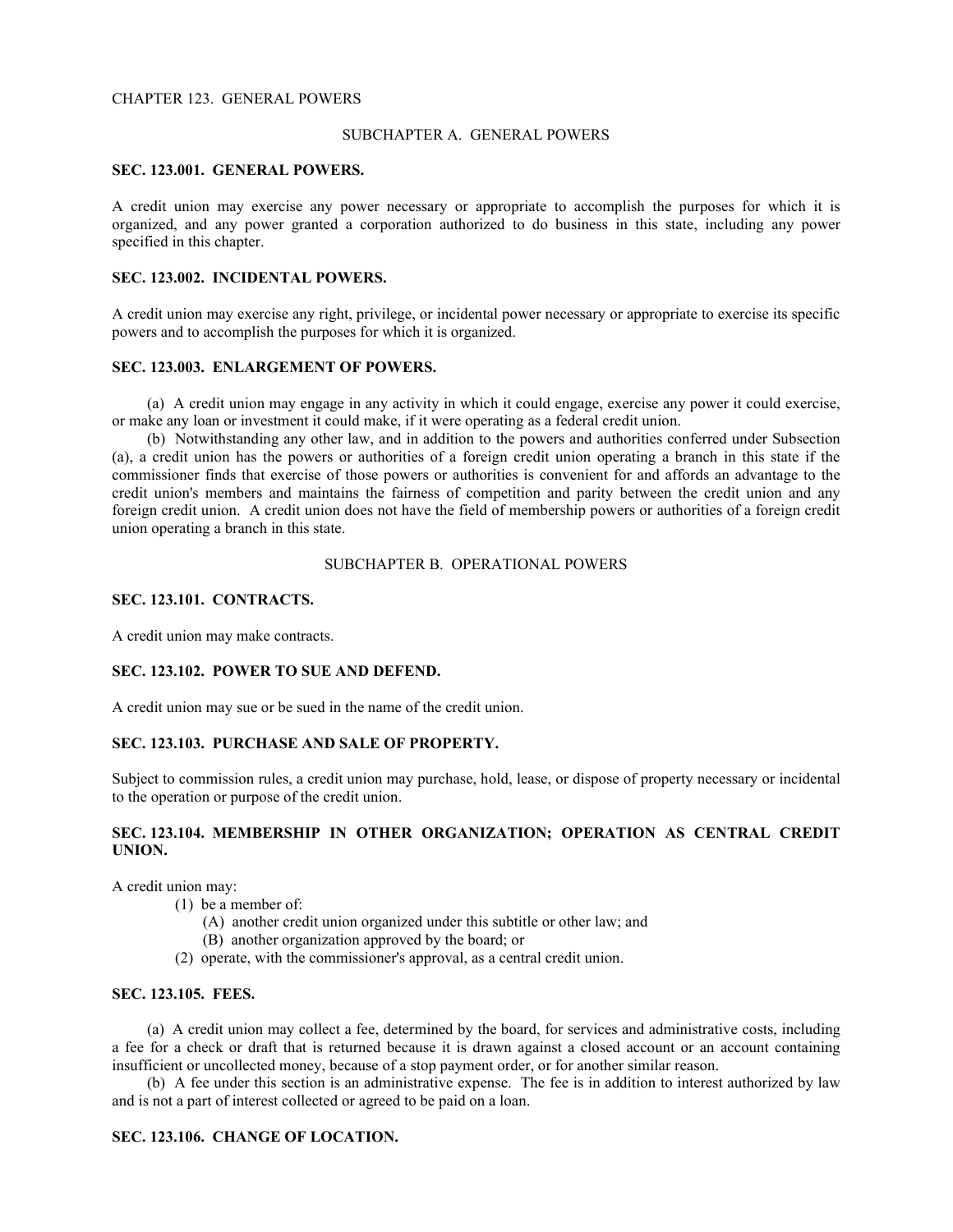# CHAPTER 123. GENERAL POWERS

## SUBCHAPTER A. GENERAL POWERS

**SEC. 123.001. GENERAL POWERS.**

A credit union may exercise any power necessary or appropriate to accomplish the purposes for which it is organized, and any power granted a corporation authorized to do business in this state, including any power specified in this chapter.

**SEC. 123.002. INCIDENTAL POWERS.**

A credit union may exercise any right, privilege, or incidental power necessary or appropriate to exercise its specific powers and to accomplish the purposes for which it is organized.

**SEC. 123.003. ENLARGEMENT OF POWERS.**

(a) A credit union may engage in any activity in which it could engage, exercise any power it could exercise, or make any loan or investment it could make, if it were operating as a federal credit union.

(b) Notwithstanding any other law, and in addition to the powers and authorities conferred under Subsection (a), a credit union has the powers or authorities of a foreign credit union operating a branch in this state if the commissioner finds that exercise of those powers or authorities is convenient for and affords an advantage to the credit union's members and maintains the fairness of competition and parity between the credit union and any foreign credit union. A credit union does not have the field of membership powers or authorities of a foreign credit union operating a branch in this state.

## SUBCHAPTER B. OPERATIONAL POWERS

**SEC. 123.101. CONTRACTS.**

A credit union may make contracts.

**SEC. 123.102. POWER TO SUE AND DEFEND.**

A credit union may sue or be sued in the name of the credit union.

**SEC. 123.103. PURCHASE AND SALE OF PROPERTY.**

Subject to commission rules, a credit union may purchase, hold, lease, or dispose of property necessary or incidental to the operation or purpose of the credit union.

**SEC. 123.104. MEMBERSHIP IN OTHER ORGANIZATION; OPERATION AS CENTRAL CREDIT UNION.**

A credit union may:

(1) be a member of:

(A) another credit union organized under this subtitle or other law; and

(B) another organization approved by the board; or

(2) operate, with the commissioner's approval, as a central credit union.

**SEC. 123.105. FEES.**

(a) A credit union may collect a fee, determined by the board, for services and administrative costs, including a fee for a check or draft that is returned because it is drawn against a closed account or an account containing insufficient or uncollected money, because of a stop payment order, or for another similar reason.

(b) A fee under this section is an administrative expense. The fee is in addition to interest authorized by law and is not a part of interest collected or agreed to be paid on a loan.

**SEC. 123.106. CHANGE OF LOCATION.**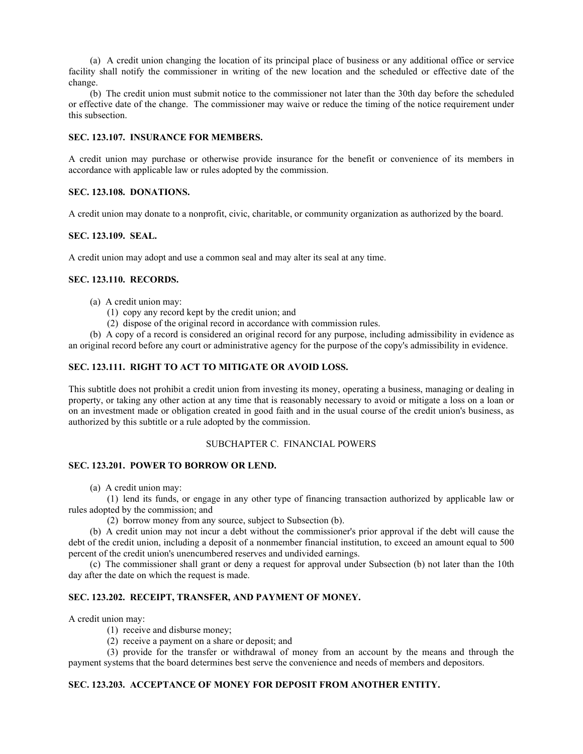(a) A credit union changing the location of its principal place of business or any additional office or service facility shall notify the commissioner in writing of the new location and the scheduled or effective date of the change.

(b) The credit union must submit notice to the commissioner not later than the 30th day before the scheduled or effective date of the change. The commissioner may waive or reduce the timing of the notice requirement under this subsection.

**SEC. 123.107. INSURANCE FOR MEMBERS.**

A credit union may purchase or otherwise provide insurance for the benefit or convenience of its members in accordance with applicable law or rules adopted by the commission.

**SEC. 123.108. DONATIONS.**

A credit union may donate to a nonprofit, civic, charitable, or community organization as authorized by the board.

**SEC. 123.109. SEAL.**

A credit union may adopt and use a common seal and may alter its seal at any time.

**SEC. 123.110. RECORDS.**

(a) A credit union may:

(1) copy any record kept by the credit union; and

(2) dispose of the original record in accordance with commission rules.

(b) A copy of a record is considered an original record for any purpose, including admissibility in evidence as an original record before any court or administrative agency for the purpose of the copy's admissibility in evidence.

**SEC. 123.111. RIGHT TO ACT TO MITIGATE OR AVOID LOSS.**

This subtitle does not prohibit a credit union from investing its money, operating a business, managing or dealing in property, or taking any other action at any time that is reasonably necessary to avoid or mitigate a loss on a loan or on an investment made or obligation created in good faith and in the usual course of the credit union's business, as authorized by this subtitle or a rule adopted by the commission.

SUBCHAPTER C. FINANCIAL POWERS

**SEC. 123.201. POWER TO BORROW OR LEND.**

(a) A credit union may:

(1) lend its funds, or engage in any other type of financing transaction authorized by applicable law or rules adopted by the commission; and

(2) borrow money from any source, subject to Subsection (b).

(b) A credit union may not incur a debt without the commissioner's prior approval if the debt will cause the debt of the credit union, including a deposit of a nonmember financial institution, to exceed an amount equal to 500 percent of the credit union's unencumbered reserves and undivided earnings.

(c) The commissioner shall grant or deny a request for approval under Subsection (b) not later than the 10th day after the date on which the request is made.

**SEC. 123.202. RECEIPT, TRANSFER, AND PAYMENT OF MONEY.**

A credit union may:

(1) receive and disburse money;

(2) receive a payment on a share or deposit; and

(3) provide for the transfer or withdrawal of money from an account by the means and through the payment systems that the board determines best serve the convenience and needs of members and depositors.

**SEC. 123.203. ACCEPTANCE OF MONEY FOR DEPOSIT FROM ANOTHER ENTITY.**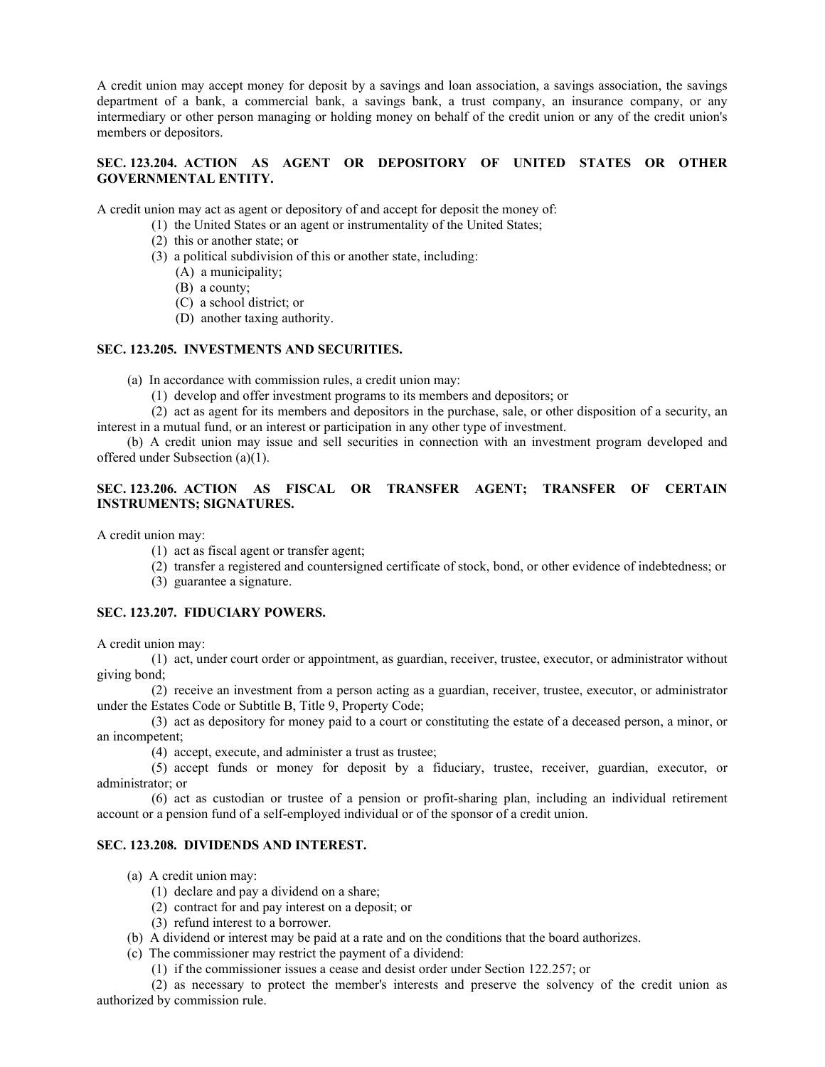A credit union may accept money for deposit by a savings and loan association, a savings association, the savings department of a bank, a commercial bank, a savings bank, a trust company, an insurance company, or any intermediary or other person managing or holding money on behalf of the credit union or any of the credit union's members or depositors.

**SEC. 123.204. ACTION AS AGENT OR DEPOSITORY OF UNITED STATES OR OTHER GOVERNMENTAL ENTITY.**

A credit union may act as agent or depository of and accept for deposit the money of:

(1) the United States or an agent or instrumentality of the United States;

(2) this or another state; or

(3) a political subdivision of this or another state, including:

(A) a municipality;

(B) a county;

(C) a school district; or

(D) another taxing authority.

**SEC. 123.205. INVESTMENTS AND SECURITIES.**

(a) In accordance with commission rules, a credit union may:

(1) develop and offer investment programs to its members and depositors; or

(2) act as agent for its members and depositors in the purchase, sale, or other disposition of a security, an interest in a mutual fund, or an interest or participation in any other type of investment.

(b) A credit union may issue and sell securities in connection with an investment program developed and offered under Subsection (a)(1).

**SEC. 123.206. ACTION AS FISCAL OR TRANSFER AGENT; TRANSFER OF CERTAIN INSTRUMENTS; SIGNATURES.**

A credit union may:

(1) act as fiscal agent or transfer agent;

(2) transfer a registered and countersigned certificate of stock, bond, or other evidence of indebtedness; or

(3) guarantee a signature.

**SEC. 123.207. FIDUCIARY POWERS.**

A credit union may:

(1) act, under court order or appointment, as guardian, receiver, trustee, executor, or administrator without giving bond;

(2) receive an investment from a person acting as a guardian, receiver, trustee, executor, or administrator under the Estates Code or Subtitle B, Title 9, Property Code;

(3) act as depository for money paid to a court or constituting the estate of a deceased person, a minor, or an incompetent;

(4) accept, execute, and administer a trust as trustee;

(5) accept funds or money for deposit by a fiduciary, trustee, receiver, guardian, executor, or administrator; or

(6) act as custodian or trustee of a pension or profit-sharing plan, including an individual retirement account or a pension fund of a self-employed individual or of the sponsor of a credit union.

**SEC. 123.208. DIVIDENDS AND INTEREST.**

(a) A credit union may:

(1) declare and pay a dividend on a share;

(2) contract for and pay interest on a deposit; or

(3) refund interest to a borrower.

(b) A dividend or interest may be paid at a rate and on the conditions that the board authorizes.

(c) The commissioner may restrict the payment of a dividend:

(1) if the commissioner issues a cease and desist order under Section 122.257; or

(2) as necessary to protect the member's interests and preserve the solvency of the credit union as authorized by commission rule.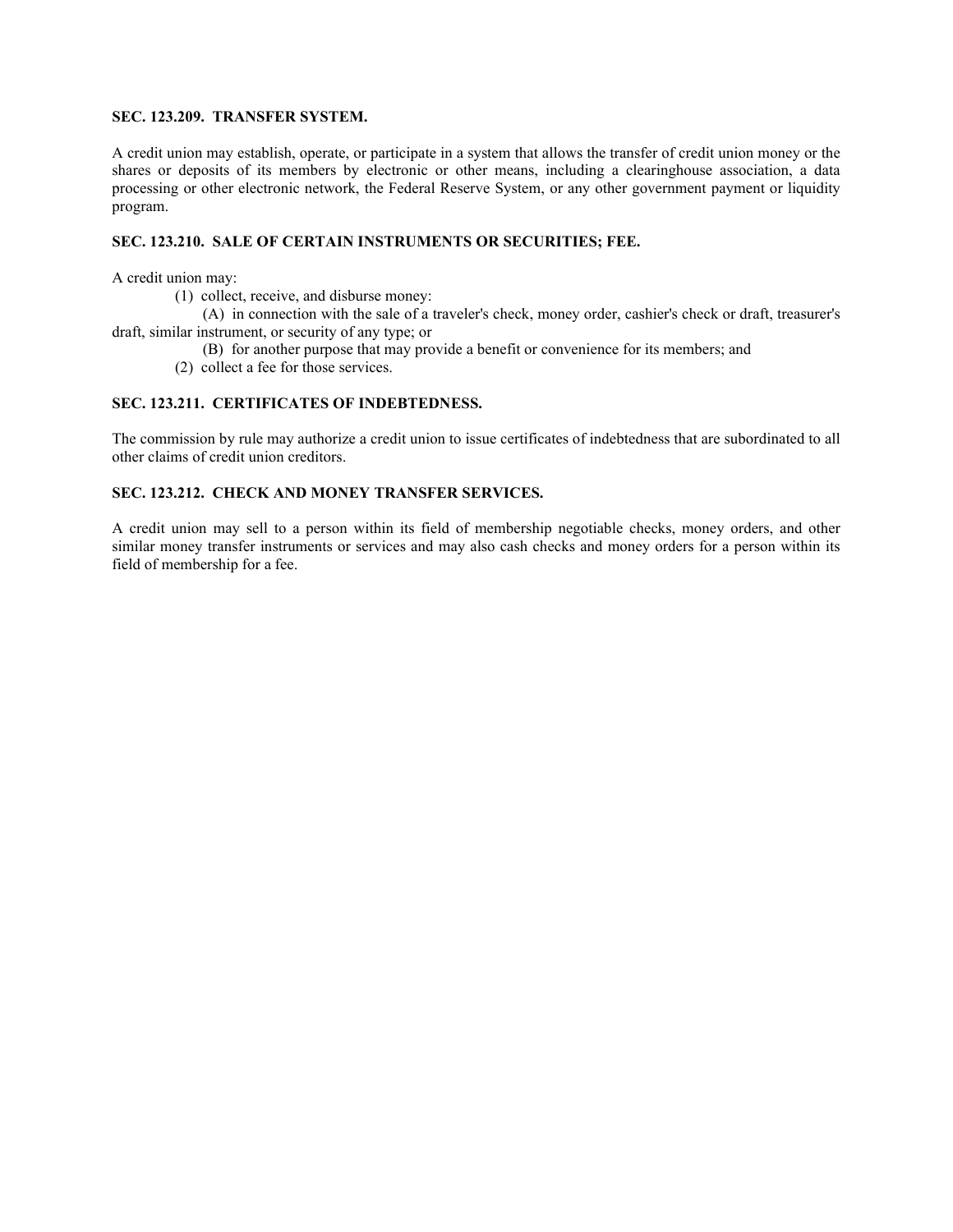**SEC. 123.209. TRANSFER SYSTEM.**

A credit union may establish, operate, or participate in a system that allows the transfer of credit union money or the shares or deposits of its members by electronic or other means, including a clearinghouse association, a data processing or other electronic network, the Federal Reserve System, or any other government payment or liquidity program.

**SEC. 123.210. SALE OF CERTAIN INSTRUMENTS OR SECURITIES; FEE.**

A credit union may:

(1) collect, receive, and disburse money:

(A) in connection with the sale of a traveler's check, money order, cashier's check or draft, treasurer's draft, similar instrument, or security of any type; or

(B) for another purpose that may provide a benefit or convenience for its members; and

(2) collect a fee for those services.

**SEC. 123.211. CERTIFICATES OF INDEBTEDNESS.**

The commission by rule may authorize a credit union to issue certificates of indebtedness that are subordinated to all other claims of credit union creditors.

**SEC. 123.212. CHECK AND MONEY TRANSFER SERVICES.**

A credit union may sell to a person within its field of membership negotiable checks, money orders, and other similar money transfer instruments or services and may also cash checks and money orders for a person within its field of membership for a fee.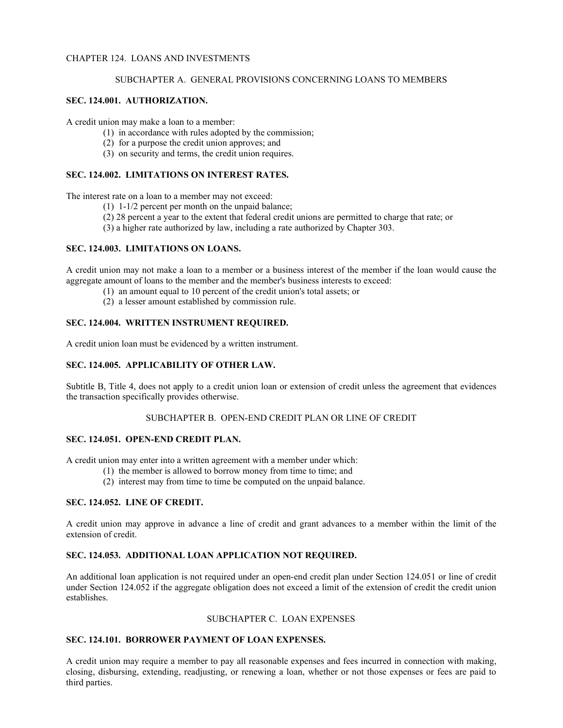# CHAPTER 124. LOANS AND INVESTMENTS

## SUBCHAPTER A. GENERAL PROVISIONS CONCERNING LOANS TO MEMBERS

### SEC. 124.001. AUTHORIZATION.

A credit union may make a loan to a member:

(1) in accordance with rules adopted by the commission;
(2) for a purpose the credit union approves; and
(3) on security and terms, the credit union requires.

### SEC. 124.002. LIMITATIONS ON INTEREST RATES.

The interest rate on a loan to a member may not exceed:

(1) 1-1/2 percent per month on the unpaid balance;
(2) 28 percent a year to the extent that federal credit unions are permitted to charge that rate; or
(3) a higher rate authorized by law, including a rate authorized by Chapter 303.

### SEC. 124.003. LIMITATIONS ON LOANS.

A credit union may not make a loan to a member or a business interest of the member if the loan would cause the aggregate amount of loans to the member and the member's business interests to exceed:

(1) an amount equal to 10 percent of the credit union's total assets; or
(2) a lesser amount established by commission rule.

### SEC. 124.004. WRITTEN INSTRUMENT REQUIRED.

A credit union loan must be evidenced by a written instrument.

### SEC. 124.005. APPLICABILITY OF OTHER LAW.

Subtitle B, Title 4, does not apply to a credit union loan or extension of credit unless the agreement that evidences the transaction specifically provides otherwise.

## SUBCHAPTER B. OPEN-END CREDIT PLAN OR LINE OF CREDIT

### SEC. 124.051. OPEN-END CREDIT PLAN.

A credit union may enter into a written agreement with a member under which:

(1) the member is allowed to borrow money from time to time; and
(2) interest may from time to time be computed on the unpaid balance.

### SEC. 124.052. LINE OF CREDIT.

A credit union may approve in advance a line of credit and grant advances to a member within the limit of the extension of credit.

### SEC. 124.053. ADDITIONAL LOAN APPLICATION NOT REQUIRED.

An additional loan application is not required under an open-end credit plan under Section 124.051 or line of credit under Section 124.052 if the aggregate obligation does not exceed a limit of the extension of credit the credit union establishes.

## SUBCHAPTER C. LOAN EXPENSES

### SEC. 124.101. BORROWER PAYMENT OF LOAN EXPENSES.

A credit union may require a member to pay all reasonable expenses and fees incurred in connection with making, closing, disbursing, extending, readjusting, or renewing a loan, whether or not those expenses or fees are paid to third parties.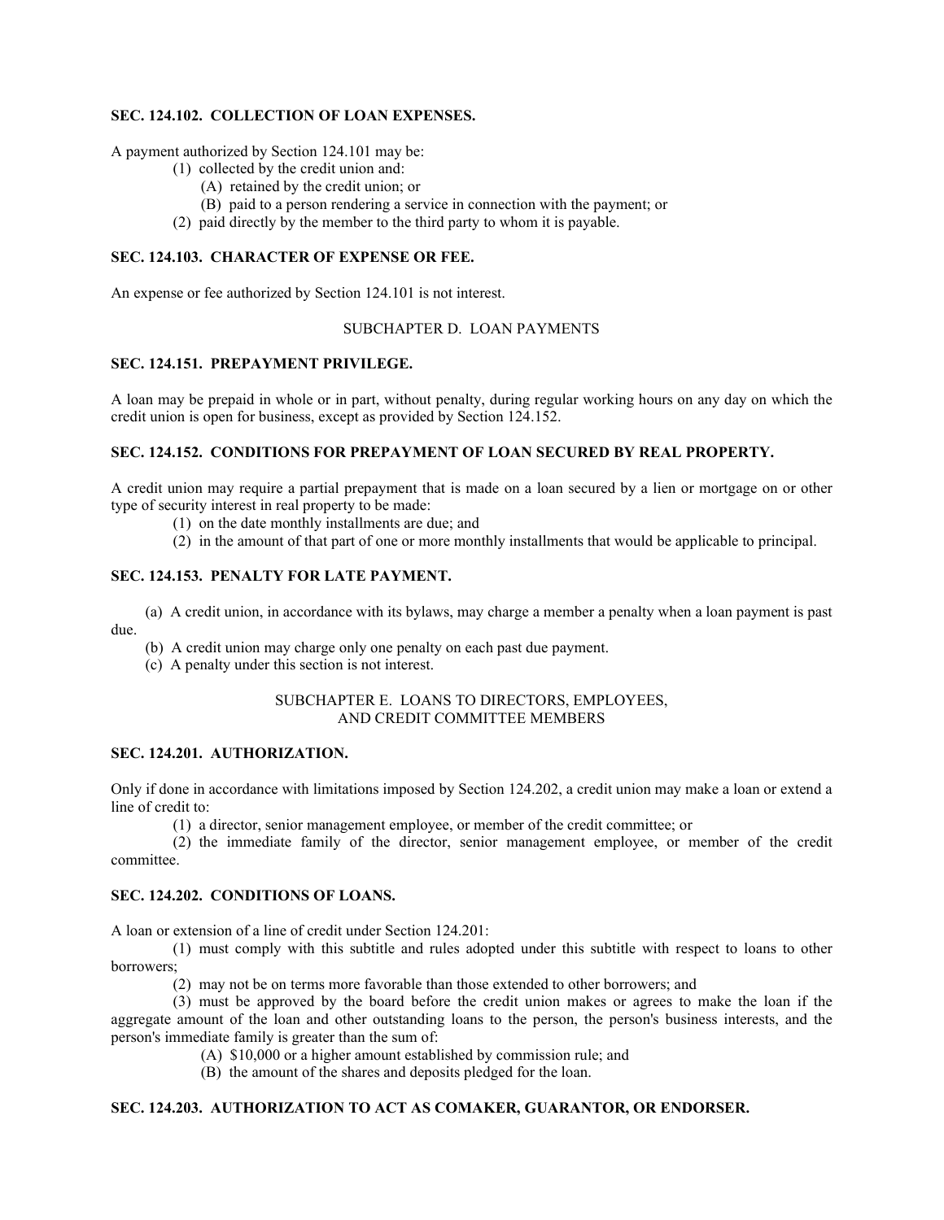**SEC. 124.102. COLLECTION OF LOAN EXPENSES.**

A payment authorized by Section 124.101 may be:

(1) collected by the credit union and:

(A) retained by the credit union; or

(B) paid to a person rendering a service in connection with the payment; or

(2) paid directly by the member to the third party to whom it is payable.

**SEC. 124.103. CHARACTER OF EXPENSE OR FEE.**

An expense or fee authorized by Section 124.101 is not interest.

SUBCHAPTER D. LOAN PAYMENTS

**SEC. 124.151. PREPAYMENT PRIVILEGE.**

A loan may be prepaid in whole or in part, without penalty, during regular working hours on any day on which the credit union is open for business, except as provided by Section 124.152.

**SEC. 124.152. CONDITIONS FOR PREPAYMENT OF LOAN SECURED BY REAL PROPERTY.**

A credit union may require a partial prepayment that is made on a loan secured by a lien or mortgage on or other type of security interest in real property to be made:

(1) on the date monthly installments are due; and

(2) in the amount of that part of one or more monthly installments that would be applicable to principal.

**SEC. 124.153. PENALTY FOR LATE PAYMENT.**

(a) A credit union, in accordance with its bylaws, may charge a member a penalty when a loan payment is past due.

(b) A credit union may charge only one penalty on each past due payment.

(c) A penalty under this section is not interest.

SUBCHAPTER E. LOANS TO DIRECTORS, EMPLOYEES, AND CREDIT COMMITTEE MEMBERS

**SEC. 124.201. AUTHORIZATION.**

Only if done in accordance with limitations imposed by Section 124.202, a credit union may make a loan or extend a line of credit to:

(1) a director, senior management employee, or member of the credit committee; or

(2) the immediate family of the director, senior management employee, or member of the credit committee.

**SEC. 124.202. CONDITIONS OF LOANS.**

A loan or extension of a line of credit under Section 124.201:

(1) must comply with this subtitle and rules adopted under this subtitle with respect to loans to other borrowers;

(2) may not be on terms more favorable than those extended to other borrowers; and

(3) must be approved by the board before the credit union makes or agrees to make the loan if the aggregate amount of the loan and other outstanding loans to the person, the person's business interests, and the person's immediate family is greater than the sum of:

(A) $10,000 or a higher amount established by commission rule; and

(B) the amount of the shares and deposits pledged for the loan.

**SEC. 124.203. AUTHORIZATION TO ACT AS COMAKER, GUARANTOR, OR ENDORSER.**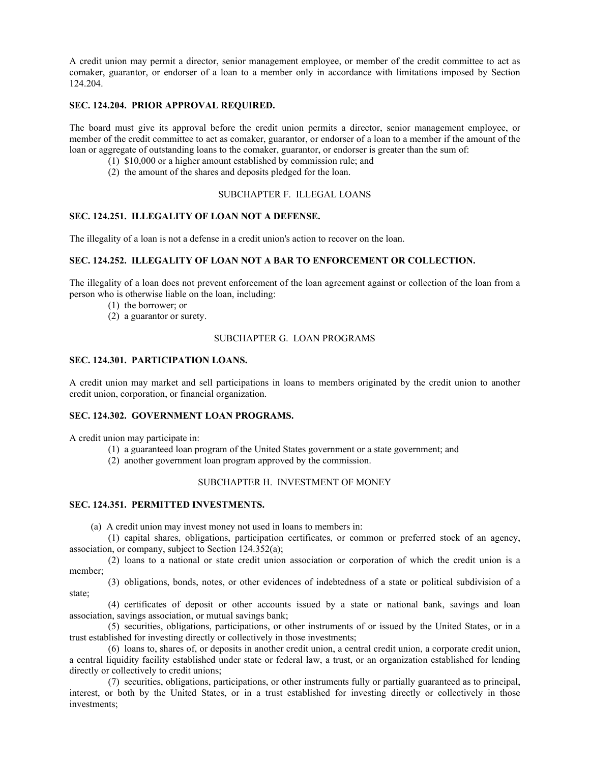A credit union may permit a director, senior management employee, or member of the credit committee to act as comaker, guarantor, or endorser of a loan to a member only in accordance with limitations imposed by Section 124.204.

**SEC. 124.204. PRIOR APPROVAL REQUIRED.**

The board must give its approval before the credit union permits a director, senior management employee, or member of the credit committee to act as comaker, guarantor, or endorser of a loan to a member if the amount of the loan or aggregate of outstanding loans to the comaker, guarantor, or endorser is greater than the sum of:

(1) $10,000 or a higher amount established by commission rule; and

(2) the amount of the shares and deposits pledged for the loan.

SUBCHAPTER F. ILLEGAL LOANS

**SEC. 124.251. ILLEGALITY OF LOAN NOT A DEFENSE.**

The illegality of a loan is not a defense in a credit union's action to recover on the loan.

**SEC. 124.252. ILLEGALITY OF LOAN NOT A BAR TO ENFORCEMENT OR COLLECTION.**

The illegality of a loan does not prevent enforcement of the loan agreement against or collection of the loan from a person who is otherwise liable on the loan, including:

(1) the borrower; or

(2) a guarantor or surety.

SUBCHAPTER G. LOAN PROGRAMS

**SEC. 124.301. PARTICIPATION LOANS.**

A credit union may market and sell participations in loans to members originated by the credit union to another credit union, corporation, or financial organization.

**SEC. 124.302. GOVERNMENT LOAN PROGRAMS.**

A credit union may participate in:

(1) a guaranteed loan program of the United States government or a state government; and

(2) another government loan program approved by the commission.

SUBCHAPTER H. INVESTMENT OF MONEY

**SEC. 124.351. PERMITTED INVESTMENTS.**

(a) A credit union may invest money not used in loans to members in:

(1) capital shares, obligations, participation certificates, or common or preferred stock of an agency, association, or company, subject to Section 124.352(a);

(2) loans to a national or state credit union association or corporation of which the credit union is a member;

(3) obligations, bonds, notes, or other evidences of indebtedness of a state or political subdivision of a state;

(4) certificates of deposit or other accounts issued by a state or national bank, savings and loan association, savings association, or mutual savings bank;

(5) securities, obligations, participations, or other instruments of or issued by the United States, or in a trust established for investing directly or collectively in those investments;

(6) loans to, shares of, or deposits in another credit union, a central credit union, a corporate credit union, a central liquidity facility established under state or federal law, a trust, or an organization established for lending directly or collectively to credit unions;

(7) securities, obligations, participations, or other instruments fully or partially guaranteed as to principal, interest, or both by the United States, or in a trust established for investing directly or collectively in those investments;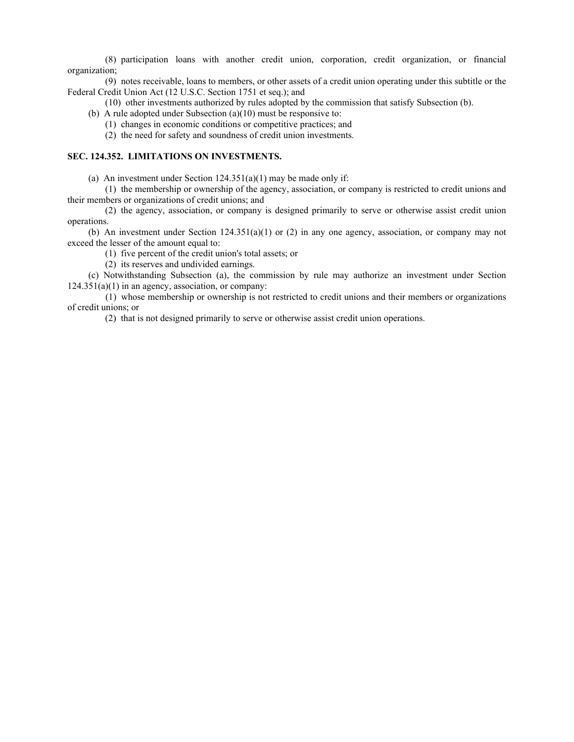(8) participation loans with another credit union, corporation, credit organization, or financial organization;

(9) notes receivable, loans to members, or other assets of a credit union operating under this subtitle or the Federal Credit Union Act (12 U.S.C. Section 1751 et seq.); and

(10) other investments authorized by rules adopted by the commission that satisfy Subsection (b).

(b) A rule adopted under Subsection (a)(10) must be responsive to:

(1) changes in economic conditions or competitive practices; and

(2) the need for safety and soundness of credit union investments.

**SEC. 124.352. LIMITATIONS ON INVESTMENTS.**

(a) An investment under Section 124.351(a)(1) may be made only if:

(1) the membership or ownership of the agency, association, or company is restricted to credit unions and their members or organizations of credit unions; and

(2) the agency, association, or company is designed primarily to serve or otherwise assist credit union operations.

(b) An investment under Section 124.351(a)(1) or (2) in any one agency, association, or company may not exceed the lesser of the amount equal to:

(1) five percent of the credit union's total assets; or

(2) its reserves and undivided earnings.

(c) Notwithstanding Subsection (a), the commission by rule may authorize an investment under Section 124.351(a)(1) in an agency, association, or company:

(1) whose membership or ownership is not restricted to credit unions and their members or organizations of credit unions; or

(2) that is not designed primarily to serve or otherwise assist credit union operations.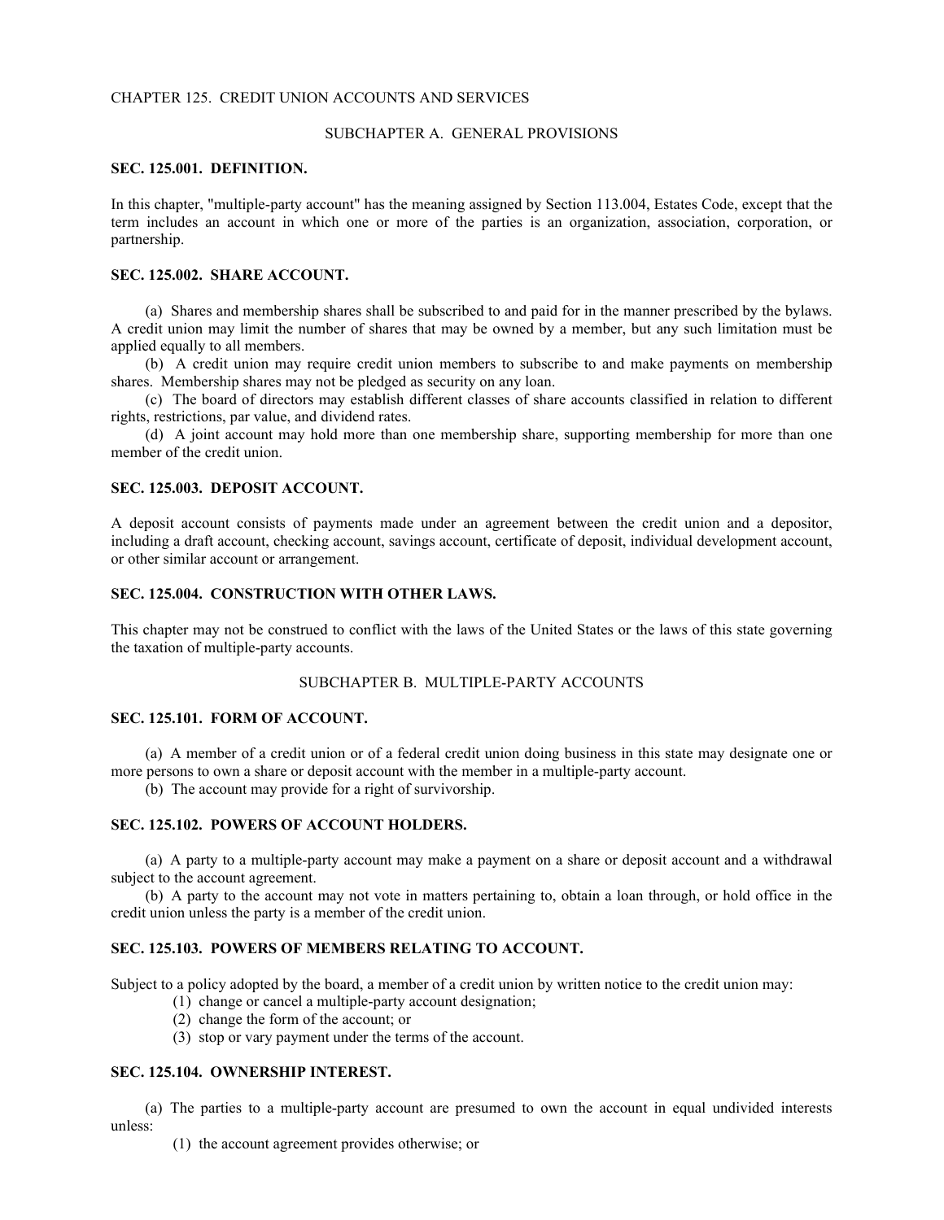CHAPTER 125. CREDIT UNION ACCOUNTS AND SERVICES

SUBCHAPTER A. GENERAL PROVISIONS

**SEC. 125.001. DEFINITION.**

In this chapter, "multiple-party account" has the meaning assigned by Section 113.004, Estates Code, except that the term includes an account in which one or more of the parties is an organization, association, corporation, or partnership.

**SEC. 125.002. SHARE ACCOUNT.**

(a) Shares and membership shares shall be subscribed to and paid for in the manner prescribed by the bylaws. A credit union may limit the number of shares that may be owned by a member, but any such limitation must be applied equally to all members.

(b) A credit union may require credit union members to subscribe to and make payments on membership shares. Membership shares may not be pledged as security on any loan.

(c) The board of directors may establish different classes of share accounts classified in relation to different rights, restrictions, par value, and dividend rates.

(d) A joint account may hold more than one membership share, supporting membership for more than one member of the credit union.

**SEC. 125.003. DEPOSIT ACCOUNT.**

A deposit account consists of payments made under an agreement between the credit union and a depositor, including a draft account, checking account, savings account, certificate of deposit, individual development account, or other similar account or arrangement.

**SEC. 125.004. CONSTRUCTION WITH OTHER LAWS.**

This chapter may not be construed to conflict with the laws of the United States or the laws of this state governing the taxation of multiple-party accounts.

SUBCHAPTER B. MULTIPLE-PARTY ACCOUNTS

**SEC. 125.101. FORM OF ACCOUNT.**

(a) A member of a credit union or of a federal credit union doing business in this state may designate one or more persons to own a share or deposit account with the member in a multiple-party account.

(b) The account may provide for a right of survivorship.

**SEC. 125.102. POWERS OF ACCOUNT HOLDERS.**

(a) A party to a multiple-party account may make a payment on a share or deposit account and a withdrawal subject to the account agreement.

(b) A party to the account may not vote in matters pertaining to, obtain a loan through, or hold office in the credit union unless the party is a member of the credit union.

**SEC. 125.103. POWERS OF MEMBERS RELATING TO ACCOUNT.**

Subject to a policy adopted by the board, a member of a credit union by written notice to the credit union may:

(1) change or cancel a multiple-party account designation;

(2) change the form of the account; or

(3) stop or vary payment under the terms of the account.

**SEC. 125.104. OWNERSHIP INTEREST.**

(a) The parties to a multiple-party account are presumed to own the account in equal undivided interests unless:

(1) the account agreement provides otherwise; or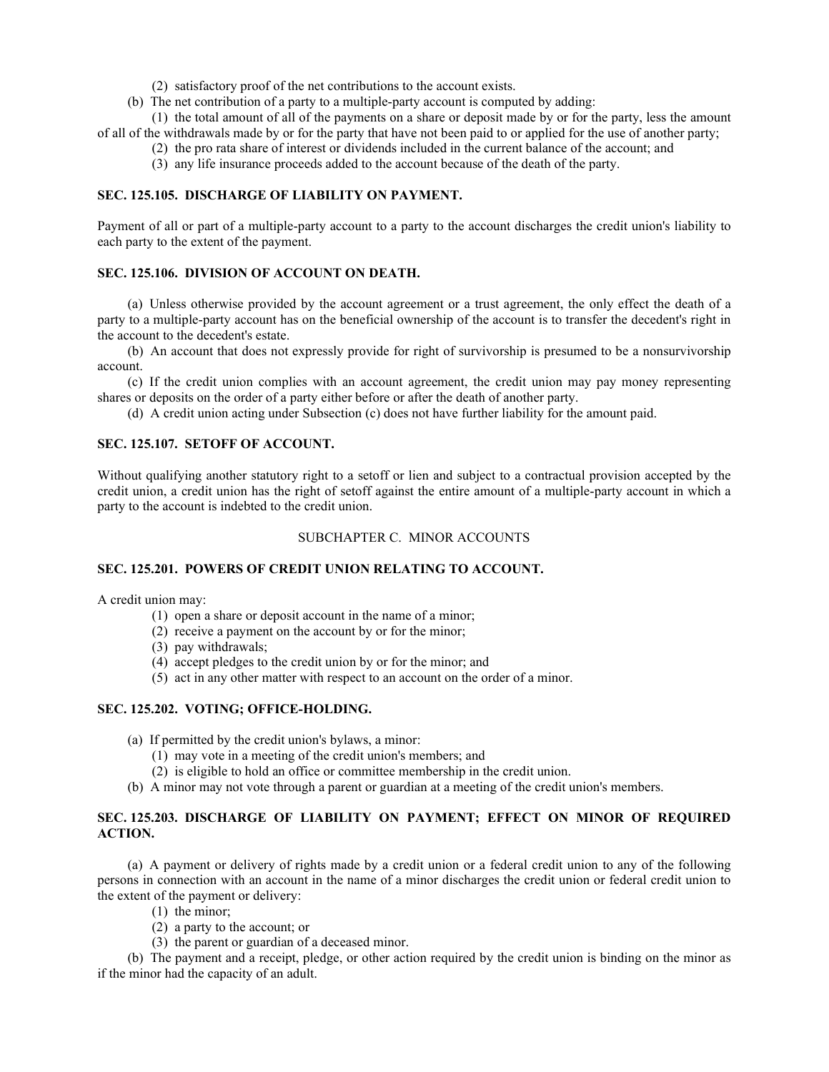(2) satisfactory proof of the net contributions to the account exists.

(b) The net contribution of a party to a multiple-party account is computed by adding:

(1) the total amount of all of the payments on a share or deposit made by or for the party, less the amount of all of the withdrawals made by or for the party that have not been paid to or applied for the use of another party;

(2) the pro rata share of interest or dividends included in the current balance of the account; and

(3) any life insurance proceeds added to the account because of the death of the party.

**SEC. 125.105. DISCHARGE OF LIABILITY ON PAYMENT.**

Payment of all or part of a multiple-party account to a party to the account discharges the credit union's liability to each party to the extent of the payment.

**SEC. 125.106. DIVISION OF ACCOUNT ON DEATH.**

(a) Unless otherwise provided by the account agreement or a trust agreement, the only effect the death of a party to a multiple-party account has on the beneficial ownership of the account is to transfer the decedent's right in the account to the decedent's estate.

(b) An account that does not expressly provide for right of survivorship is presumed to be a nonsurvivorship account.

(c) If the credit union complies with an account agreement, the credit union may pay money representing shares or deposits on the order of a party either before or after the death of another party.

(d) A credit union acting under Subsection (c) does not have further liability for the amount paid.

**SEC. 125.107. SETOFF OF ACCOUNT.**

Without qualifying another statutory right to a setoff or lien and subject to a contractual provision accepted by the credit union, a credit union has the right of setoff against the entire amount of a multiple-party account in which a party to the account is indebted to the credit union.

SUBCHAPTER C. MINOR ACCOUNTS

**SEC. 125.201. POWERS OF CREDIT UNION RELATING TO ACCOUNT.**

A credit union may:

(1) open a share or deposit account in the name of a minor;

(2) receive a payment on the account by or for the minor;

(3) pay withdrawals;

(4) accept pledges to the credit union by or for the minor; and

(5) act in any other matter with respect to an account on the order of a minor.

**SEC. 125.202. VOTING; OFFICE-HOLDING.**

(a) If permitted by the credit union's bylaws, a minor:

(1) may vote in a meeting of the credit union's members; and

(2) is eligible to hold an office or committee membership in the credit union.

(b) A minor may not vote through a parent or guardian at a meeting of the credit union's members.

**SEC. 125.203. DISCHARGE OF LIABILITY ON PAYMENT; EFFECT ON MINOR OF REQUIRED ACTION.**

(a) A payment or delivery of rights made by a credit union or a federal credit union to any of the following persons in connection with an account in the name of a minor discharges the credit union or federal credit union to the extent of the payment or delivery:

(1) the minor;

(2) a party to the account; or

(3) the parent or guardian of a deceased minor.

(b) The payment and a receipt, pledge, or other action required by the credit union is binding on the minor as if the minor had the capacity of an adult.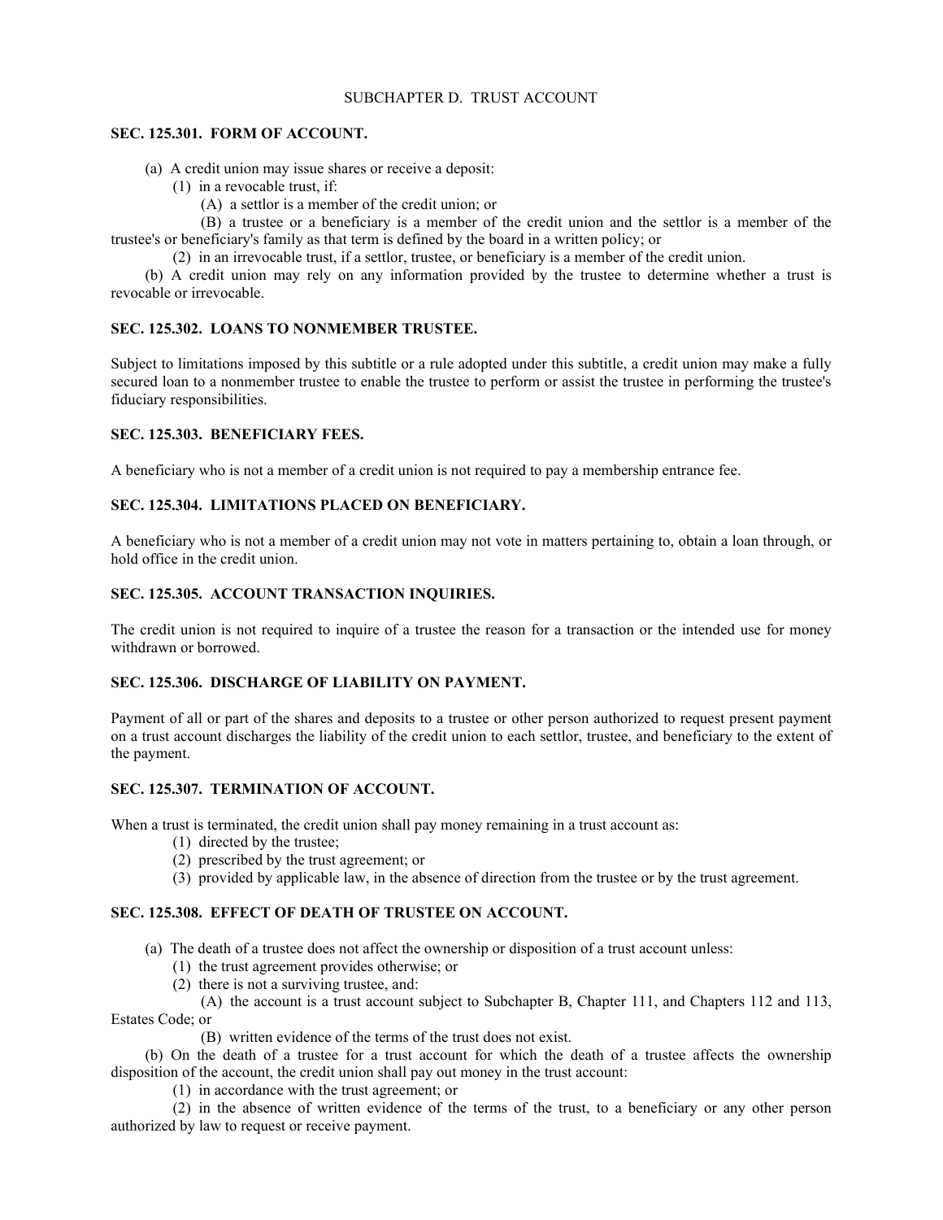## SUBCHAPTER D. TRUST ACCOUNT

**SEC. 125.301. FORM OF ACCOUNT.**

(a) A credit union may issue shares or receive a deposit:

(1) in a revocable trust, if:

(A) a settlor is a member of the credit union; or

(B) a trustee or a beneficiary is a member of the credit union and the settlor is a member of the trustee's or beneficiary's family as that term is defined by the board in a written policy; or

(2) in an irrevocable trust, if a settlor, trustee, or beneficiary is a member of the credit union.

(b) A credit union may rely on any information provided by the trustee to determine whether a trust is revocable or irrevocable.

**SEC. 125.302. LOANS TO NONMEMBER TRUSTEE.**

Subject to limitations imposed by this subtitle or a rule adopted under this subtitle, a credit union may make a fully secured loan to a nonmember trustee to enable the trustee to perform or assist the trustee in performing the trustee's fiduciary responsibilities.

**SEC. 125.303. BENEFICIARY FEES.**

A beneficiary who is not a member of a credit union is not required to pay a membership entrance fee.

**SEC. 125.304. LIMITATIONS PLACED ON BENEFICIARY.**

A beneficiary who is not a member of a credit union may not vote in matters pertaining to, obtain a loan through, or hold office in the credit union.

**SEC. 125.305. ACCOUNT TRANSACTION INQUIRIES.**

The credit union is not required to inquire of a trustee the reason for a transaction or the intended use for money withdrawn or borrowed.

**SEC. 125.306. DISCHARGE OF LIABILITY ON PAYMENT.**

Payment of all or part of the shares and deposits to a trustee or other person authorized to request present payment on a trust account discharges the liability of the credit union to each settlor, trustee, and beneficiary to the extent of the payment.

**SEC. 125.307. TERMINATION OF ACCOUNT.**

When a trust is terminated, the credit union shall pay money remaining in a trust account as:

(1) directed by the trustee;

(2) prescribed by the trust agreement; or

(3) provided by applicable law, in the absence of direction from the trustee or by the trust agreement.

**SEC. 125.308. EFFECT OF DEATH OF TRUSTEE ON ACCOUNT.**

(a) The death of a trustee does not affect the ownership or disposition of a trust account unless:

(1) the trust agreement provides otherwise; or

(2) there is not a surviving trustee, and:

(A) the account is a trust account subject to Subchapter B, Chapter 111, and Chapters 112 and 113, Estates Code; or

(B) written evidence of the terms of the trust does not exist.

(b) On the death of a trustee for a trust account for which the death of a trustee affects the ownership disposition of the account, the credit union shall pay out money in the trust account:

(1) in accordance with the trust agreement; or

(2) in the absence of written evidence of the terms of the trust, to a beneficiary or any other person authorized by law to request or receive payment.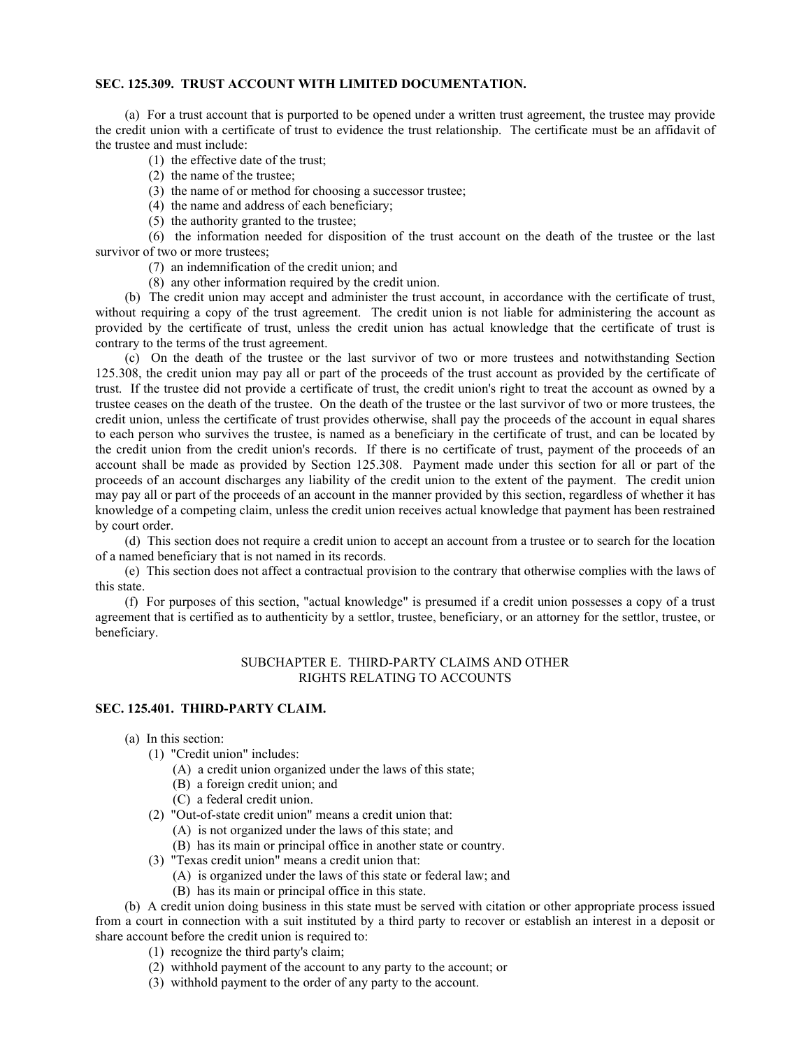**SEC. 125.309. TRUST ACCOUNT WITH LIMITED DOCUMENTATION.**

(a) For a trust account that is purported to be opened under a written trust agreement, the trustee may provide the credit union with a certificate of trust to evidence the trust relationship. The certificate must be an affidavit of the trustee and must include:

(1) the effective date of the trust;

(2) the name of the trustee;

(3) the name of or method for choosing a successor trustee;

(4) the name and address of each beneficiary;

(5) the authority granted to the trustee;

(6) the information needed for disposition of the trust account on the death of the trustee or the last survivor of two or more trustees;

(7) an indemnification of the credit union; and

(8) any other information required by the credit union.

(b) The credit union may accept and administer the trust account, in accordance with the certificate of trust, without requiring a copy of the trust agreement. The credit union is not liable for administering the account as provided by the certificate of trust, unless the credit union has actual knowledge that the certificate of trust is contrary to the terms of the trust agreement.

(c) On the death of the trustee or the last survivor of two or more trustees and notwithstanding Section 125.308, the credit union may pay all or part of the proceeds of the trust account as provided by the certificate of trust. If the trustee did not provide a certificate of trust, the credit union's right to treat the account as owned by a trustee ceases on the death of the trustee. On the death of the trustee or the last survivor of two or more trustees, the credit union, unless the certificate of trust provides otherwise, shall pay the proceeds of the account in equal shares to each person who survives the trustee, is named as a beneficiary in the certificate of trust, and can be located by the credit union from the credit union's records. If there is no certificate of trust, payment of the proceeds of an account shall be made as provided by Section 125.308. Payment made under this section for all or part of the proceeds of an account discharges any liability of the credit union to the extent of the payment. The credit union may pay all or part of the proceeds of an account in the manner provided by this section, regardless of whether it has knowledge of a competing claim, unless the credit union receives actual knowledge that payment has been restrained by court order.

(d) This section does not require a credit union to accept an account from a trustee or to search for the location of a named beneficiary that is not named in its records.

(e) This section does not affect a contractual provision to the contrary that otherwise complies with the laws of this state.

(f) For purposes of this section, "actual knowledge" is presumed if a credit union possesses a copy of a trust agreement that is certified as to authenticity by a settlor, trustee, beneficiary, or an attorney for the settlor, trustee, or beneficiary.

## SUBCHAPTER E. THIRD-PARTY CLAIMS AND OTHER RIGHTS RELATING TO ACCOUNTS

**SEC. 125.401. THIRD-PARTY CLAIM.**

(a) In this section:

(1) "Credit union" includes:

(A) a credit union organized under the laws of this state;

(B) a foreign credit union; and

(C) a federal credit union.

(2) "Out-of-state credit union" means a credit union that:

(A) is not organized under the laws of this state; and

(B) has its main or principal office in another state or country.

(3) "Texas credit union" means a credit union that:

(A) is organized under the laws of this state or federal law; and

(B) has its main or principal office in this state.

(b) A credit union doing business in this state must be served with citation or other appropriate process issued from a court in connection with a suit instituted by a third party to recover or establish an interest in a deposit or share account before the credit union is required to:

(1) recognize the third party's claim;

(2) withhold payment of the account to any party to the account; or

(3) withhold payment to the order of any party to the account.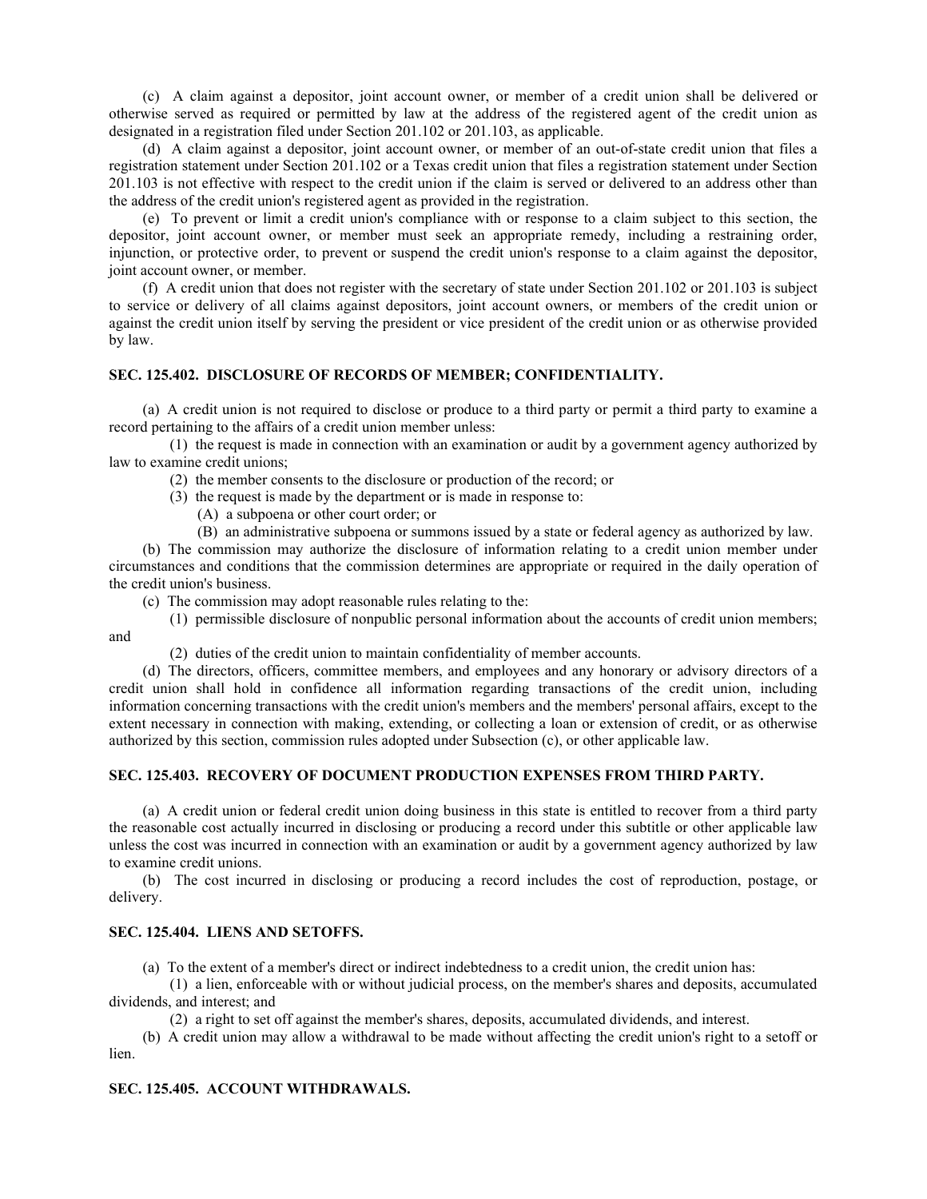(c) A claim against a depositor, joint account owner, or member of a credit union shall be delivered or otherwise served as required or permitted by law at the address of the registered agent of the credit union as designated in a registration filed under Section 201.102 or 201.103, as applicable.

(d) A claim against a depositor, joint account owner, or member of an out-of-state credit union that files a registration statement under Section 201.102 or a Texas credit union that files a registration statement under Section 201.103 is not effective with respect to the credit union if the claim is served or delivered to an address other than the address of the credit union's registered agent as provided in the registration.

(e) To prevent or limit a credit union's compliance with or response to a claim subject to this section, the depositor, joint account owner, or member must seek an appropriate remedy, including a restraining order, injunction, or protective order, to prevent or suspend the credit union's response to a claim against the depositor, joint account owner, or member.

(f) A credit union that does not register with the secretary of state under Section 201.102 or 201.103 is subject to service or delivery of all claims against depositors, joint account owners, or members of the credit union or against the credit union itself by serving the president or vice president of the credit union or as otherwise provided by law.

**SEC. 125.402. DISCLOSURE OF RECORDS OF MEMBER; CONFIDENTIALITY.**

(a) A credit union is not required to disclose or produce to a third party or permit a third party to examine a record pertaining to the affairs of a credit union member unless:

(1) the request is made in connection with an examination or audit by a government agency authorized by law to examine credit unions;

(2) the member consents to the disclosure or production of the record; or

(3) the request is made by the department or is made in response to:

(A) a subpoena or other court order; or

(B) an administrative subpoena or summons issued by a state or federal agency as authorized by law.

(b) The commission may authorize the disclosure of information relating to a credit union member under circumstances and conditions that the commission determines are appropriate or required in the daily operation of the credit union's business.

(c) The commission may adopt reasonable rules relating to the:

(1) permissible disclosure of nonpublic personal information about the accounts of credit union members; and

(2) duties of the credit union to maintain confidentiality of member accounts.

(d) The directors, officers, committee members, and employees and any honorary or advisory directors of a credit union shall hold in confidence all information regarding transactions of the credit union, including information concerning transactions with the credit union's members and the members' personal affairs, except to the extent necessary in connection with making, extending, or collecting a loan or extension of credit, or as otherwise authorized by this section, commission rules adopted under Subsection (c), or other applicable law.

**SEC. 125.403. RECOVERY OF DOCUMENT PRODUCTION EXPENSES FROM THIRD PARTY.**

(a) A credit union or federal credit union doing business in this state is entitled to recover from a third party the reasonable cost actually incurred in disclosing or producing a record under this subtitle or other applicable law unless the cost was incurred in connection with an examination or audit by a government agency authorized by law to examine credit unions.

(b) The cost incurred in disclosing or producing a record includes the cost of reproduction, postage, or delivery.

**SEC. 125.404. LIENS AND SETOFFS.**

(a) To the extent of a member's direct or indirect indebtedness to a credit union, the credit union has:

(1) a lien, enforceable with or without judicial process, on the member's shares and deposits, accumulated dividends, and interest; and

(2) a right to set off against the member's shares, deposits, accumulated dividends, and interest.

(b) A credit union may allow a withdrawal to be made without affecting the credit union's right to a setoff or lien.

**SEC. 125.405. ACCOUNT WITHDRAWALS.**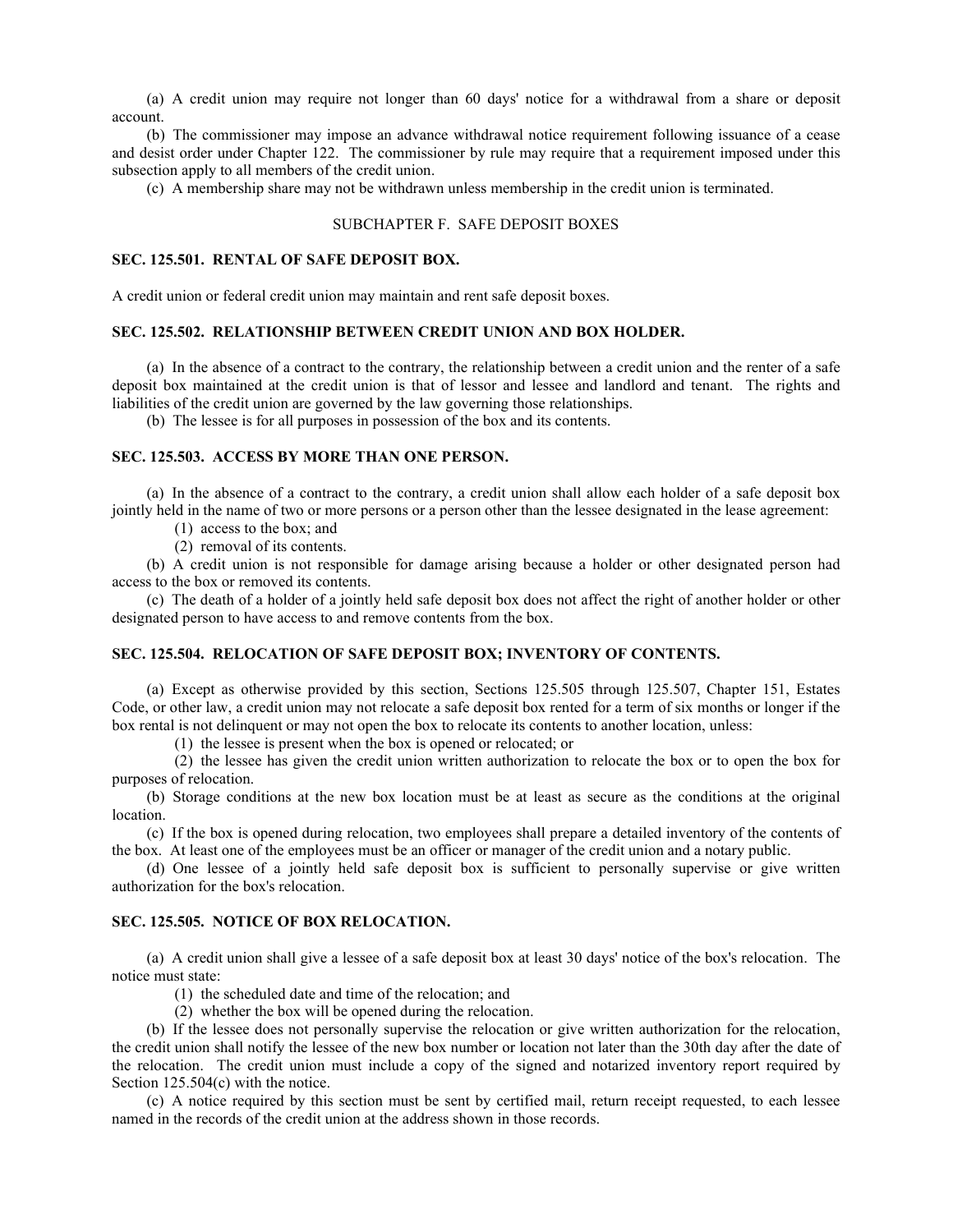(a) A credit union may require not longer than 60 days' notice for a withdrawal from a share or deposit account.

(b) The commissioner may impose an advance withdrawal notice requirement following issuance of a cease and desist order under Chapter 122. The commissioner by rule may require that a requirement imposed under this subsection apply to all members of the credit union.

(c) A membership share may not be withdrawn unless membership in the credit union is terminated.

## SUBCHAPTER F. SAFE DEPOSIT BOXES

### SEC. 125.501. RENTAL OF SAFE DEPOSIT BOX.

A credit union or federal credit union may maintain and rent safe deposit boxes.

### SEC. 125.502. RELATIONSHIP BETWEEN CREDIT UNION AND BOX HOLDER.

(a) In the absence of a contract to the contrary, the relationship between a credit union and the renter of a safe deposit box maintained at the credit union is that of lessor and lessee and landlord and tenant. The rights and liabilities of the credit union are governed by the law governing those relationships.

(b) The lessee is for all purposes in possession of the box and its contents.

### SEC. 125.503. ACCESS BY MORE THAN ONE PERSON.

(a) In the absence of a contract to the contrary, a credit union shall allow each holder of a safe deposit box jointly held in the name of two or more persons or a person other than the lessee designated in the lease agreement:

(1) access to the box; and

(2) removal of its contents.

(b) A credit union is not responsible for damage arising because a holder or other designated person had access to the box or removed its contents.

(c) The death of a holder of a jointly held safe deposit box does not affect the right of another holder or other designated person to have access to and remove contents from the box.

### SEC. 125.504. RELOCATION OF SAFE DEPOSIT BOX; INVENTORY OF CONTENTS.

(a) Except as otherwise provided by this section, Sections 125.505 through 125.507, Chapter 151, Estates Code, or other law, a credit union may not relocate a safe deposit box rented for a term of six months or longer if the box rental is not delinquent or may not open the box to relocate its contents to another location, unless:

(1) the lessee is present when the box is opened or relocated; or

(2) the lessee has given the credit union written authorization to relocate the box or to open the box for purposes of relocation.

(b) Storage conditions at the new box location must be at least as secure as the conditions at the original location.

(c) If the box is opened during relocation, two employees shall prepare a detailed inventory of the contents of the box. At least one of the employees must be an officer or manager of the credit union and a notary public.

(d) One lessee of a jointly held safe deposit box is sufficient to personally supervise or give written authorization for the box's relocation.

### SEC. 125.505. NOTICE OF BOX RELOCATION.

(a) A credit union shall give a lessee of a safe deposit box at least 30 days' notice of the box's relocation. The notice must state:

(1) the scheduled date and time of the relocation; and

(2) whether the box will be opened during the relocation.

(b) If the lessee does not personally supervise the relocation or give written authorization for the relocation, the credit union shall notify the lessee of the new box number or location not later than the 30th day after the date of the relocation. The credit union must include a copy of the signed and notarized inventory report required by Section 125.504(c) with the notice.

(c) A notice required by this section must be sent by certified mail, return receipt requested, to each lessee named in the records of the credit union at the address shown in those records.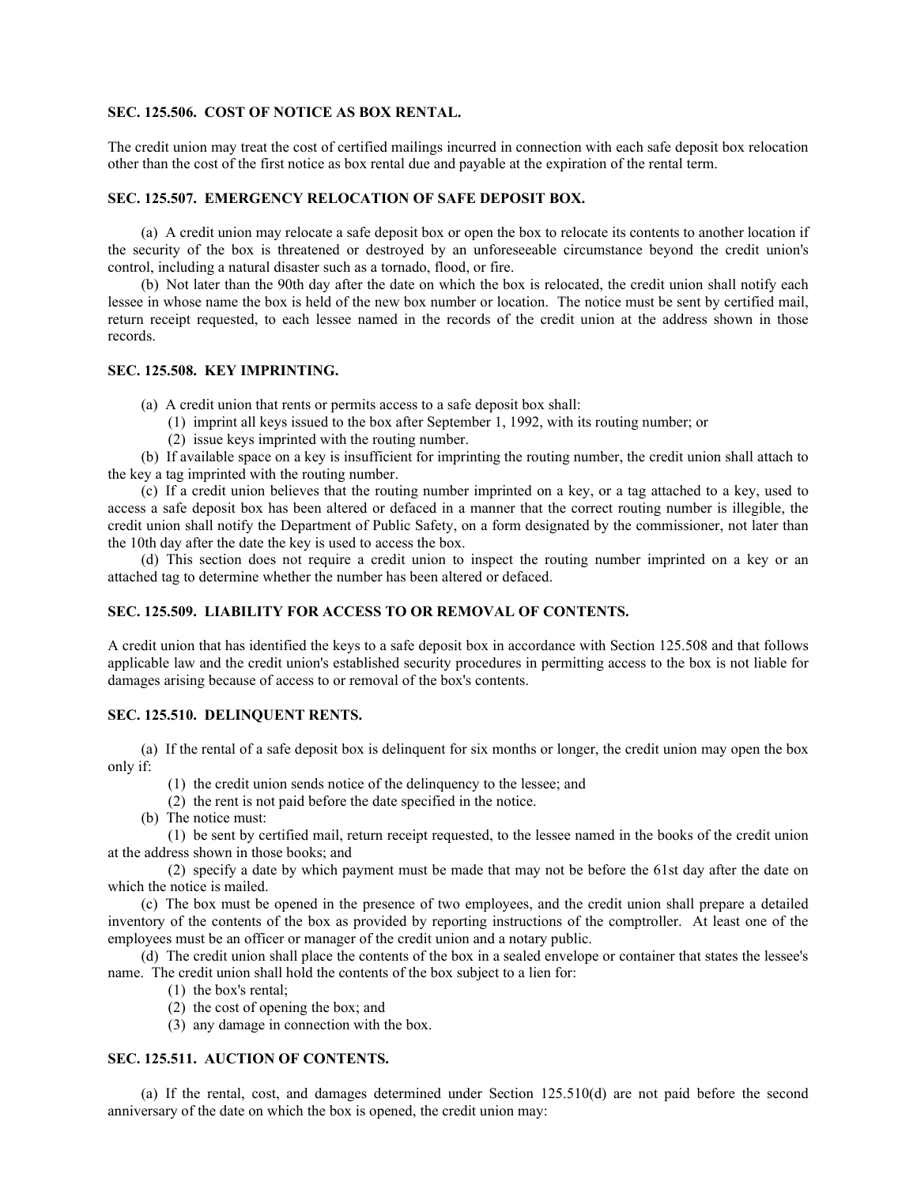**SEC. 125.506. COST OF NOTICE AS BOX RENTAL.**

The credit union may treat the cost of certified mailings incurred in connection with each safe deposit box relocation other than the cost of the first notice as box rental due and payable at the expiration of the rental term.

**SEC. 125.507. EMERGENCY RELOCATION OF SAFE DEPOSIT BOX.**

(a) A credit union may relocate a safe deposit box or open the box to relocate its contents to another location if the security of the box is threatened or destroyed by an unforeseeable circumstance beyond the credit union's control, including a natural disaster such as a tornado, flood, or fire.

(b) Not later than the 90th day after the date on which the box is relocated, the credit union shall notify each lessee in whose name the box is held of the new box number or location. The notice must be sent by certified mail, return receipt requested, to each lessee named in the records of the credit union at the address shown in those records.

**SEC. 125.508. KEY IMPRINTING.**

(a) A credit union that rents or permits access to a safe deposit box shall:

(1) imprint all keys issued to the box after September 1, 1992, with its routing number; or

(2) issue keys imprinted with the routing number.

(b) If available space on a key is insufficient for imprinting the routing number, the credit union shall attach to the key a tag imprinted with the routing number.

(c) If a credit union believes that the routing number imprinted on a key, or a tag attached to a key, used to access a safe deposit box has been altered or defaced in a manner that the correct routing number is illegible, the credit union shall notify the Department of Public Safety, on a form designated by the commissioner, not later than the 10th day after the date the key is used to access the box.

(d) This section does not require a credit union to inspect the routing number imprinted on a key or an attached tag to determine whether the number has been altered or defaced.

**SEC. 125.509. LIABILITY FOR ACCESS TO OR REMOVAL OF CONTENTS.**

A credit union that has identified the keys to a safe deposit box in accordance with Section 125.508 and that follows applicable law and the credit union's established security procedures in permitting access to the box is not liable for damages arising because of access to or removal of the box's contents.

**SEC. 125.510. DELINQUENT RENTS.**

(a) If the rental of a safe deposit box is delinquent for six months or longer, the credit union may open the box only if:

(1) the credit union sends notice of the delinquency to the lessee; and

(2) the rent is not paid before the date specified in the notice.

(b) The notice must:

(1) be sent by certified mail, return receipt requested, to the lessee named in the books of the credit union at the address shown in those books; and

(2) specify a date by which payment must be made that may not be before the 61st day after the date on which the notice is mailed.

(c) The box must be opened in the presence of two employees, and the credit union shall prepare a detailed inventory of the contents of the box as provided by reporting instructions of the comptroller. At least one of the employees must be an officer or manager of the credit union and a notary public.

(d) The credit union shall place the contents of the box in a sealed envelope or container that states the lessee's name. The credit union shall hold the contents of the box subject to a lien for:

(1) the box's rental;

(2) the cost of opening the box; and

(3) any damage in connection with the box.

**SEC. 125.511. AUCTION OF CONTENTS.**

(a) If the rental, cost, and damages determined under Section 125.510(d) are not paid before the second anniversary of the date on which the box is opened, the credit union may: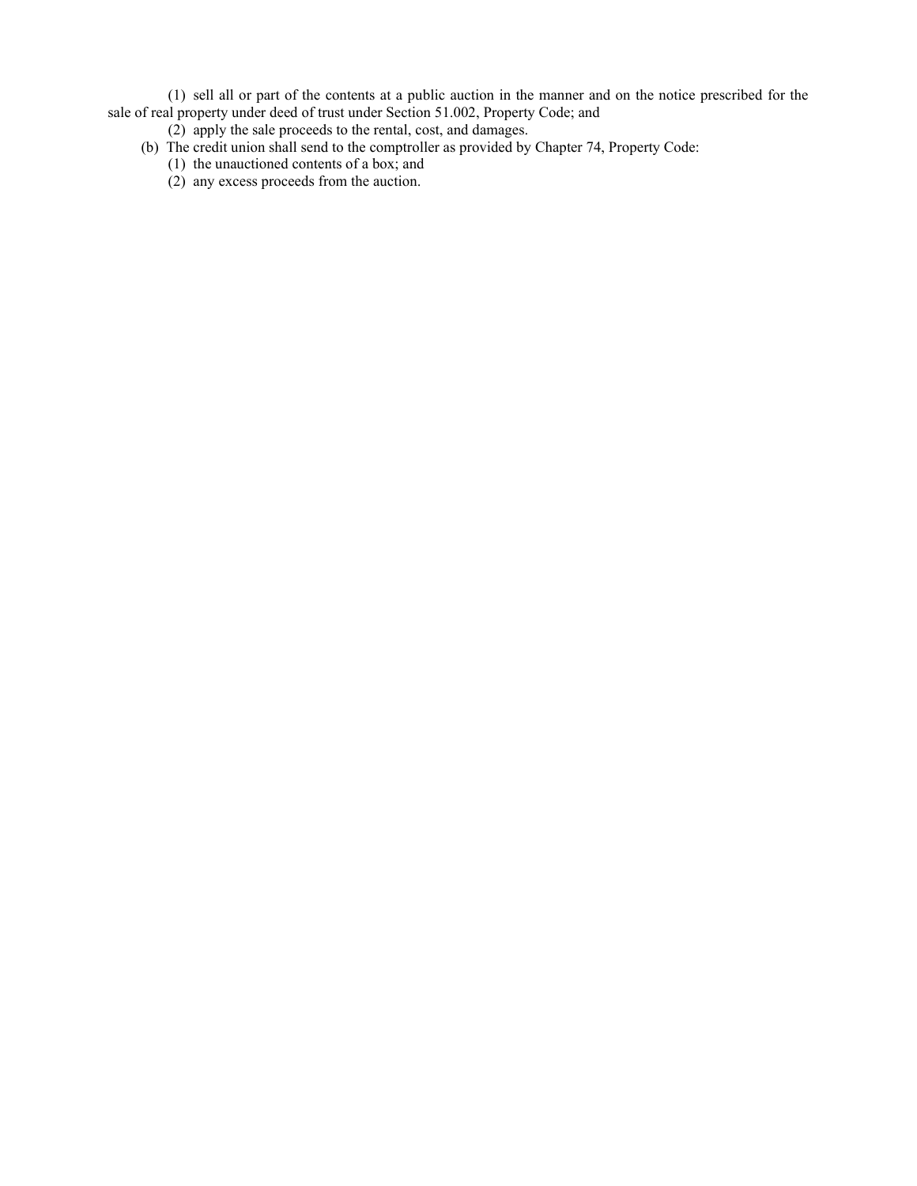(1) sell all or part of the contents at a public auction in the manner and on the notice prescribed for the sale of real property under deed of trust under Section 51.002, Property Code; and

(2) apply the sale proceeds to the rental, cost, and damages.

(b) The credit union shall send to the comptroller as provided by Chapter 74, Property Code:

(1) the unauctioned contents of a box; and

(2) any excess proceeds from the auction.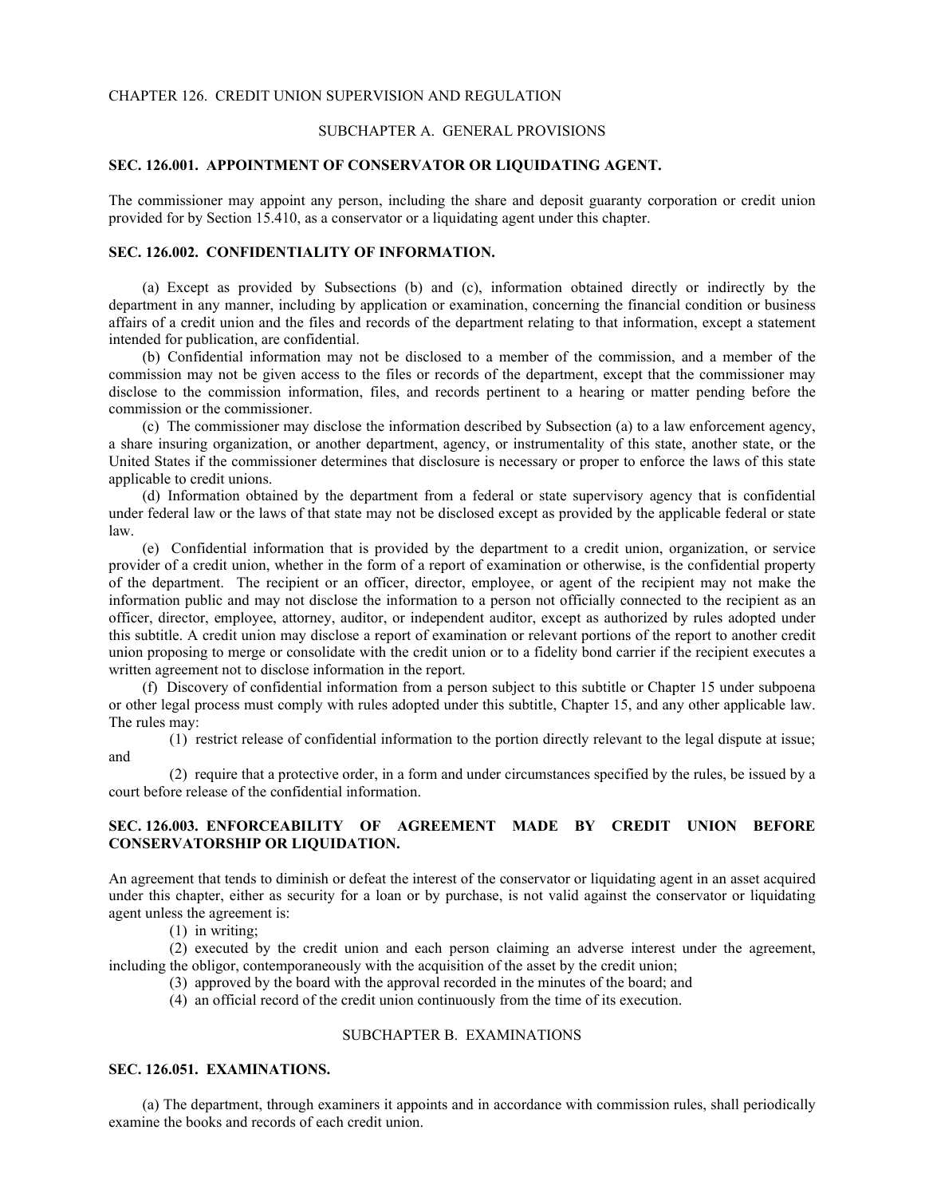CHAPTER 126. CREDIT UNION SUPERVISION AND REGULATION

SUBCHAPTER A. GENERAL PROVISIONS

**SEC. 126.001. APPOINTMENT OF CONSERVATOR OR LIQUIDATING AGENT.**

The commissioner may appoint any person, including the share and deposit guaranty corporation or credit union provided for by Section 15.410, as a conservator or a liquidating agent under this chapter.

**SEC. 126.002. CONFIDENTIALITY OF INFORMATION.**

(a) Except as provided by Subsections (b) and (c), information obtained directly or indirectly by the department in any manner, including by application or examination, concerning the financial condition or business affairs of a credit union and the files and records of the department relating to that information, except a statement intended for publication, are confidential.

(b) Confidential information may not be disclosed to a member of the commission, and a member of the commission may not be given access to the files or records of the department, except that the commissioner may disclose to the commission information, files, and records pertinent to a hearing or matter pending before the commission or the commissioner.

(c) The commissioner may disclose the information described by Subsection (a) to a law enforcement agency, a share insuring organization, or another department, agency, or instrumentality of this state, another state, or the United States if the commissioner determines that disclosure is necessary or proper to enforce the laws of this state applicable to credit unions.

(d) Information obtained by the department from a federal or state supervisory agency that is confidential under federal law or the laws of that state may not be disclosed except as provided by the applicable federal or state law.

(e) Confidential information that is provided by the department to a credit union, organization, or service provider of a credit union, whether in the form of a report of examination or otherwise, is the confidential property of the department. The recipient or an officer, director, employee, or agent of the recipient may not make the information public and may not disclose the information to a person not officially connected to the recipient as an officer, director, employee, attorney, auditor, or independent auditor, except as authorized by rules adopted under this subtitle. A credit union may disclose a report of examination or relevant portions of the report to another credit union proposing to merge or consolidate with the credit union or to a fidelity bond carrier if the recipient executes a written agreement not to disclose information in the report.

(f) Discovery of confidential information from a person subject to this subtitle or Chapter 15 under subpoena or other legal process must comply with rules adopted under this subtitle, Chapter 15, and any other applicable law. The rules may:

(1) restrict release of confidential information to the portion directly relevant to the legal dispute at issue; and

(2) require that a protective order, in a form and under circumstances specified by the rules, be issued by a court before release of the confidential information.

**SEC. 126.003. ENFORCEABILITY OF AGREEMENT MADE BY CREDIT UNION BEFORE CONSERVATORSHIP OR LIQUIDATION.**

An agreement that tends to diminish or defeat the interest of the conservator or liquidating agent in an asset acquired under this chapter, either as security for a loan or by purchase, is not valid against the conservator or liquidating agent unless the agreement is:

(1) in writing;

(2) executed by the credit union and each person claiming an adverse interest under the agreement, including the obligor, contemporaneously with the acquisition of the asset by the credit union;

(3) approved by the board with the approval recorded in the minutes of the board; and

(4) an official record of the credit union continuously from the time of its execution.

SUBCHAPTER B. EXAMINATIONS

**SEC. 126.051. EXAMINATIONS.**

(a) The department, through examiners it appoints and in accordance with commission rules, shall periodically examine the books and records of each credit union.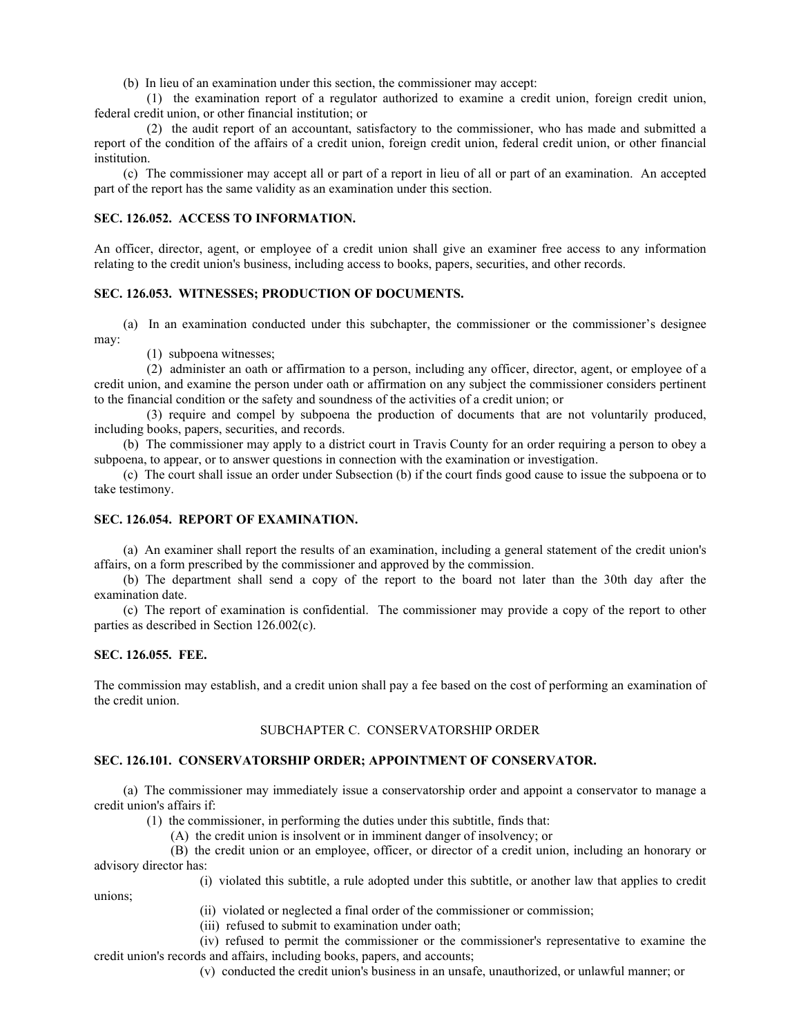(b) In lieu of an examination under this section, the commissioner may accept:

(1) the examination report of a regulator authorized to examine a credit union, foreign credit union, federal credit union, or other financial institution; or

(2) the audit report of an accountant, satisfactory to the commissioner, who has made and submitted a report of the condition of the affairs of a credit union, foreign credit union, federal credit union, or other financial institution.

(c) The commissioner may accept all or part of a report in lieu of all or part of an examination. An accepted part of the report has the same validity as an examination under this section.

**SEC. 126.052. ACCESS TO INFORMATION.**

An officer, director, agent, or employee of a credit union shall give an examiner free access to any information relating to the credit union's business, including access to books, papers, securities, and other records.

**SEC. 126.053. WITNESSES; PRODUCTION OF DOCUMENTS.**

(a) In an examination conducted under this subchapter, the commissioner or the commissioner's designee may:

(1) subpoena witnesses;

(2) administer an oath or affirmation to a person, including any officer, director, agent, or employee of a credit union, and examine the person under oath or affirmation on any subject the commissioner considers pertinent to the financial condition or the safety and soundness of the activities of a credit union; or

(3) require and compel by subpoena the production of documents that are not voluntarily produced, including books, papers, securities, and records.

(b) The commissioner may apply to a district court in Travis County for an order requiring a person to obey a subpoena, to appear, or to answer questions in connection with the examination or investigation.

(c) The court shall issue an order under Subsection (b) if the court finds good cause to issue the subpoena or to take testimony.

**SEC. 126.054. REPORT OF EXAMINATION.**

(a) An examiner shall report the results of an examination, including a general statement of the credit union's affairs, on a form prescribed by the commissioner and approved by the commission.

(b) The department shall send a copy of the report to the board not later than the 30th day after the examination date.

(c) The report of examination is confidential. The commissioner may provide a copy of the report to other parties as described in Section 126.002(c).

**SEC. 126.055. FEE.**

The commission may establish, and a credit union shall pay a fee based on the cost of performing an examination of the credit union.

SUBCHAPTER C. CONSERVATORSHIP ORDER

**SEC. 126.101. CONSERVATORSHIP ORDER; APPOINTMENT OF CONSERVATOR.**

(a) The commissioner may immediately issue a conservatorship order and appoint a conservator to manage a credit union's affairs if:

(1) the commissioner, in performing the duties under this subtitle, finds that:

(A) the credit union is insolvent or in imminent danger of insolvency; or

(B) the credit union or an employee, officer, or director of a credit union, including an honorary or advisory director has:

(i) violated this subtitle, a rule adopted under this subtitle, or another law that applies to credit unions;

(ii) violated or neglected a final order of the commissioner or commission;

(iii) refused to submit to examination under oath;

(iv) refused to permit the commissioner or the commissioner's representative to examine the credit union's records and affairs, including books, papers, and accounts;

(v) conducted the credit union's business in an unsafe, unauthorized, or unlawful manner; or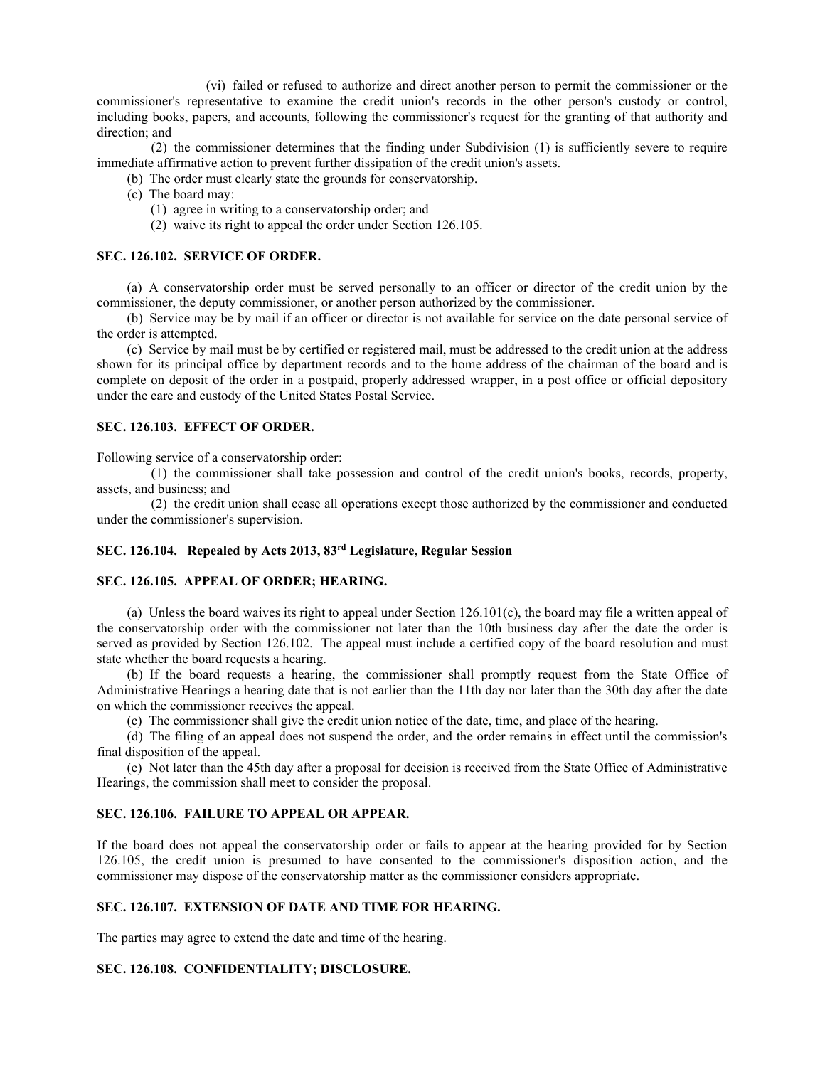(vi) failed or refused to authorize and direct another person to permit the commissioner or the commissioner's representative to examine the credit union's records in the other person's custody or control, including books, papers, and accounts, following the commissioner's request for the granting of that authority and direction; and

(2) the commissioner determines that the finding under Subdivision (1) is sufficiently severe to require immediate affirmative action to prevent further dissipation of the credit union's assets.

(b) The order must clearly state the grounds for conservatorship.

(c) The board may:

(1) agree in writing to a conservatorship order; and

(2) waive its right to appeal the order under Section 126.105.

### SEC. 126.102. SERVICE OF ORDER.

(a) A conservatorship order must be served personally to an officer or director of the credit union by the commissioner, the deputy commissioner, or another person authorized by the commissioner.

(b) Service may be by mail if an officer or director is not available for service on the date personal service of the order is attempted.

(c) Service by mail must be by certified or registered mail, must be addressed to the credit union at the address shown for its principal office by department records and to the home address of the chairman of the board and is complete on deposit of the order in a postpaid, properly addressed wrapper, in a post office or official depository under the care and custody of the United States Postal Service.

### SEC. 126.103. EFFECT OF ORDER.

Following service of a conservatorship order:

(1) the commissioner shall take possession and control of the credit union's books, records, property, assets, and business; and

(2) the credit union shall cease all operations except those authorized by the commissioner and conducted under the commissioner's supervision.

### SEC. 126.104. Repealed by Acts 2013, 83rd Legislature, Regular Session

### SEC. 126.105. APPEAL OF ORDER; HEARING.

(a) Unless the board waives its right to appeal under Section 126.101(c), the board may file a written appeal of the conservatorship order with the commissioner not later than the 10th business day after the date the order is served as provided by Section 126.102. The appeal must include a certified copy of the board resolution and must state whether the board requests a hearing.

(b) If the board requests a hearing, the commissioner shall promptly request from the State Office of Administrative Hearings a hearing date that is not earlier than the 11th day nor later than the 30th day after the date on which the commissioner receives the appeal.

(c) The commissioner shall give the credit union notice of the date, time, and place of the hearing.

(d) The filing of an appeal does not suspend the order, and the order remains in effect until the commission's final disposition of the appeal.

(e) Not later than the 45th day after a proposal for decision is received from the State Office of Administrative Hearings, the commission shall meet to consider the proposal.

### SEC. 126.106. FAILURE TO APPEAL OR APPEAR.

If the board does not appeal the conservatorship order or fails to appear at the hearing provided for by Section 126.105, the credit union is presumed to have consented to the commissioner's disposition action, and the commissioner may dispose of the conservatorship matter as the commissioner considers appropriate.

### SEC. 126.107. EXTENSION OF DATE AND TIME FOR HEARING.

The parties may agree to extend the date and time of the hearing.

### SEC. 126.108. CONFIDENTIALITY; DISCLOSURE.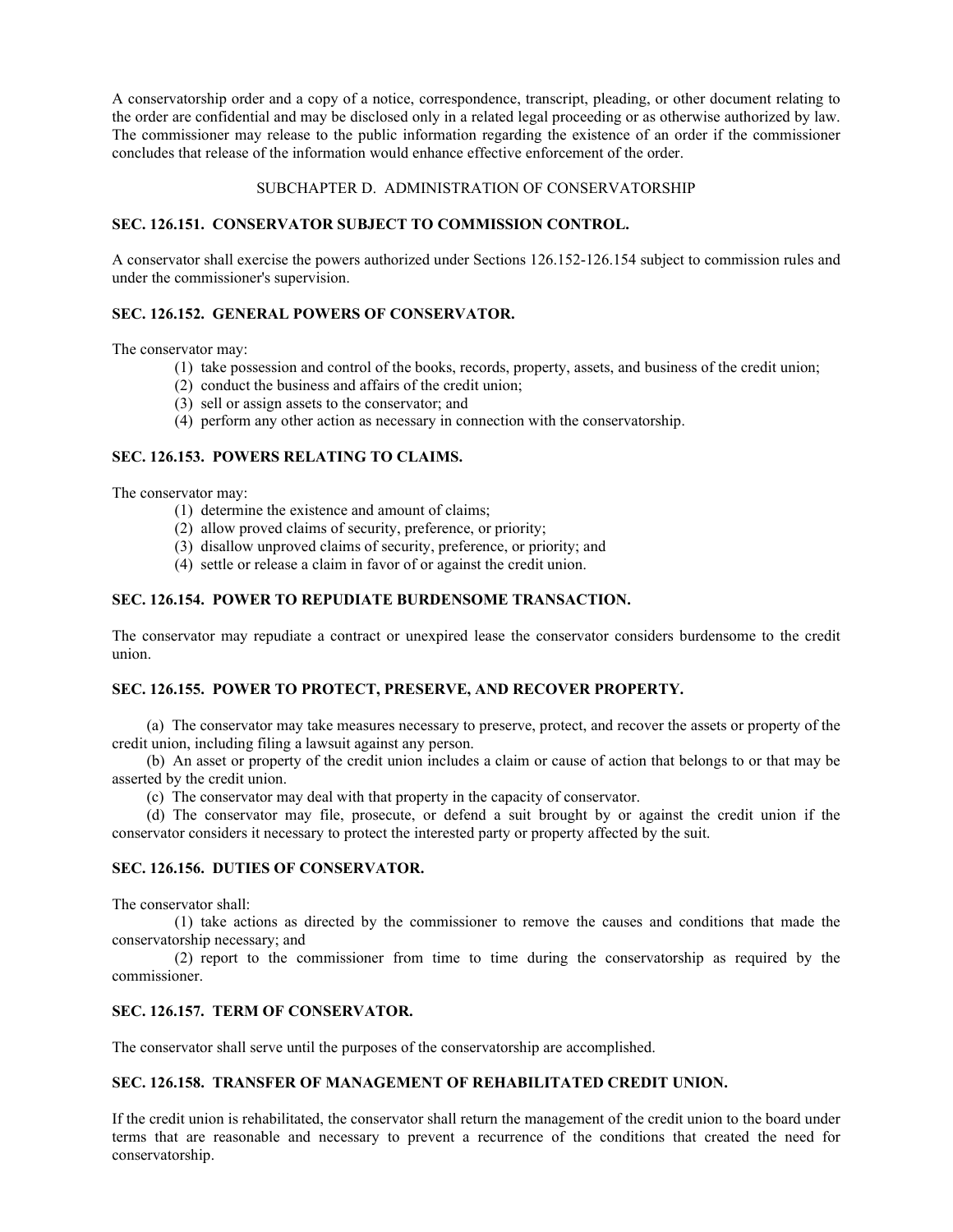A conservatorship order and a copy of a notice, correspondence, transcript, pleading, or other document relating to the order are confidential and may be disclosed only in a related legal proceeding or as otherwise authorized by law. The commissioner may release to the public information regarding the existence of an order if the commissioner concludes that release of the information would enhance effective enforcement of the order.

## SUBCHAPTER D. ADMINISTRATION OF CONSERVATORSHIP

### SEC. 126.151. CONSERVATOR SUBJECT TO COMMISSION CONTROL.

A conservator shall exercise the powers authorized under Sections 126.152-126.154 subject to commission rules and under the commissioner's supervision.

### SEC. 126.152. GENERAL POWERS OF CONSERVATOR.

The conservator may:

(1) take possession and control of the books, records, property, assets, and business of the credit union;
(2) conduct the business and affairs of the credit union;
(3) sell or assign assets to the conservator; and
(4) perform any other action as necessary in connection with the conservatorship.

### SEC. 126.153. POWERS RELATING TO CLAIMS.

The conservator may:

(1) determine the existence and amount of claims;
(2) allow proved claims of security, preference, or priority;
(3) disallow unproved claims of security, preference, or priority; and
(4) settle or release a claim in favor of or against the credit union.

### SEC. 126.154. POWER TO REPUDIATE BURDENSOME TRANSACTION.

The conservator may repudiate a contract or unexpired lease the conservator considers burdensome to the credit union.

### SEC. 126.155. POWER TO PROTECT, PRESERVE, AND RECOVER PROPERTY.

(a) The conservator may take measures necessary to preserve, protect, and recover the assets or property of the credit union, including filing a lawsuit against any person.

(b) An asset or property of the credit union includes a claim or cause of action that belongs to or that may be asserted by the credit union.

(c) The conservator may deal with that property in the capacity of conservator.

(d) The conservator may file, prosecute, or defend a suit brought by or against the credit union if the conservator considers it necessary to protect the interested party or property affected by the suit.

### SEC. 126.156. DUTIES OF CONSERVATOR.

The conservator shall:

(1) take actions as directed by the commissioner to remove the causes and conditions that made the conservatorship necessary; and

(2) report to the commissioner from time to time during the conservatorship as required by the commissioner.

### SEC. 126.157. TERM OF CONSERVATOR.

The conservator shall serve until the purposes of the conservatorship are accomplished.

### SEC. 126.158. TRANSFER OF MANAGEMENT OF REHABILITATED CREDIT UNION.

If the credit union is rehabilitated, the conservator shall return the management of the credit union to the board under terms that are reasonable and necessary to prevent a recurrence of the conditions that created the need for conservatorship.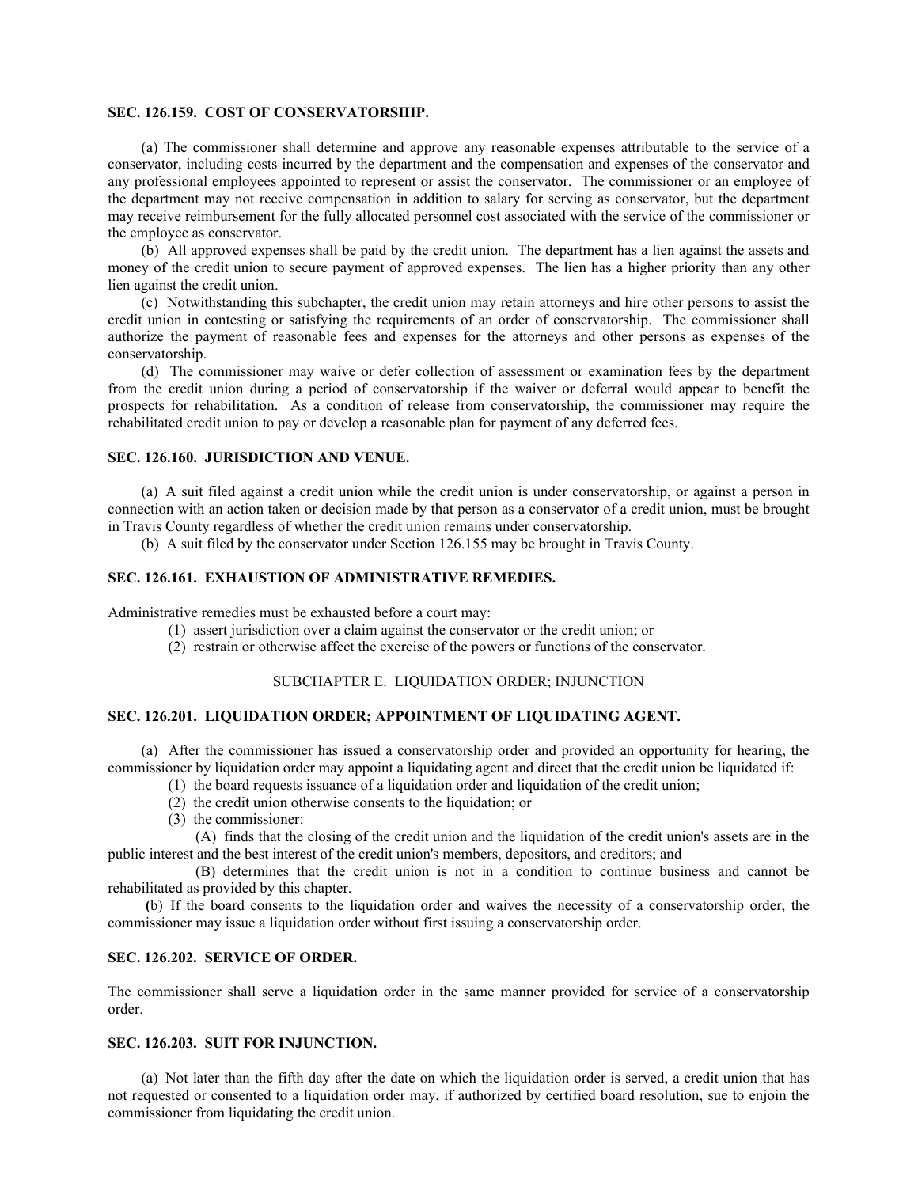**SEC. 126.159. COST OF CONSERVATORSHIP.**

(a) The commissioner shall determine and approve any reasonable expenses attributable to the service of a conservator, including costs incurred by the department and the compensation and expenses of the conservator and any professional employees appointed to represent or assist the conservator. The commissioner or an employee of the department may not receive compensation in addition to salary for serving as conservator, but the department may receive reimbursement for the fully allocated personnel cost associated with the service of the commissioner or the employee as conservator.

(b) All approved expenses shall be paid by the credit union. The department has a lien against the assets and money of the credit union to secure payment of approved expenses. The lien has a higher priority than any other lien against the credit union.

(c) Notwithstanding this subchapter, the credit union may retain attorneys and hire other persons to assist the credit union in contesting or satisfying the requirements of an order of conservatorship. The commissioner shall authorize the payment of reasonable fees and expenses for the attorneys and other persons as expenses of the conservatorship.

(d) The commissioner may waive or defer collection of assessment or examination fees by the department from the credit union during a period of conservatorship if the waiver or deferral would appear to benefit the prospects for rehabilitation. As a condition of release from conservatorship, the commissioner may require the rehabilitated credit union to pay or develop a reasonable plan for payment of any deferred fees.

**SEC. 126.160. JURISDICTION AND VENUE.**

(a) A suit filed against a credit union while the credit union is under conservatorship, or against a person in connection with an action taken or decision made by that person as a conservator of a credit union, must be brought in Travis County regardless of whether the credit union remains under conservatorship.

(b) A suit filed by the conservator under Section 126.155 may be brought in Travis County.

**SEC. 126.161. EXHAUSTION OF ADMINISTRATIVE REMEDIES.**

Administrative remedies must be exhausted before a court may:

(1) assert jurisdiction over a claim against the conservator or the credit union; or

(2) restrain or otherwise affect the exercise of the powers or functions of the conservator.

SUBCHAPTER E. LIQUIDATION ORDER; INJUNCTION

**SEC. 126.201. LIQUIDATION ORDER; APPOINTMENT OF LIQUIDATING AGENT.**

(a) After the commissioner has issued a conservatorship order and provided an opportunity for hearing, the commissioner by liquidation order may appoint a liquidating agent and direct that the credit union be liquidated if:

(1) the board requests issuance of a liquidation order and liquidation of the credit union;

(2) the credit union otherwise consents to the liquidation; or

(3) the commissioner:

(A) finds that the closing of the credit union and the liquidation of the credit union's assets are in the public interest and the best interest of the credit union's members, depositors, and creditors; and

(B) determines that the credit union is not in a condition to continue business and cannot be rehabilitated as provided by this chapter.

(b) If the board consents to the liquidation order and waives the necessity of a conservatorship order, the commissioner may issue a liquidation order without first issuing a conservatorship order.

**SEC. 126.202. SERVICE OF ORDER.**

The commissioner shall serve a liquidation order in the same manner provided for service of a conservatorship order.

**SEC. 126.203. SUIT FOR INJUNCTION.**

(a) Not later than the fifth day after the date on which the liquidation order is served, a credit union that has not requested or consented to a liquidation order may, if authorized by certified board resolution, sue to enjoin the commissioner from liquidating the credit union.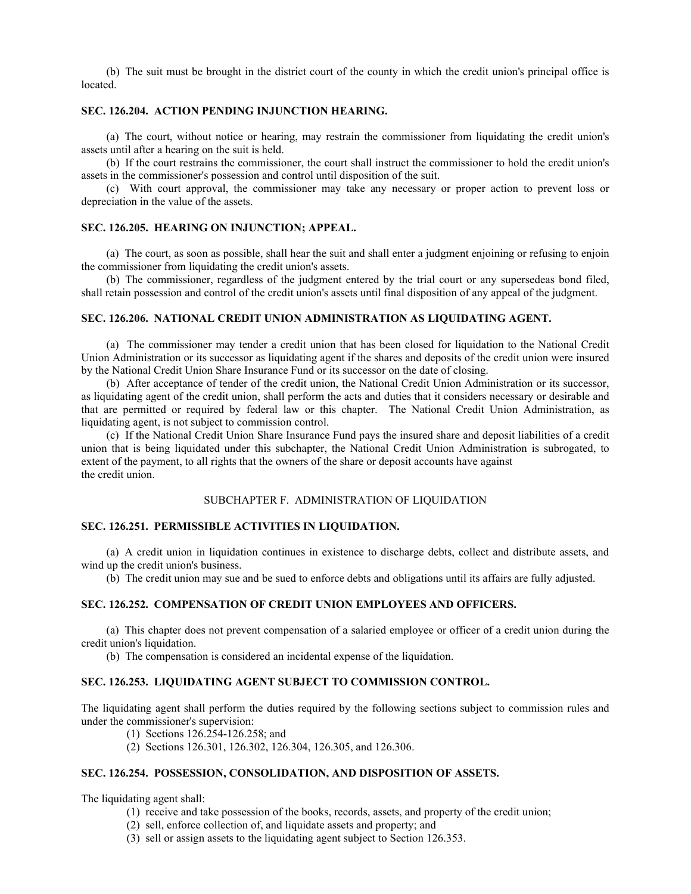(b) The suit must be brought in the district court of the county in which the credit union's principal office is located.

**SEC. 126.204. ACTION PENDING INJUNCTION HEARING.**

(a) The court, without notice or hearing, may restrain the commissioner from liquidating the credit union's assets until after a hearing on the suit is held.

(b) If the court restrains the commissioner, the court shall instruct the commissioner to hold the credit union's assets in the commissioner's possession and control until disposition of the suit.

(c) With court approval, the commissioner may take any necessary or proper action to prevent loss or depreciation in the value of the assets.

**SEC. 126.205. HEARING ON INJUNCTION; APPEAL.**

(a) The court, as soon as possible, shall hear the suit and shall enter a judgment enjoining or refusing to enjoin the commissioner from liquidating the credit union's assets.

(b) The commissioner, regardless of the judgment entered by the trial court or any supersedeas bond filed, shall retain possession and control of the credit union's assets until final disposition of any appeal of the judgment.

**SEC. 126.206. NATIONAL CREDIT UNION ADMINISTRATION AS LIQUIDATING AGENT.**

(a) The commissioner may tender a credit union that has been closed for liquidation to the National Credit Union Administration or its successor as liquidating agent if the shares and deposits of the credit union were insured by the National Credit Union Share Insurance Fund or its successor on the date of closing.

(b) After acceptance of tender of the credit union, the National Credit Union Administration or its successor, as liquidating agent of the credit union, shall perform the acts and duties that it considers necessary or desirable and that are permitted or required by federal law or this chapter. The National Credit Union Administration, as liquidating agent, is not subject to commission control.

(c) If the National Credit Union Share Insurance Fund pays the insured share and deposit liabilities of a credit union that is being liquidated under this subchapter, the National Credit Union Administration is subrogated, to extent of the payment, to all rights that the owners of the share or deposit accounts have against the credit union.

SUBCHAPTER F. ADMINISTRATION OF LIQUIDATION

**SEC. 126.251. PERMISSIBLE ACTIVITIES IN LIQUIDATION.**

(a) A credit union in liquidation continues in existence to discharge debts, collect and distribute assets, and wind up the credit union's business.

(b) The credit union may sue and be sued to enforce debts and obligations until its affairs are fully adjusted.

**SEC. 126.252. COMPENSATION OF CREDIT UNION EMPLOYEES AND OFFICERS.**

(a) This chapter does not prevent compensation of a salaried employee or officer of a credit union during the credit union's liquidation.

(b) The compensation is considered an incidental expense of the liquidation.

**SEC. 126.253. LIQUIDATING AGENT SUBJECT TO COMMISSION CONTROL.**

The liquidating agent shall perform the duties required by the following sections subject to commission rules and under the commissioner's supervision:

(1) Sections 126.254-126.258; and

(2) Sections 126.301, 126.302, 126.304, 126.305, and 126.306.

**SEC. 126.254. POSSESSION, CONSOLIDATION, AND DISPOSITION OF ASSETS.**

The liquidating agent shall:

(1) receive and take possession of the books, records, assets, and property of the credit union;

(2) sell, enforce collection of, and liquidate assets and property; and

(3) sell or assign assets to the liquidating agent subject to Section 126.353.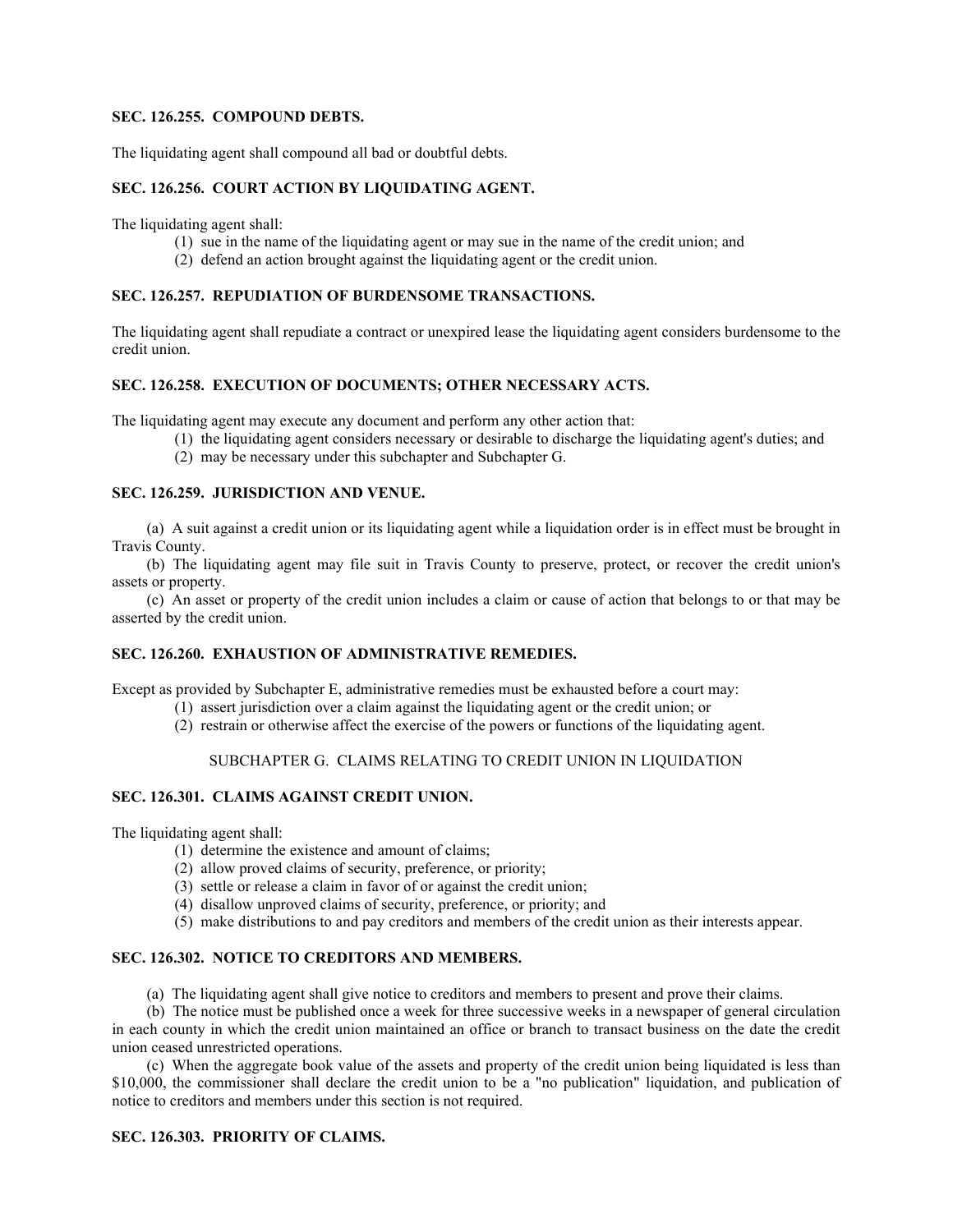**SEC. 126.255. COMPOUND DEBTS.**

The liquidating agent shall compound all bad or doubtful debts.

**SEC. 126.256. COURT ACTION BY LIQUIDATING AGENT.**

The liquidating agent shall:

(1) sue in the name of the liquidating agent or may sue in the name of the credit union; and

(2) defend an action brought against the liquidating agent or the credit union.

**SEC. 126.257. REPUDIATION OF BURDENSOME TRANSACTIONS.**

The liquidating agent shall repudiate a contract or unexpired lease the liquidating agent considers burdensome to the credit union.

**SEC. 126.258. EXECUTION OF DOCUMENTS; OTHER NECESSARY ACTS.**

The liquidating agent may execute any document and perform any other action that:

(1) the liquidating agent considers necessary or desirable to discharge the liquidating agent's duties; and

(2) may be necessary under this subchapter and Subchapter G.

**SEC. 126.259. JURISDICTION AND VENUE.**

(a) A suit against a credit union or its liquidating agent while a liquidation order is in effect must be brought in Travis County.

(b) The liquidating agent may file suit in Travis County to preserve, protect, or recover the credit union's assets or property.

(c) An asset or property of the credit union includes a claim or cause of action that belongs to or that may be asserted by the credit union.

**SEC. 126.260. EXHAUSTION OF ADMINISTRATIVE REMEDIES.**

Except as provided by Subchapter E, administrative remedies must be exhausted before a court may:

(1) assert jurisdiction over a claim against the liquidating agent or the credit union; or

(2) restrain or otherwise affect the exercise of the powers or functions of the liquidating agent.

SUBCHAPTER G. CLAIMS RELATING TO CREDIT UNION IN LIQUIDATION

**SEC. 126.301. CLAIMS AGAINST CREDIT UNION.**

The liquidating agent shall:

(1) determine the existence and amount of claims;

(2) allow proved claims of security, preference, or priority;

(3) settle or release a claim in favor of or against the credit union;

(4) disallow unproved claims of security, preference, or priority; and

(5) make distributions to and pay creditors and members of the credit union as their interests appear.

**SEC. 126.302. NOTICE TO CREDITORS AND MEMBERS.**

(a) The liquidating agent shall give notice to creditors and members to present and prove their claims.

(b) The notice must be published once a week for three successive weeks in a newspaper of general circulation in each county in which the credit union maintained an office or branch to transact business on the date the credit union ceased unrestricted operations.

(c) When the aggregate book value of the assets and property of the credit union being liquidated is less than $10,000, the commissioner shall declare the credit union to be a "no publication" liquidation, and publication of notice to creditors and members under this section is not required.

**SEC. 126.303. PRIORITY OF CLAIMS.**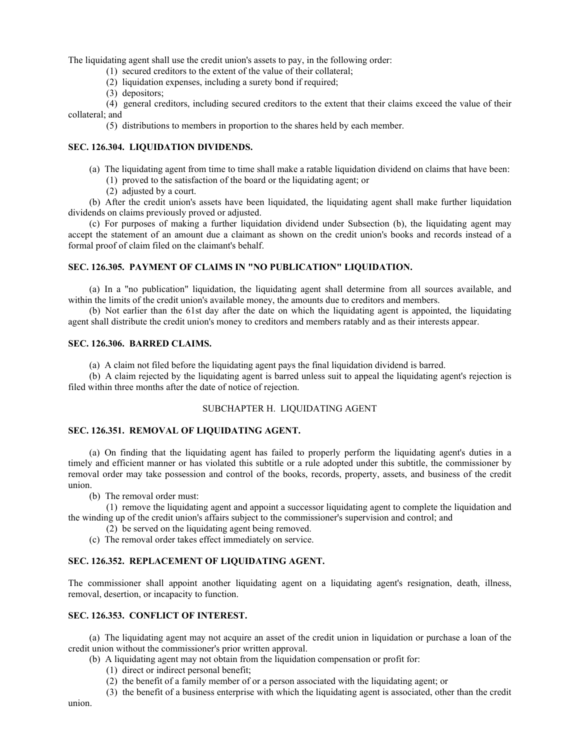The liquidating agent shall use the credit union's assets to pay, in the following order:

(1) secured creditors to the extent of the value of their collateral;

(2) liquidation expenses, including a surety bond if required;

(3) depositors;

(4) general creditors, including secured creditors to the extent that their claims exceed the value of their collateral; and

(5) distributions to members in proportion to the shares held by each member.

**SEC. 126.304. LIQUIDATION DIVIDENDS.**

(a) The liquidating agent from time to time shall make a ratable liquidation dividend on claims that have been:

(1) proved to the satisfaction of the board or the liquidating agent; or

(2) adjusted by a court.

(b) After the credit union's assets have been liquidated, the liquidating agent shall make further liquidation dividends on claims previously proved or adjusted.

(c) For purposes of making a further liquidation dividend under Subsection (b), the liquidating agent may accept the statement of an amount due a claimant as shown on the credit union's books and records instead of a formal proof of claim filed on the claimant's behalf.

**SEC. 126.305. PAYMENT OF CLAIMS IN "NO PUBLICATION" LIQUIDATION.**

(a) In a "no publication" liquidation, the liquidating agent shall determine from all sources available, and within the limits of the credit union's available money, the amounts due to creditors and members.

(b) Not earlier than the 61st day after the date on which the liquidating agent is appointed, the liquidating agent shall distribute the credit union's money to creditors and members ratably and as their interests appear.

**SEC. 126.306. BARRED CLAIMS.**

(a) A claim not filed before the liquidating agent pays the final liquidation dividend is barred.

(b) A claim rejected by the liquidating agent is barred unless suit to appeal the liquidating agent's rejection is filed within three months after the date of notice of rejection.

SUBCHAPTER H. LIQUIDATING AGENT

**SEC. 126.351. REMOVAL OF LIQUIDATING AGENT.**

(a) On finding that the liquidating agent has failed to properly perform the liquidating agent's duties in a timely and efficient manner or has violated this subtitle or a rule adopted under this subtitle, the commissioner by removal order may take possession and control of the books, records, property, assets, and business of the credit union.

(b) The removal order must:

(1) remove the liquidating agent and appoint a successor liquidating agent to complete the liquidation and the winding up of the credit union's affairs subject to the commissioner's supervision and control; and

(2) be served on the liquidating agent being removed.

(c) The removal order takes effect immediately on service.

**SEC. 126.352. REPLACEMENT OF LIQUIDATING AGENT.**

The commissioner shall appoint another liquidating agent on a liquidating agent's resignation, death, illness, removal, desertion, or incapacity to function.

**SEC. 126.353. CONFLICT OF INTEREST.**

(a) The liquidating agent may not acquire an asset of the credit union in liquidation or purchase a loan of the credit union without the commissioner's prior written approval.

(b) A liquidating agent may not obtain from the liquidation compensation or profit for:

(1) direct or indirect personal benefit;

(2) the benefit of a family member of or a person associated with the liquidating agent; or

(3) the benefit of a business enterprise with which the liquidating agent is associated, other than the credit union.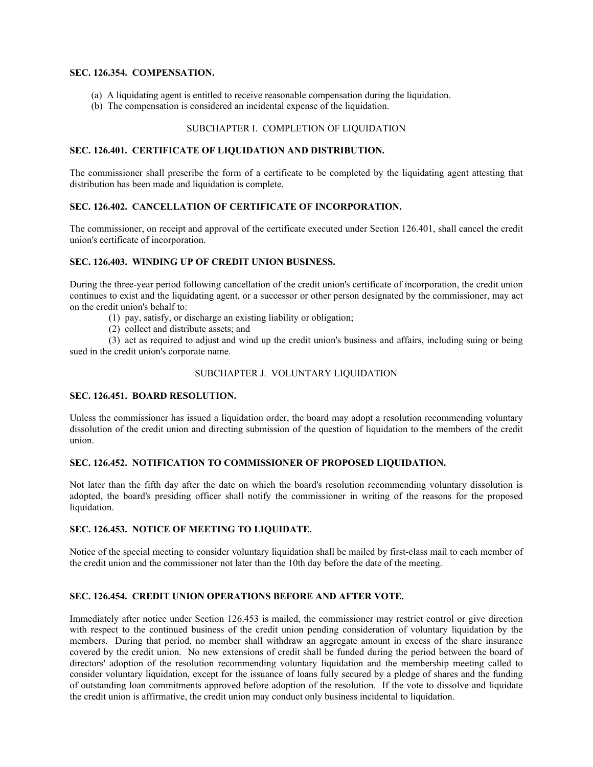### SEC. 126.354. COMPENSATION.

(a) A liquidating agent is entitled to receive reasonable compensation during the liquidation.
(b) The compensation is considered an incidental expense of the liquidation.

## SUBCHAPTER I. COMPLETION OF LIQUIDATION

### SEC. 126.401. CERTIFICATE OF LIQUIDATION AND DISTRIBUTION.

The commissioner shall prescribe the form of a certificate to be completed by the liquidating agent attesting that distribution has been made and liquidation is complete.

### SEC. 126.402. CANCELLATION OF CERTIFICATE OF INCORPORATION.

The commissioner, on receipt and approval of the certificate executed under Section 126.401, shall cancel the credit union's certificate of incorporation.

### SEC. 126.403. WINDING UP OF CREDIT UNION BUSINESS.

During the three-year period following cancellation of the credit union's certificate of incorporation, the credit union continues to exist and the liquidating agent, or a successor or other person designated by the commissioner, may act on the credit union's behalf to:

(1) pay, satisfy, or discharge an existing liability or obligation;
(2) collect and distribute assets; and
(3) act as required to adjust and wind up the credit union's business and affairs, including suing or being sued in the credit union's corporate name.

## SUBCHAPTER J. VOLUNTARY LIQUIDATION

### SEC. 126.451. BOARD RESOLUTION.

Unless the commissioner has issued a liquidation order, the board may adopt a resolution recommending voluntary dissolution of the credit union and directing submission of the question of liquidation to the members of the credit union.

### SEC. 126.452. NOTIFICATION TO COMMISSIONER OF PROPOSED LIQUIDATION.

Not later than the fifth day after the date on which the board's resolution recommending voluntary dissolution is adopted, the board's presiding officer shall notify the commissioner in writing of the reasons for the proposed liquidation.

### SEC. 126.453. NOTICE OF MEETING TO LIQUIDATE.

Notice of the special meeting to consider voluntary liquidation shall be mailed by first-class mail to each member of the credit union and the commissioner not later than the 10th day before the date of the meeting.

### SEC. 126.454. CREDIT UNION OPERATIONS BEFORE AND AFTER VOTE.

Immediately after notice under Section 126.453 is mailed, the commissioner may restrict control or give direction with respect to the continued business of the credit union pending consideration of voluntary liquidation by the members. During that period, no member shall withdraw an aggregate amount in excess of the share insurance covered by the credit union. No new extensions of credit shall be funded during the period between the board of directors' adoption of the resolution recommending voluntary liquidation and the membership meeting called to consider voluntary liquidation, except for the issuance of loans fully secured by a pledge of shares and the funding of outstanding loan commitments approved before adoption of the resolution. If the vote to dissolve and liquidate the credit union is affirmative, the credit union may conduct only business incidental to liquidation.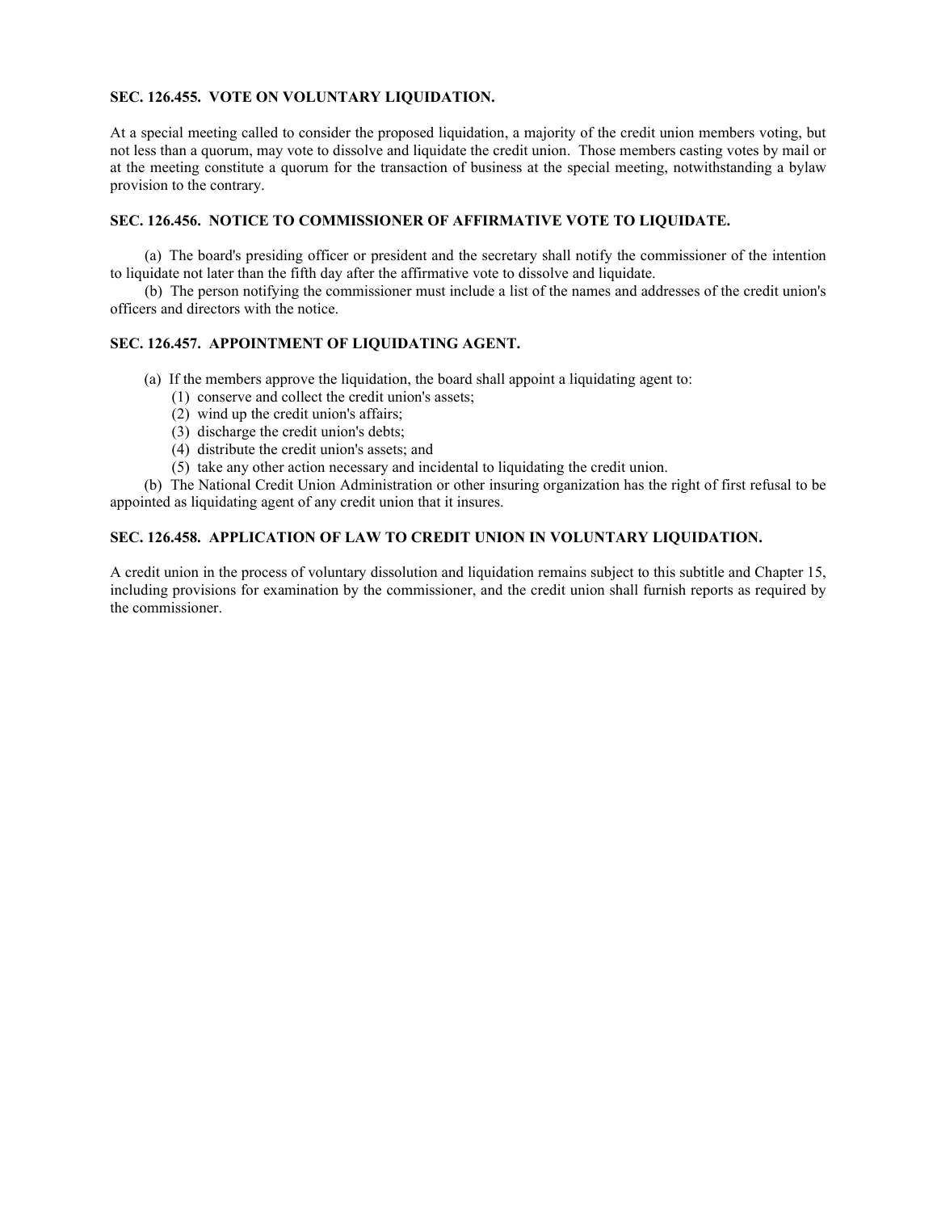**SEC. 126.455. VOTE ON VOLUNTARY LIQUIDATION.**

At a special meeting called to consider the proposed liquidation, a majority of the credit union members voting, but not less than a quorum, may vote to dissolve and liquidate the credit union. Those members casting votes by mail or at the meeting constitute a quorum for the transaction of business at the special meeting, notwithstanding a bylaw provision to the contrary.

**SEC. 126.456. NOTICE TO COMMISSIONER OF AFFIRMATIVE VOTE TO LIQUIDATE.**

(a) The board's presiding officer or president and the secretary shall notify the commissioner of the intention to liquidate not later than the fifth day after the affirmative vote to dissolve and liquidate.

(b) The person notifying the commissioner must include a list of the names and addresses of the credit union's officers and directors with the notice.

**SEC. 126.457. APPOINTMENT OF LIQUIDATING AGENT.**

(a) If the members approve the liquidation, the board shall appoint a liquidating agent to:

(1) conserve and collect the credit union's assets;

(2) wind up the credit union's affairs;

(3) discharge the credit union's debts;

(4) distribute the credit union's assets; and

(5) take any other action necessary and incidental to liquidating the credit union.

(b) The National Credit Union Administration or other insuring organization has the right of first refusal to be appointed as liquidating agent of any credit union that it insures.

**SEC. 126.458. APPLICATION OF LAW TO CREDIT UNION IN VOLUNTARY LIQUIDATION.**

A credit union in the process of voluntary dissolution and liquidation remains subject to this subtitle and Chapter 15, including provisions for examination by the commissioner, and the credit union shall furnish reports as required by the commissioner.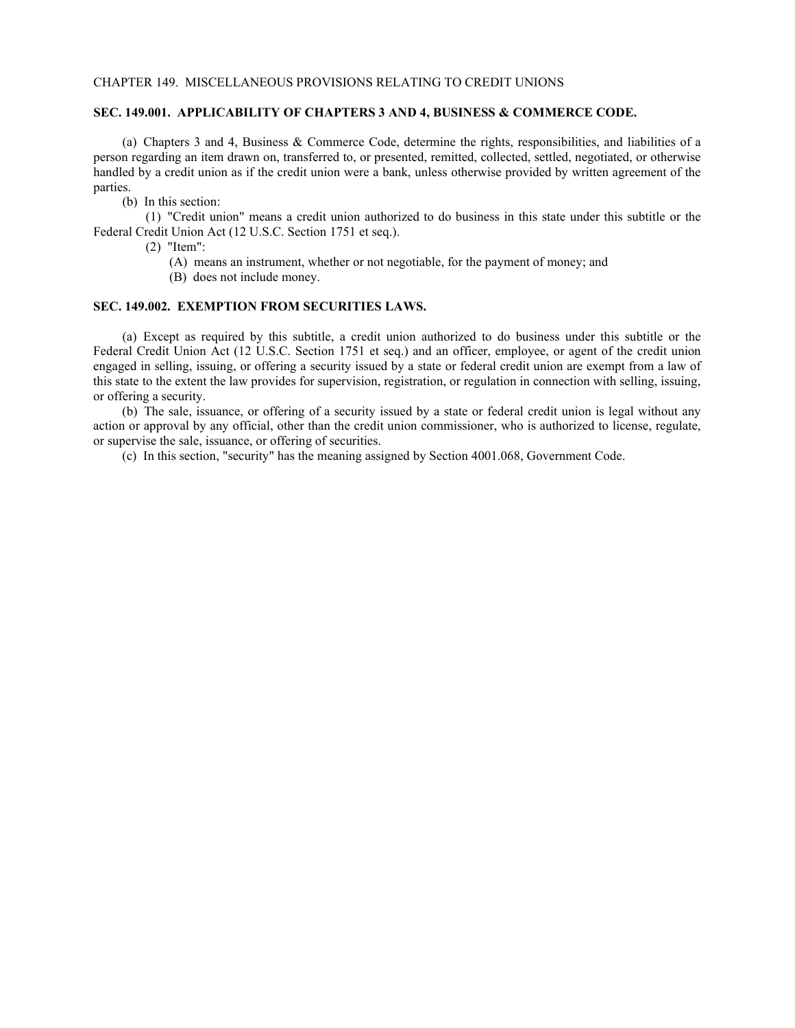CHAPTER 149. MISCELLANEOUS PROVISIONS RELATING TO CREDIT UNIONS

**SEC. 149.001. APPLICABILITY OF CHAPTERS 3 AND 4, BUSINESS & COMMERCE CODE.**

(a) Chapters 3 and 4, Business & Commerce Code, determine the rights, responsibilities, and liabilities of a person regarding an item drawn on, transferred to, or presented, remitted, collected, settled, negotiated, or otherwise handled by a credit union as if the credit union were a bank, unless otherwise provided by written agreement of the parties.

(b) In this section:

(1) "Credit union" means a credit union authorized to do business in this state under this subtitle or the Federal Credit Union Act (12 U.S.C. Section 1751 et seq.).

(2) "Item":

(A) means an instrument, whether or not negotiable, for the payment of money; and

(B) does not include money.

**SEC. 149.002. EXEMPTION FROM SECURITIES LAWS.**

(a) Except as required by this subtitle, a credit union authorized to do business under this subtitle or the Federal Credit Union Act (12 U.S.C. Section 1751 et seq.) and an officer, employee, or agent of the credit union engaged in selling, issuing, or offering a security issued by a state or federal credit union are exempt from a law of this state to the extent the law provides for supervision, registration, or regulation in connection with selling, issuing, or offering a security.

(b) The sale, issuance, or offering of a security issued by a state or federal credit union is legal without any action or approval by any official, other than the credit union commissioner, who is authorized to license, regulate, or supervise the sale, issuance, or offering of securities.

(c) In this section, "security" has the meaning assigned by Section 4001.068, Government Code.